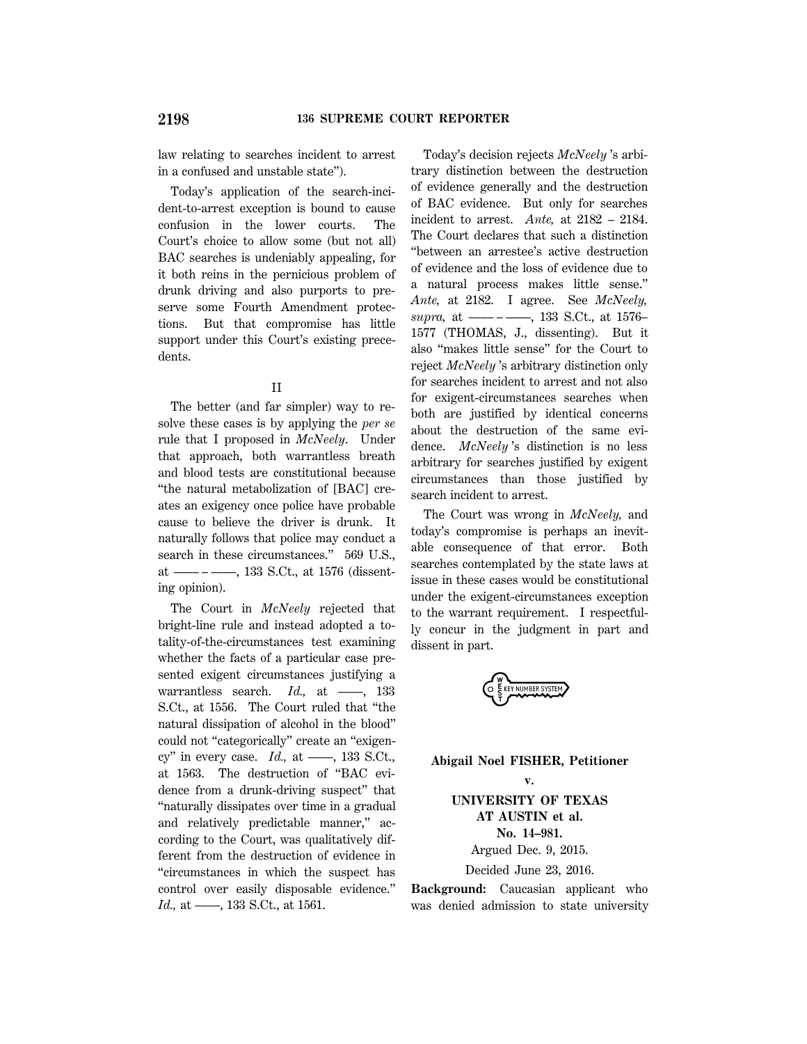law relating to searches incident to arrest in a confused and unstable state").

Today's application of the search-incident-to-arrest exception is bound to cause confusion in the lower courts. The Court's choice to allow some (but not all) BAC searches is undeniably appealing, for it both reins in the pernicious problem of drunk driving and also purports to preserve some Fourth Amendment protections. But that compromise has little support under this Court's existing precedents.

II

The better (and far simpler) way to resolve these cases is by applying the *per se* rule that I proposed in *McNeely*. Under that approach, both warrantless breath and blood tests are constitutional because "the natural metabolization of [BAC] creates an exigency once police have probable cause to believe the driver is drunk. It naturally follows that police may conduct a search in these circumstances." 569 U.S., at ––––, 133 S.Ct., at 1576 (dissenting opinion).

The Court in *McNeely* rejected that bright-line rule and instead adopted a totality-of-the-circumstances test examining whether the facts of a particular case presented exigent circumstances justifying a warrantless search. *Id.,* at ––––, 133 S.Ct., at 1556. The Court ruled that "the natural dissipation of alcohol in the blood" could not "categorically" create an "exigency" in every case. *Id.,* at ––––, 133 S.Ct., at 1563. The destruction of "BAC evidence from a drunk-driving suspect" that "naturally dissipates over time in a gradual and relatively predictable manner," according to the Court, was qualitatively different from the destruction of evidence in "circumstances in which the suspect has control over easily disposable evidence." *Id.,* at ––––, 133 S.Ct., at 1561.

Today's decision rejects *McNeely* 's arbitrary distinction between the destruction of evidence generally and the destruction of BAC evidence. But only for searches incident to arrest. *Ante,* at 2182 – 2184. The Court declares that such a distinction "between an arrestee's active destruction of evidence and the loss of evidence due to a natural process makes little sense." *Ante,* at 2182. I agree. See *McNeely, supra,* at ––––, 133 S.Ct., at 1576–1577 (THOMAS, J., dissenting). But it also "makes little sense" for the Court to reject *McNeely* 's arbitrary distinction only for searches incident to arrest and not also for exigent-circumstances searches when both are justified by identical concerns about the destruction of the same evidence. *McNeely* 's distinction is no less arbitrary for searches justified by exigent circumstances than those justified by search incident to arrest.

The Court was wrong in *McNeely,* and today's compromise is perhaps an inevitable consequence of that error. Both searches contemplated by the state laws at issue in these cases would be constitutional under the exigent-circumstances exception to the warrant requirement. I respectfully concur in the judgment in part and dissent in part.

**Abigail Noel FISHER, Petitioner**

**v.**

**UNIVERSITY OF TEXAS AT AUSTIN et al.**

**No. 14–981.**

Argued Dec. 9, 2015.

Decided June 23, 2016.

**Background:** Caucasian applicant who was denied admission to state university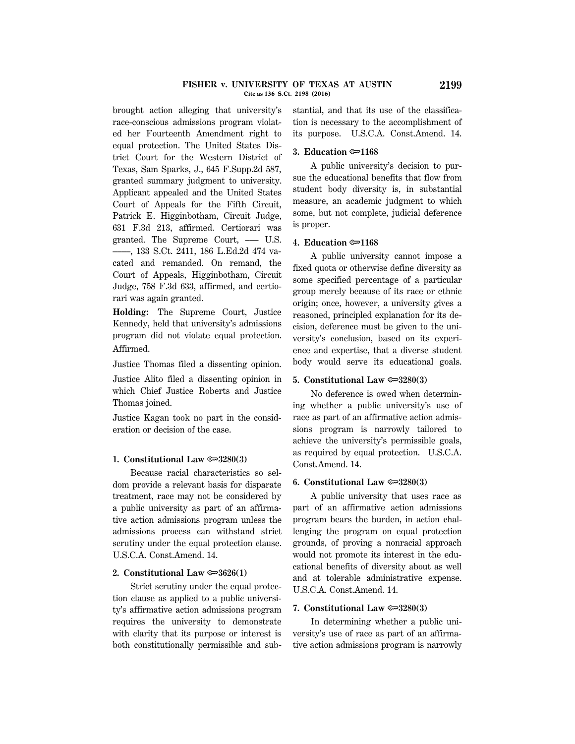brought action alleging that university's race-conscious admissions program violated her Fourteenth Amendment right to equal protection. The United States District Court for the Western District of Texas, Sam Sparks, J., 645 F.Supp.2d 587, granted summary judgment to university. Applicant appealed and the United States Court of Appeals for the Fifth Circuit, Patrick E. Higginbotham, Circuit Judge, 631 F.3d 213, affirmed. Certiorari was granted. The Supreme Court, ––– U.S. ––––, 133 S.Ct. 2411, 186 L.Ed.2d 474 vacated and remanded. On remand, the Court of Appeals, Higginbotham, Circuit Judge, 758 F.3d 633, affirmed, and certiorari was again granted.

**Holding:** The Supreme Court, Justice Kennedy, held that university's admissions program did not violate equal protection.

Affirmed.

Justice Thomas filed a dissenting opinion.

Justice Alito filed a dissenting opinion in which Chief Justice Roberts and Justice Thomas joined.

Justice Kagan took no part in the consideration or decision of the case.

**1. Constitutional Law ⟹3280(3)**

Because racial characteristics so seldom provide a relevant basis for disparate treatment, race may not be considered by a public university as part of an affirmative action admissions program unless the admissions process can withstand strict scrutiny under the equal protection clause. U.S.C.A. Const.Amend. 14.

**2. Constitutional Law ⟹3626(1)**

Strict scrutiny under the equal protection clause as applied to a public university's affirmative action admissions program requires the university to demonstrate with clarity that its purpose or interest is both constitutionally permissible and substantial, and that its use of the classification is necessary to the accomplishment of its purpose. U.S.C.A. Const.Amend. 14.

**3. Education ⟹1168**

A public university's decision to pursue the educational benefits that flow from student body diversity is, in substantial measure, an academic judgment to which some, but not complete, judicial deference is proper.

**4. Education ⟹1168**

A public university cannot impose a fixed quota or otherwise define diversity as some specified percentage of a particular group merely because of its race or ethnic origin; once, however, a university gives a reasoned, principled explanation for its decision, deference must be given to the university's conclusion, based on its experience and expertise, that a diverse student body would serve its educational goals.

**5. Constitutional Law ⟹3280(3)**

No deference is owed when determining whether a public university's use of race as part of an affirmative action admissions program is narrowly tailored to achieve the university's permissible goals, as required by equal protection. U.S.C.A. Const.Amend. 14.

**6. Constitutional Law ⟹3280(3)**

A public university that uses race as part of an affirmative action admissions program bears the burden, in action challenging the program on equal protection grounds, of proving a nonracial approach would not promote its interest in the educational benefits of diversity about as well and at tolerable administrative expense. U.S.C.A. Const.Amend. 14.

**7. Constitutional Law ⟹3280(3)**

In determining whether a public university's use of race as part of an affirmative action admissions program is narrowly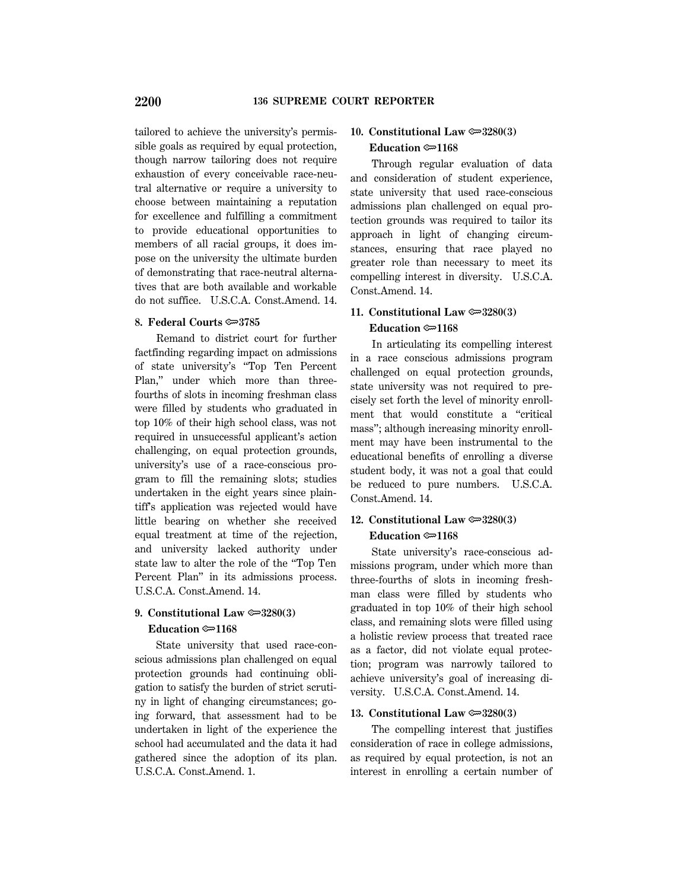tailored to achieve the university's permissible goals as required by equal protection, though narrow tailoring does not require exhaustion of every conceivable race-neutral alternative or require a university to choose between maintaining a reputation for excellence and fulfilling a commitment to provide educational opportunities to members of all racial groups, it does impose on the university the ultimate burden of demonstrating that race-neutral alternatives that are both available and workable do not suffice. U.S.C.A. Const.Amend. 14.

**8. Federal Courts ⚖3785**

Remand to district court for further factfinding regarding impact on admissions of state university's "Top Ten Percent Plan," under which more than three-fourths of slots in incoming freshman class were filled by students who graduated in top 10% of their high school class, was not required in unsuccessful applicant's action challenging, on equal protection grounds, university's use of a race-conscious program to fill the remaining slots; studies undertaken in the eight years since plaintiff's application was rejected would have little bearing on whether she received equal treatment at time of the rejection, and university lacked authority under state law to alter the role of the "Top Ten Percent Plan" in its admissions process. U.S.C.A. Const.Amend. 14.

**9. Constitutional Law ⚖3280(3)**
**Education ⚖1168**

State university that used race-conscious admissions plan challenged on equal protection grounds had continuing obligation to satisfy the burden of strict scrutiny in light of changing circumstances; going forward, that assessment had to be undertaken in light of the experience the school had accumulated and the data it had gathered since the adoption of its plan. U.S.C.A. Const.Amend. 1.

**10. Constitutional Law ⚖3280(3)**
**Education ⚖1168**

Through regular evaluation of data and consideration of student experience, state university that used race-conscious admissions plan challenged on equal protection grounds was required to tailor its approach in light of changing circumstances, ensuring that race played no greater role than necessary to meet its compelling interest in diversity. U.S.C.A. Const.Amend. 14.

**11. Constitutional Law ⚖3280(3)**
**Education ⚖1168**

In articulating its compelling interest in a race conscious admissions program challenged on equal protection grounds, state university was not required to precisely set forth the level of minority enrollment that would constitute a "critical mass"; although increasing minority enrollment may have been instrumental to the educational benefits of enrolling a diverse student body, it was not a goal that could be reduced to pure numbers. U.S.C.A. Const.Amend. 14.

**12. Constitutional Law ⚖3280(3)**
**Education ⚖1168**

State university's race-conscious admissions program, under which more than three-fourths of slots in incoming freshman class were filled by students who graduated in top 10% of their high school class, and remaining slots were filled using a holistic review process that treated race as a factor, did not violate equal protection; program was narrowly tailored to achieve university's goal of increasing diversity. U.S.C.A. Const.Amend. 14.

**13. Constitutional Law ⚖3280(3)**

The compelling interest that justifies consideration of race in college admissions, as required by equal protection, is not an interest in enrolling a certain number of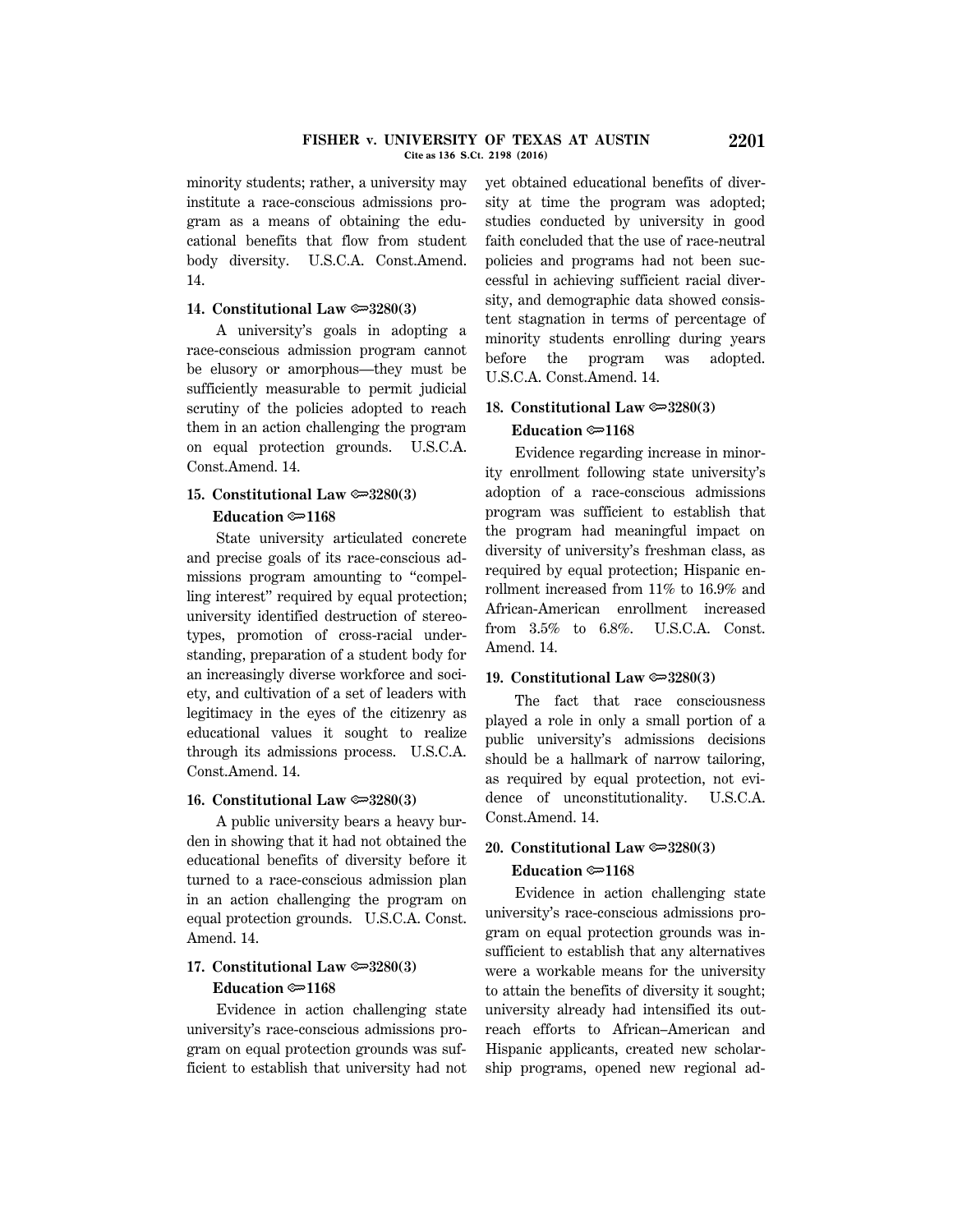minority students; rather, a university may institute a race-conscious admissions program as a means of obtaining the educational benefits that flow from student body diversity. U.S.C.A. Const.Amend. 14.

**14. Constitutional Law ⚷3280(3)**

A university's goals in adopting a race-conscious admission program cannot be elusory or amorphous—they must be sufficiently measurable to permit judicial scrutiny of the policies adopted to reach them in an action challenging the program on equal protection grounds. U.S.C.A. Const.Amend. 14.

**15. Constitutional Law ⚷3280(3)**
**Education ⚷1168**

State university articulated concrete and precise goals of its race-conscious admissions program amounting to "compelling interest" required by equal protection; university identified destruction of stereotypes, promotion of cross-racial understanding, preparation of a student body for an increasingly diverse workforce and society, and cultivation of a set of leaders with legitimacy in the eyes of the citizenry as educational values it sought to realize through its admissions process. U.S.C.A. Const.Amend. 14.

**16. Constitutional Law ⚷3280(3)**

A public university bears a heavy burden in showing that it had not obtained the educational benefits of diversity before it turned to a race-conscious admission plan in an action challenging the program on equal protection grounds. U.S.C.A. Const. Amend. 14.

**17. Constitutional Law ⚷3280(3)**
**Education ⚷1168**

Evidence in action challenging state university's race-conscious admissions program on equal protection grounds was sufficient to establish that university had not yet obtained educational benefits of diversity at time the program was adopted; studies conducted by university in good faith concluded that the use of race-neutral policies and programs had not been successful in achieving sufficient racial diversity, and demographic data showed consistent stagnation in terms of percentage of minority students enrolling during years before the program was adopted. U.S.C.A. Const.Amend. 14.

**18. Constitutional Law ⚷3280(3)**
**Education ⚷1168**

Evidence regarding increase in minority enrollment following state university's adoption of a race-conscious admissions program was sufficient to establish that the program had meaningful impact on diversity of university's freshman class, as required by equal protection; Hispanic enrollment increased from 11% to 16.9% and African-American enrollment increased from 3.5% to 6.8%. U.S.C.A. Const. Amend. 14.

**19. Constitutional Law ⚷3280(3)**

The fact that race consciousness played a role in only a small portion of a public university's admissions decisions should be a hallmark of narrow tailoring, as required by equal protection, not evidence of unconstitutionality. U.S.C.A. Const.Amend. 14.

**20. Constitutional Law ⚷3280(3)**
**Education ⚷1168**

Evidence in action challenging state university's race-conscious admissions program on equal protection grounds was insufficient to establish that any alternatives were a workable means for the university to attain the benefits of diversity it sought; university already had intensified its outreach efforts to African–American and Hispanic applicants, created new scholarship programs, opened new regional ad-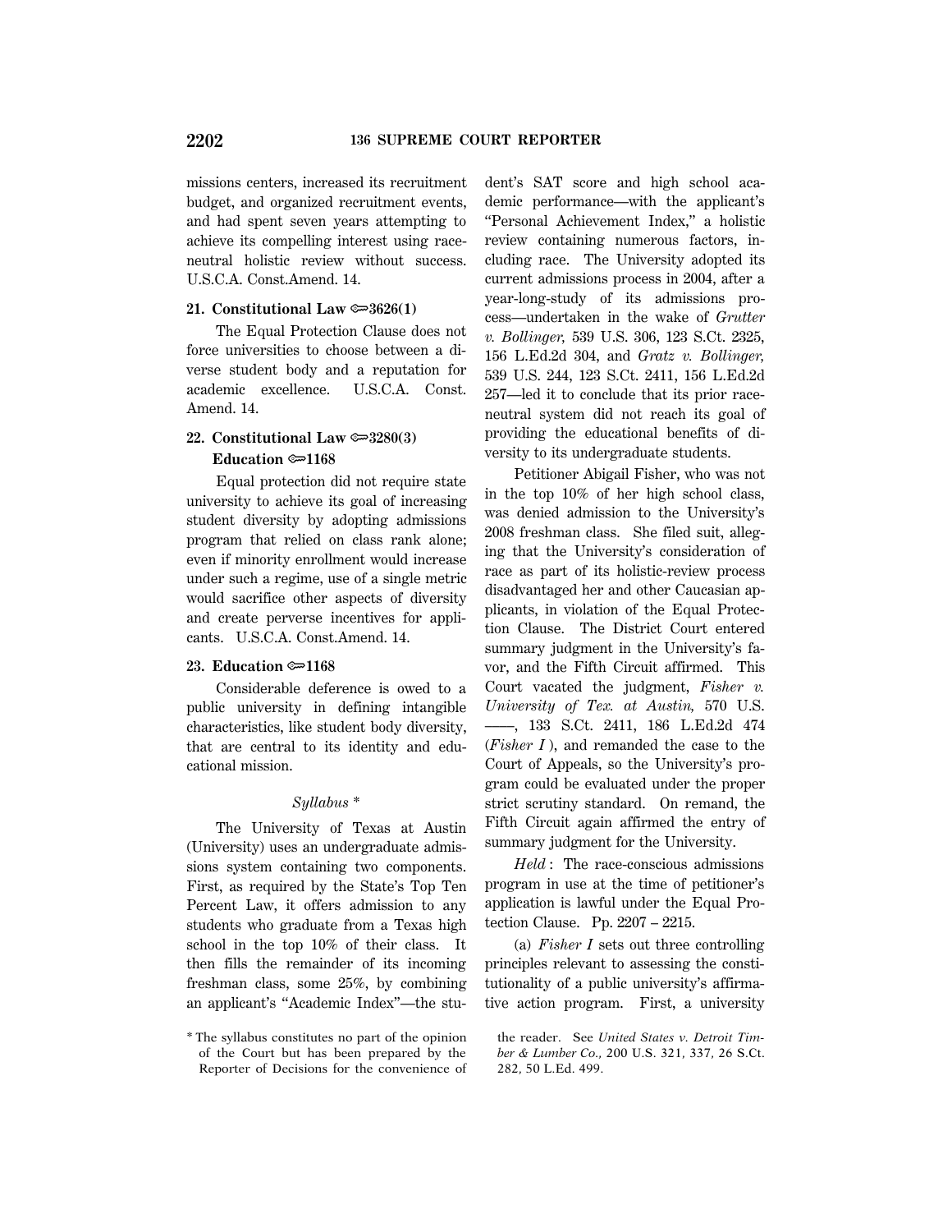missions centers, increased its recruitment budget, and organized recruitment events, and had spent seven years attempting to achieve its compelling interest using race-neutral holistic review without success. U.S.C.A. Const.Amend. 14.

**21. Constitutional Law ⇔3626(1)**

The Equal Protection Clause does not force universities to choose between a diverse student body and a reputation for academic excellence. U.S.C.A. Const. Amend. 14.

**22. Constitutional Law ⇔3280(3)**
**Education ⇔1168**

Equal protection did not require state university to achieve its goal of increasing student diversity by adopting admissions program that relied on class rank alone; even if minority enrollment would increase under such a regime, use of a single metric would sacrifice other aspects of diversity and create perverse incentives for applicants. U.S.C.A. Const.Amend. 14.

**23. Education ⇔1168**

Considerable deference is owed to a public university in defining intangible characteristics, like student body diversity, that are central to its identity and educational mission.

*Syllabus* *

The University of Texas at Austin (University) uses an undergraduate admissions system containing two components. First, as required by the State's Top Ten Percent Law, it offers admission to any students who graduate from a Texas high school in the top 10% of their class. It then fills the remainder of its incoming freshman class, some 25%, by combining an applicant's "Academic Index"—the student's SAT score and high school academic performance—with the applicant's "Personal Achievement Index," a holistic review containing numerous factors, including race. The University adopted its current admissions process in 2004, after a year-long-study of its admissions process—undertaken in the wake of *Grutter v. Bollinger,* 539 U.S. 306, 123 S.Ct. 2325, 156 L.Ed.2d 304, and *Gratz v. Bollinger,* 539 U.S. 244, 123 S.Ct. 2411, 156 L.Ed.2d 257—led it to conclude that its prior race-neutral system did not reach its goal of providing the educational benefits of diversity to its undergraduate students.

Petitioner Abigail Fisher, who was not in the top 10% of her high school class, was denied admission to the University's 2008 freshman class. She filed suit, alleging that the University's consideration of race as part of its holistic-review process disadvantaged her and other Caucasian applicants, in violation of the Equal Protection Clause. The District Court entered summary judgment in the University's favor, and the Fifth Circuit affirmed. This Court vacated the judgment, *Fisher v. University of Tex. at Austin,* 570 U.S. ––––, 133 S.Ct. 2411, 186 L.Ed.2d 474 (*Fisher I* ), and remanded the case to the Court of Appeals, so the University's program could be evaluated under the proper strict scrutiny standard. On remand, the Fifth Circuit again affirmed the entry of summary judgment for the University.

*Held* : The race-conscious admissions program in use at the time of petitioner's application is lawful under the Equal Protection Clause. Pp. 2207 – 2215.

(a) *Fisher I* sets out three controlling principles relevant to assessing the constitutionality of a public university's affirmative action program. First, a university

\* The syllabus constitutes no part of the opinion of the Court but has been prepared by the Reporter of Decisions for the convenience of the reader. See *United States v. Detroit Timber & Lumber Co.,* 200 U.S. 321, 337, 26 S.Ct. 282, 50 L.Ed. 499.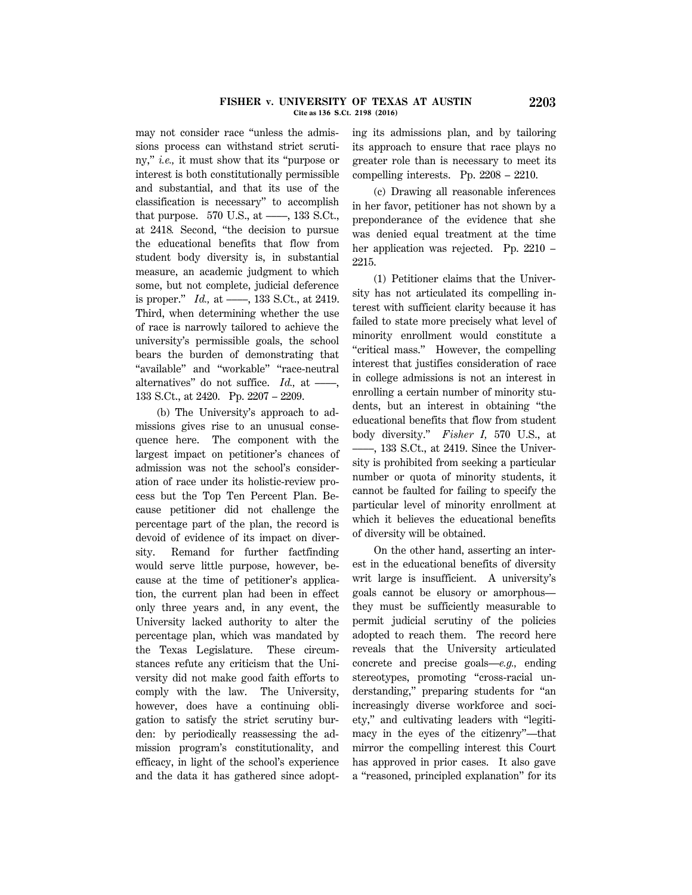may not consider race "unless the admissions process can withstand strict scrutiny," *i.e.,* it must show that its "purpose or interest is both constitutionally permissible and substantial, and that its use of the classification is necessary" to accomplish that purpose. 570 U.S., at ––––, 133 S.Ct., at 2418. Second, "the decision to pursue the educational benefits that flow from student body diversity is, in substantial measure, an academic judgment to which some, but not complete, judicial deference is proper." *Id.,* at ––––, 133 S.Ct., at 2419. Third, when determining whether the use of race is narrowly tailored to achieve the university's permissible goals, the school bears the burden of demonstrating that "available" and "workable" "race-neutral alternatives" do not suffice. *Id.,* at ––––, 133 S.Ct., at 2420. Pp. 2207 – 2209.

(b) The University's approach to admissions gives rise to an unusual consequence here. The component with the largest impact on petitioner's chances of admission was not the school's consideration of race under its holistic-review process but the Top Ten Percent Plan. Because petitioner did not challenge the percentage part of the plan, the record is devoid of evidence of its impact on diversity. Remand for further factfinding would serve little purpose, however, because at the time of petitioner's application, the current plan had been in effect only three years and, in any event, the University lacked authority to alter the percentage plan, which was mandated by the Texas Legislature. These circumstances refute any criticism that the University did not make good faith efforts to comply with the law. The University, however, does have a continuing obligation to satisfy the strict scrutiny burden: by periodically reassessing the admission program's constitutionality, and efficacy, in light of the school's experience and the data it has gathered since adopting its admissions plan, and by tailoring its approach to ensure that race plays no greater role than is necessary to meet its compelling interests. Pp. 2208 – 2210.

(c) Drawing all reasonable inferences in her favor, petitioner has not shown by a preponderance of the evidence that she was denied equal treatment at the time her application was rejected. Pp. 2210 – 2215.

(1) Petitioner claims that the University has not articulated its compelling interest with sufficient clarity because it has failed to state more precisely what level of minority enrollment would constitute a "critical mass." However, the compelling interest that justifies consideration of race in college admissions is not an interest in enrolling a certain number of minority students, but an interest in obtaining "the educational benefits that flow from student body diversity." *Fisher I,* 570 U.S., at ––––, 133 S.Ct., at 2419. Since the University is prohibited from seeking a particular number or quota of minority students, it cannot be faulted for failing to specify the particular level of minority enrollment at which it believes the educational benefits of diversity will be obtained.

On the other hand, asserting an interest in the educational benefits of diversity writ large is insufficient. A university's goals cannot be elusory or amorphous—they must be sufficiently measurable to permit judicial scrutiny of the policies adopted to reach them. The record here reveals that the University articulated concrete and precise goals—*e.g.,* ending stereotypes, promoting "cross-racial understanding," preparing students for "an increasingly diverse workforce and society," and cultivating leaders with "legitimacy in the eyes of the citizenry"—that mirror the compelling interest this Court has approved in prior cases. It also gave a "reasoned, principled explanation" for its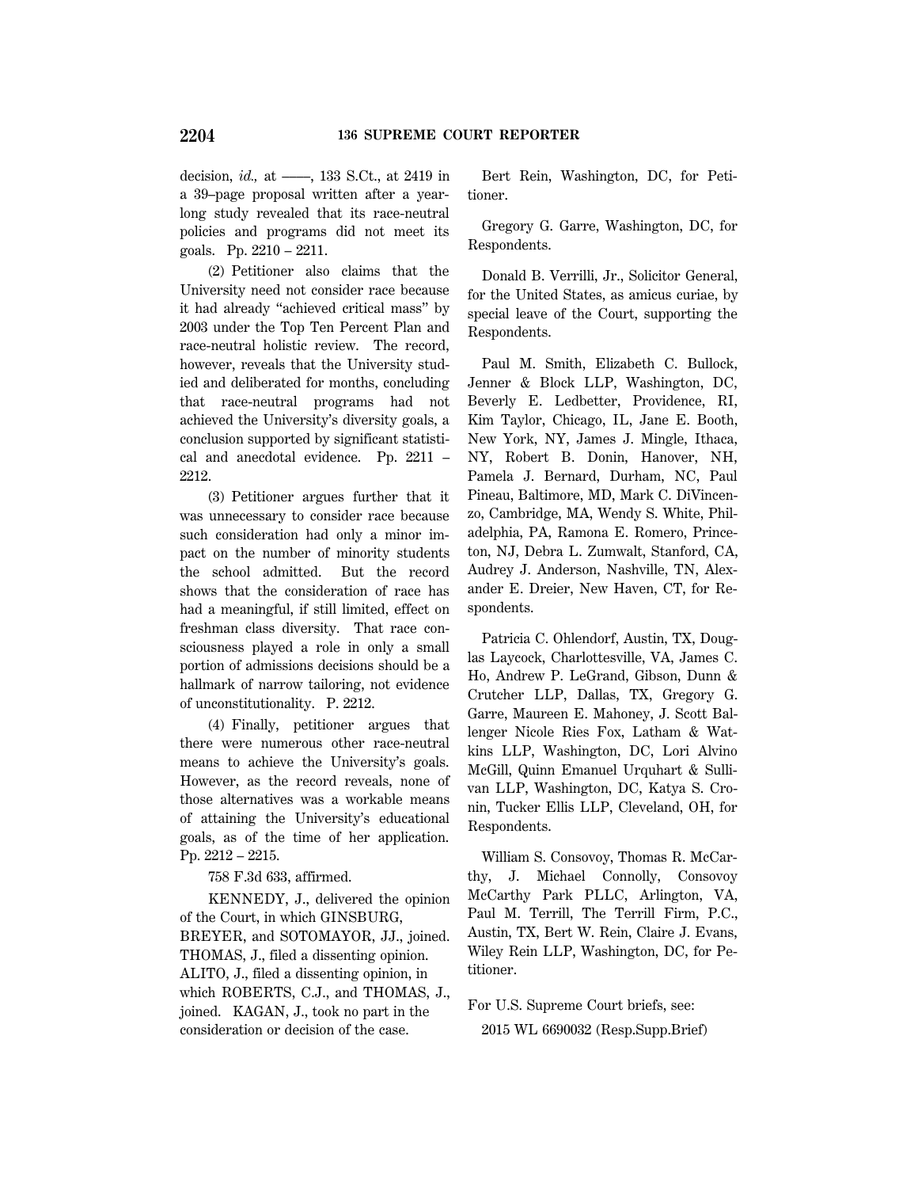decision, *id.,* at ——, 133 S.Ct., at 2419 in a 39–page proposal written after a year-long study revealed that its race-neutral policies and programs did not meet its goals. Pp. 2210 – 2211.

(2) Petitioner also claims that the University need not consider race because it had already "achieved critical mass" by 2003 under the Top Ten Percent Plan and race-neutral holistic review. The record, however, reveals that the University studied and deliberated for months, concluding that race-neutral programs had not achieved the University's diversity goals, a conclusion supported by significant statistical and anecdotal evidence. Pp. 2211 – 2212.

(3) Petitioner argues further that it was unnecessary to consider race because such consideration had only a minor impact on the number of minority students the school admitted. But the record shows that the consideration of race has had a meaningful, if still limited, effect on freshman class diversity. That race consciousness played a role in only a small portion of admissions decisions should be a hallmark of narrow tailoring, not evidence of unconstitutionality. P. 2212.

(4) Finally, petitioner argues that there were numerous other race-neutral means to achieve the University's goals. However, as the record reveals, none of those alternatives was a workable means of attaining the University's educational goals, as of the time of her application. Pp. 2212 – 2215.

758 F.3d 633, affirmed.

KENNEDY, J., delivered the opinion of the Court, in which GINSBURG, BREYER, and SOTOMAYOR, JJ., joined. THOMAS, J., filed a dissenting opinion. ALITO, J., filed a dissenting opinion, in which ROBERTS, C.J., and THOMAS, J., joined. KAGAN, J., took no part in the consideration or decision of the case.

Bert Rein, Washington, DC, for Petitioner.

Gregory G. Garre, Washington, DC, for Respondents.

Donald B. Verrilli, Jr., Solicitor General, for the United States, as amicus curiae, by special leave of the Court, supporting the Respondents.

Paul M. Smith, Elizabeth C. Bullock, Jenner & Block LLP, Washington, DC, Beverly E. Ledbetter, Providence, RI, Kim Taylor, Chicago, IL, Jane E. Booth, New York, NY, James J. Mingle, Ithaca, NY, Robert B. Donin, Hanover, NH, Pamela J. Bernard, Durham, NC, Paul Pineau, Baltimore, MD, Mark C. DiVincenzo, Cambridge, MA, Wendy S. White, Philadelphia, PA, Ramona E. Romero, Princeton, NJ, Debra L. Zumwalt, Stanford, CA, Audrey J. Anderson, Nashville, TN, Alexander E. Dreier, New Haven, CT, for Respondents.

Patricia C. Ohlendorf, Austin, TX, Douglas Laycock, Charlottesville, VA, James C. Ho, Andrew P. LeGrand, Gibson, Dunn & Crutcher LLP, Dallas, TX, Gregory G. Garre, Maureen E. Mahoney, J. Scott Ballenger Nicole Ries Fox, Latham & Watkins LLP, Washington, DC, Lori Alvino McGill, Quinn Emanuel Urquhart & Sullivan LLP, Washington, DC, Katya S. Cronin, Tucker Ellis LLP, Cleveland, OH, for Respondents.

William S. Consovoy, Thomas R. McCarthy, J. Michael Connolly, Consovoy McCarthy Park PLLC, Arlington, VA, Paul M. Terrill, The Terrill Firm, P.C., Austin, TX, Bert W. Rein, Claire J. Evans, Wiley Rein LLP, Washington, DC, for Petitioner.

For U.S. Supreme Court briefs, see:

2015 WL 6690032 (Resp.Supp.Brief)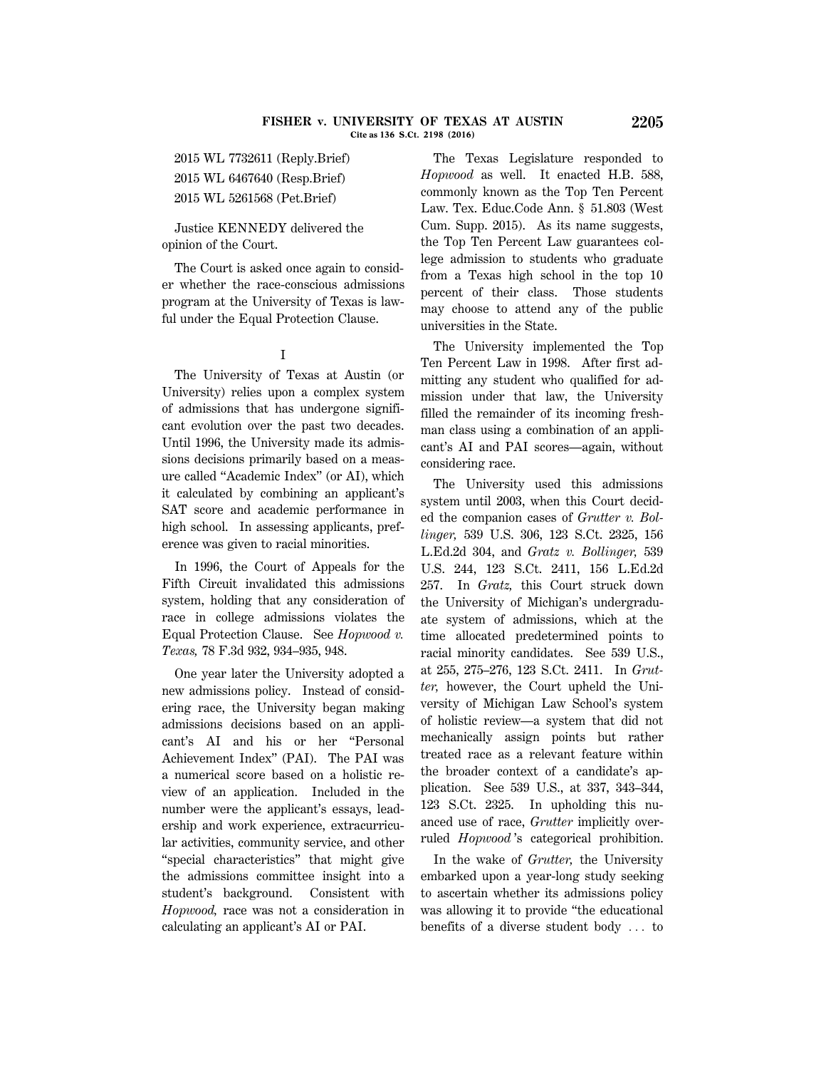2015 WL 7732611 (Reply.Brief)

2015 WL 6467640 (Resp.Brief)

2015 WL 5261568 (Pet.Brief)

Justice KENNEDY delivered the opinion of the Court.

The Court is asked once again to consider whether the race-conscious admissions program at the University of Texas is lawful under the Equal Protection Clause.

## I

The University of Texas at Austin (or University) relies upon a complex system of admissions that has undergone significant evolution over the past two decades. Until 1996, the University made its admissions decisions primarily based on a measure called "Academic Index" (or AI), which it calculated by combining an applicant's SAT score and academic performance in high school. In assessing applicants, preference was given to racial minorities.

In 1996, the Court of Appeals for the Fifth Circuit invalidated this admissions system, holding that any consideration of race in college admissions violates the Equal Protection Clause. See *Hopwood v. Texas,* 78 F.3d 932, 934–935, 948.

One year later the University adopted a new admissions policy. Instead of considering race, the University began making admissions decisions based on an applicant's AI and his or her "Personal Achievement Index" (PAI). The PAI was a numerical score based on a holistic review of an application. Included in the number were the applicant's essays, leadership and work experience, extracurricular activities, community service, and other "special characteristics" that might give the admissions committee insight into a student's background. Consistent with *Hopwood,* race was not a consideration in calculating an applicant's AI or PAI.

The Texas Legislature responded to *Hopwood* as well. It enacted H.B. 588, commonly known as the Top Ten Percent Law. Tex. Educ.Code Ann. § 51.803 (West Cum. Supp. 2015). As its name suggests, the Top Ten Percent Law guarantees college admission to students who graduate from a Texas high school in the top 10 percent of their class. Those students may choose to attend any of the public universities in the State.

The University implemented the Top Ten Percent Law in 1998. After first admitting any student who qualified for admission under that law, the University filled the remainder of its incoming freshman class using a combination of an applicant's AI and PAI scores—again, without considering race.

The University used this admissions system until 2003, when this Court decided the companion cases of *Grutter v. Bollinger,* 539 U.S. 306, 123 S.Ct. 2325, 156 L.Ed.2d 304, and *Gratz v. Bollinger,* 539 U.S. 244, 123 S.Ct. 2411, 156 L.Ed.2d 257. In *Gratz,* this Court struck down the University of Michigan's undergraduate system of admissions, which at the time allocated predetermined points to racial minority candidates. See 539 U.S., at 255, 275–276, 123 S.Ct. 2411. In *Grutter,* however, the Court upheld the University of Michigan Law School's system of holistic review—a system that did not mechanically assign points but rather treated race as a relevant feature within the broader context of a candidate's application. See 539 U.S., at 337, 343–344, 123 S.Ct. 2325. In upholding this nuanced use of race, *Grutter* implicitly overruled *Hopwood*'s categorical prohibition.

In the wake of *Grutter,* the University embarked upon a year-long study seeking to ascertain whether its admissions policy was allowing it to provide "the educational benefits of a diverse student body ... to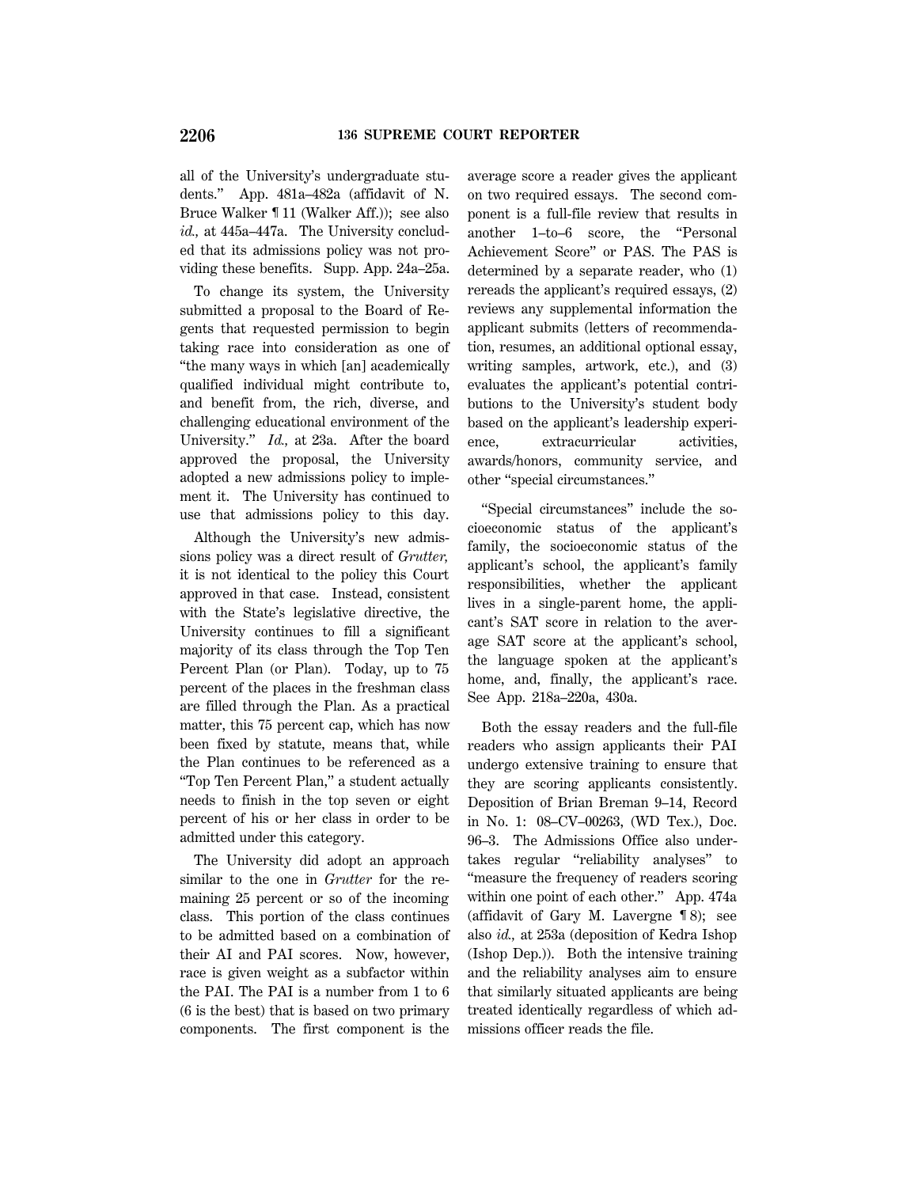all of the University's undergraduate students." App. 481a–482a (affidavit of N. Bruce Walker ¶ 11 (Walker Aff.)); see also *id.,* at 445a–447a. The University concluded that its admissions policy was not providing these benefits. Supp. App. 24a–25a.

To change its system, the University submitted a proposal to the Board of Regents that requested permission to begin taking race into consideration as one of "the many ways in which [an] academically qualified individual might contribute to, and benefit from, the rich, diverse, and challenging educational environment of the University." *Id.,* at 23a. After the board approved the proposal, the University adopted a new admissions policy to implement it. The University has continued to use that admissions policy to this day.

Although the University's new admissions policy was a direct result of *Grutter,* it is not identical to the policy this Court approved in that case. Instead, consistent with the State's legislative directive, the University continues to fill a significant majority of its class through the Top Ten Percent Plan (or Plan). Today, up to 75 percent of the places in the freshman class are filled through the Plan. As a practical matter, this 75 percent cap, which has now been fixed by statute, means that, while the Plan continues to be referenced as a "Top Ten Percent Plan," a student actually needs to finish in the top seven or eight percent of his or her class in order to be admitted under this category.

The University did adopt an approach similar to the one in *Grutter* for the remaining 25 percent or so of the incoming class. This portion of the class continues to be admitted based on a combination of their AI and PAI scores. Now, however, race is given weight as a subfactor within the PAI. The PAI is a number from 1 to 6 (6 is the best) that is based on two primary components. The first component is the average score a reader gives the applicant on two required essays. The second component is a full-file review that results in another 1–to–6 score, the "Personal Achievement Score" or PAS. The PAS is determined by a separate reader, who (1) rereads the applicant's required essays, (2) reviews any supplemental information the applicant submits (letters of recommendation, resumes, an additional optional essay, writing samples, artwork, etc.), and (3) evaluates the applicant's potential contributions to the University's student body based on the applicant's leadership experience, extracurricular activities, awards/honors, community service, and other "special circumstances."

"Special circumstances" include the socioeconomic status of the applicant's family, the socioeconomic status of the applicant's school, the applicant's family responsibilities, whether the applicant lives in a single-parent home, the applicant's SAT score in relation to the average SAT score at the applicant's school, the language spoken at the applicant's home, and, finally, the applicant's race. See App. 218a–220a, 430a.

Both the essay readers and the full-file readers who assign applicants their PAI undergo extensive training to ensure that they are scoring applicants consistently. Deposition of Brian Breman 9–14, Record in No. 1: 08–CV–00263, (WD Tex.), Doc. 96–3. The Admissions Office also undertakes regular "reliability analyses" to "measure the frequency of readers scoring within one point of each other." App. 474a (affidavit of Gary M. Lavergne ¶ 8); see also *id.,* at 253a (deposition of Kedra Ishop (Ishop Dep.)). Both the intensive training and the reliability analyses aim to ensure that similarly situated applicants are being treated identically regardless of which admissions officer reads the file.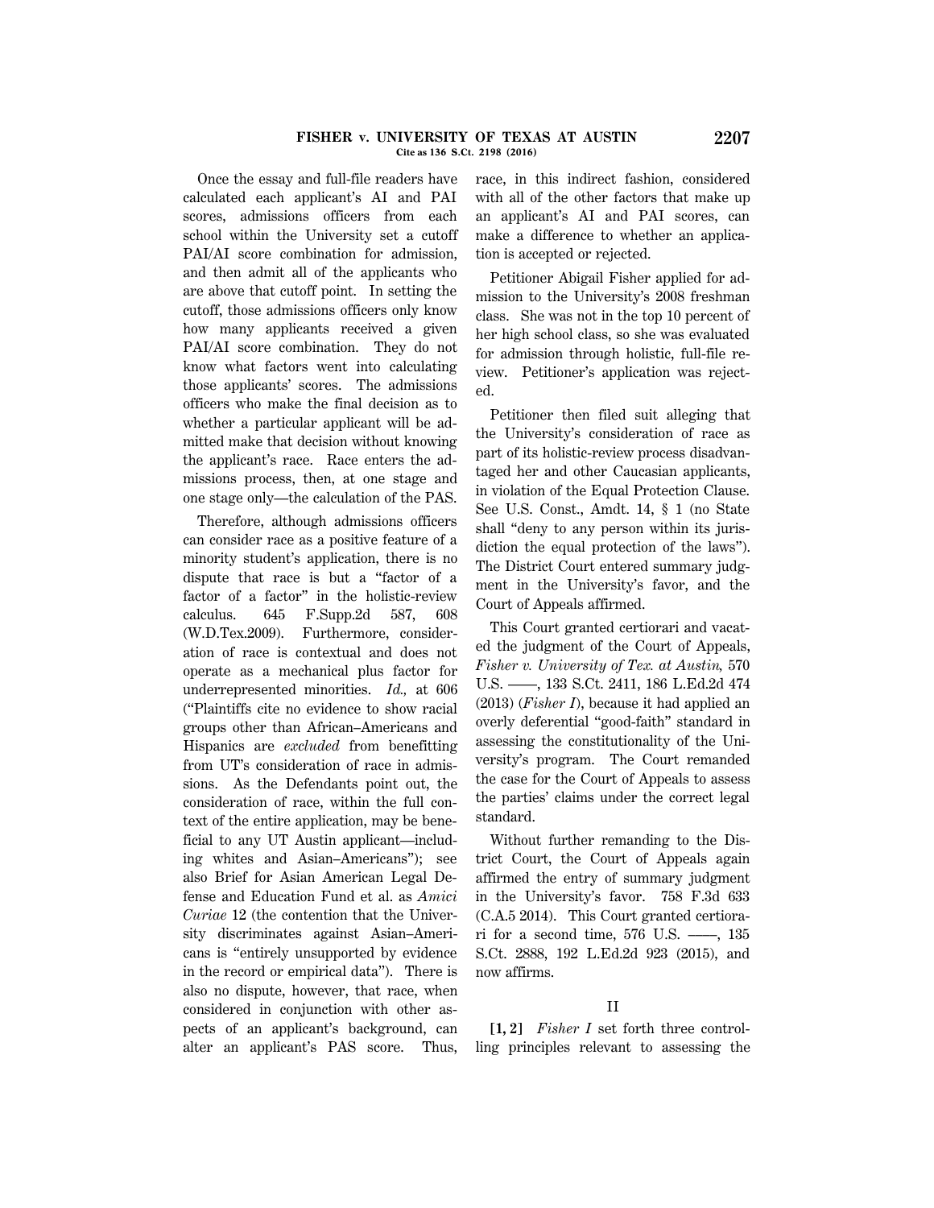Once the essay and full-file readers have calculated each applicant's AI and PAI scores, admissions officers from each school within the University set a cutoff PAI/AI score combination for admission, and then admit all of the applicants who are above that cutoff point. In setting the cutoff, those admissions officers only know how many applicants received a given PAI/AI score combination. They do not know what factors went into calculating those applicants' scores. The admissions officers who make the final decision as to whether a particular applicant will be admitted make that decision without knowing the applicant's race. Race enters the admissions process, then, at one stage and one stage only—the calculation of the PAS.

Therefore, although admissions officers can consider race as a positive feature of a minority student's application, there is no dispute that race is but a "factor of a factor of a factor" in the holistic-review calculus. 645 F.Supp.2d 587, 608 (W.D.Tex.2009). Furthermore, consideration of race is contextual and does not operate as a mechanical plus factor for underrepresented minorities. *Id.,* at 606 ("Plaintiffs cite no evidence to show racial groups other than African–Americans and Hispanics are *excluded* from benefitting from UT's consideration of race in admissions. As the Defendants point out, the consideration of race, within the full context of the entire application, may be beneficial to any UT Austin applicant—including whites and Asian–Americans"); see also Brief for Asian American Legal Defense and Education Fund et al. as *Amici Curiae* 12 (the contention that the University discriminates against Asian–Americans is "entirely unsupported by evidence in the record or empirical data"). There is also no dispute, however, that race, when considered in conjunction with other aspects of an applicant's background, can alter an applicant's PAS score. Thus, race, in this indirect fashion, considered with all of the other factors that make up an applicant's AI and PAI scores, can make a difference to whether an application is accepted or rejected.

Petitioner Abigail Fisher applied for admission to the University's 2008 freshman class. She was not in the top 10 percent of her high school class, so she was evaluated for admission through holistic, full-file review. Petitioner's application was rejected.

Petitioner then filed suit alleging that the University's consideration of race as part of its holistic-review process disadvantaged her and other Caucasian applicants, in violation of the Equal Protection Clause. See U.S. Const., Amdt. 14, § 1 (no State shall "deny to any person within its jurisdiction the equal protection of the laws"). The District Court entered summary judgment in the University's favor, and the Court of Appeals affirmed.

This Court granted certiorari and vacated the judgment of the Court of Appeals, *Fisher v. University of Tex. at Austin,* 570 U.S. ––––, 133 S.Ct. 2411, 186 L.Ed.2d 474 (2013) (*Fisher I*), because it had applied an overly deferential "good-faith" standard in assessing the constitutionality of the University's program. The Court remanded the case for the Court of Appeals to assess the parties' claims under the correct legal standard.

Without further remanding to the District Court, the Court of Appeals again affirmed the entry of summary judgment in the University's favor. 758 F.3d 633 (C.A.5 2014). This Court granted certiorari for a second time, 576 U.S. ––––, 135 S.Ct. 2888, 192 L.Ed.2d 923 (2015), and now affirms.

## II

**[1, 2]** *Fisher I* set forth three controlling principles relevant to assessing the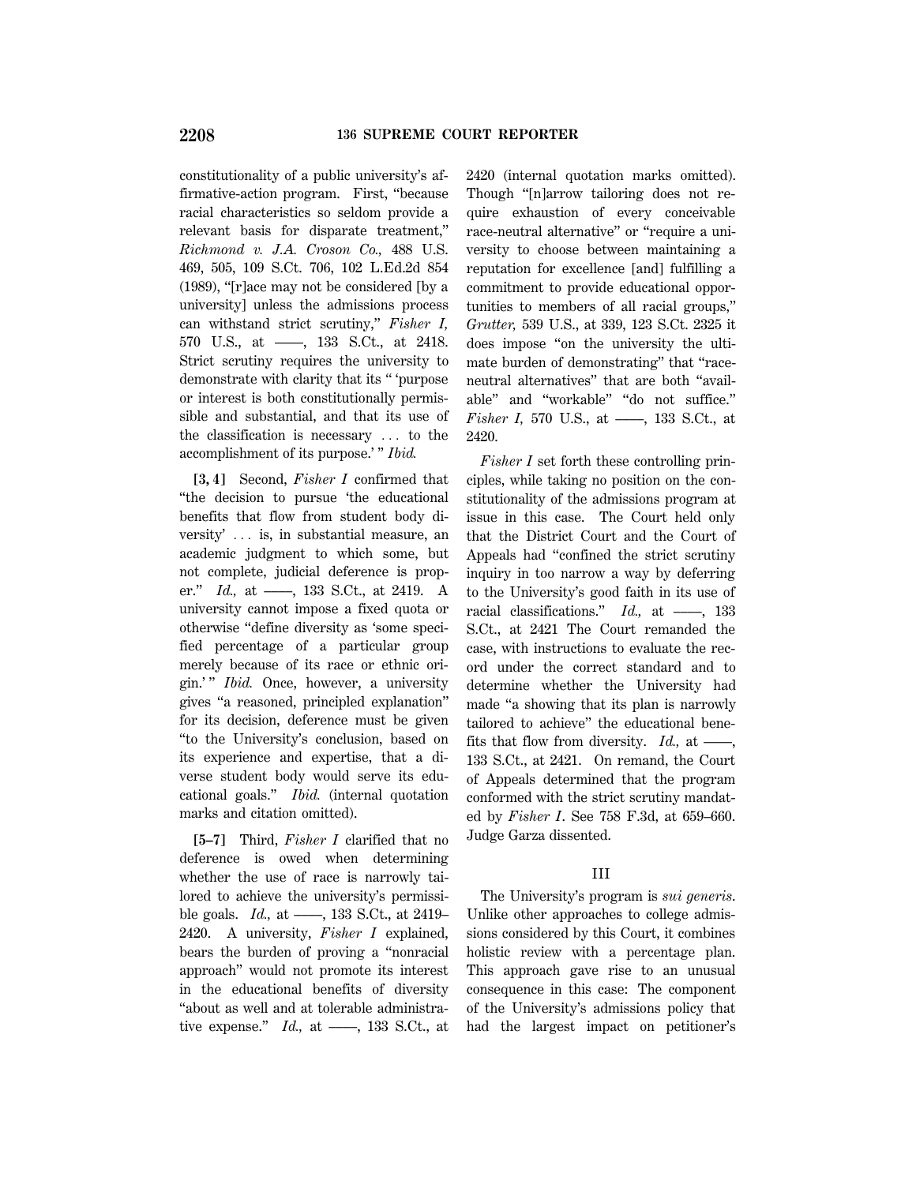constitutionality of a public university's affirmative-action program. First, "because racial characteristics so seldom provide a relevant basis for disparate treatment," *Richmond v. J.A. Croson Co.,* 488 U.S. 469, 505, 109 S.Ct. 706, 102 L.Ed.2d 854 (1989), "[r]ace may not be considered [by a university] unless the admissions process can withstand strict scrutiny," *Fisher I,* 570 U.S., at ––––, 133 S.Ct., at 2418. Strict scrutiny requires the university to demonstrate with clarity that its " 'purpose or interest is both constitutionally permissible and substantial, and that its use of the classification is necessary … to the accomplishment of its purpose.' " *Ibid.*

**[3, 4]** Second, *Fisher I* confirmed that "the decision to pursue 'the educational benefits that flow from student body diversity' … is, in substantial measure, an academic judgment to which some, but not complete, judicial deference is proper." *Id.,* at ––––, 133 S.Ct., at 2419. A university cannot impose a fixed quota or otherwise "define diversity as 'some specified percentage of a particular group merely because of its race or ethnic origin.' " *Ibid.* Once, however, a university gives "a reasoned, principled explanation" for its decision, deference must be given "to the University's conclusion, based on its experience and expertise, that a diverse student body would serve its educational goals." *Ibid.* (internal quotation marks and citation omitted).

**[5–7]** Third, *Fisher I* clarified that no deference is owed when determining whether the use of race is narrowly tailored to achieve the university's permissible goals. *Id.,* at ––––, 133 S.Ct., at 2419–2420. A university, *Fisher I* explained, bears the burden of proving a "nonracial approach" would not promote its interest in the educational benefits of diversity "about as well and at tolerable administrative expense." *Id.,* at ––––, 133 S.Ct., at 2420 (internal quotation marks omitted). Though "[n]arrow tailoring does not require exhaustion of every conceivable race-neutral alternative" or "require a university to choose between maintaining a reputation for excellence [and] fulfilling a commitment to provide educational opportunities to members of all racial groups," *Grutter,* 539 U.S., at 339, 123 S.Ct. 2325 it does impose "on the university the ultimate burden of demonstrating" that "race-neutral alternatives" that are both "available" and "workable" "do not suffice." *Fisher I,* 570 U.S., at ––––, 133 S.Ct., at 2420.

*Fisher I* set forth these controlling principles, while taking no position on the constitutionality of the admissions program at issue in this case. The Court held only that the District Court and the Court of Appeals had "confined the strict scrutiny inquiry in too narrow a way by deferring to the University's good faith in its use of racial classifications." *Id.,* at ––––, 133 S.Ct., at 2421 The Court remanded the case, with instructions to evaluate the record under the correct standard and to determine whether the University had made "a showing that its plan is narrowly tailored to achieve" the educational benefits that flow from diversity. *Id.,* at ––––, 133 S.Ct., at 2421. On remand, the Court of Appeals determined that the program conformed with the strict scrutiny mandated by *Fisher I*. See 758 F.3d, at 659–660. Judge Garza dissented.

## III

The University's program is *sui generis.* Unlike other approaches to college admissions considered by this Court, it combines holistic review with a percentage plan. This approach gave rise to an unusual consequence in this case: The component of the University's admissions policy that had the largest impact on petitioner's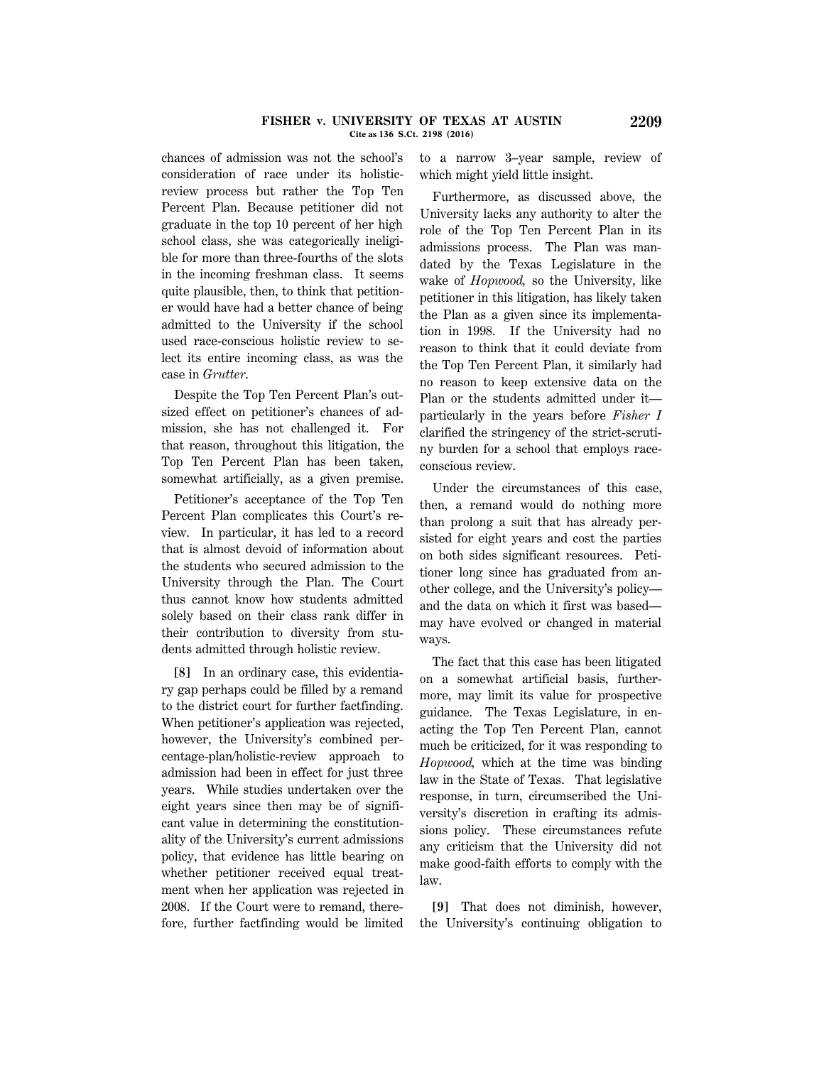chances of admission was not the school's consideration of race under its holistic-review process but rather the Top Ten Percent Plan. Because petitioner did not graduate in the top 10 percent of her high school class, she was categorically ineligible for more than three-fourths of the slots in the incoming freshman class. It seems quite plausible, then, to think that petitioner would have had a better chance of being admitted to the University if the school used race-conscious holistic review to select its entire incoming class, as was the case in *Grutter*.

Despite the Top Ten Percent Plan's outsized effect on petitioner's chances of admission, she has not challenged it. For that reason, throughout this litigation, the Top Ten Percent Plan has been taken, somewhat artificially, as a given premise.

Petitioner's acceptance of the Top Ten Percent Plan complicates this Court's review. In particular, it has led to a record that is almost devoid of information about the students who secured admission to the University through the Plan. The Court thus cannot know how students admitted solely based on their class rank differ in their contribution to diversity from students admitted through holistic review.

**[8]** In an ordinary case, this evidentiary gap perhaps could be filled by a remand to the district court for further factfinding. When petitioner's application was rejected, however, the University's combined percentage-plan/holistic-review approach to admission had been in effect for just three years. While studies undertaken over the eight years since then may be of significant value in determining the constitutionality of the University's current admissions policy, that evidence has little bearing on whether petitioner received equal treatment when her application was rejected in 2008. If the Court were to remand, therefore, further factfinding would be limited to a narrow 3–year sample, review of which might yield little insight.

Furthermore, as discussed above, the University lacks any authority to alter the role of the Top Ten Percent Plan in its admissions process. The Plan was mandated by the Texas Legislature in the wake of *Hopwood,* so the University, like petitioner in this litigation, has likely taken the Plan as a given since its implementation in 1998. If the University had no reason to think that it could deviate from the Top Ten Percent Plan, it similarly had no reason to keep extensive data on the Plan or the students admitted under it—particularly in the years before *Fisher I* clarified the stringency of the strict-scrutiny burden for a school that employs race-conscious review.

Under the circumstances of this case, then, a remand would do nothing more than prolong a suit that has already persisted for eight years and cost the parties on both sides significant resources. Petitioner long since has graduated from another college, and the University's policy—and the data on which it first was based—may have evolved or changed in material ways.

The fact that this case has been litigated on a somewhat artificial basis, furthermore, may limit its value for prospective guidance. The Texas Legislature, in enacting the Top Ten Percent Plan, cannot much be criticized, for it was responding to *Hopwood,* which at the time was binding law in the State of Texas. That legislative response, in turn, circumscribed the University's discretion in crafting its admissions policy. These circumstances refute any criticism that the University did not make good-faith efforts to comply with the law.

**[9]** That does not diminish, however, the University's continuing obligation to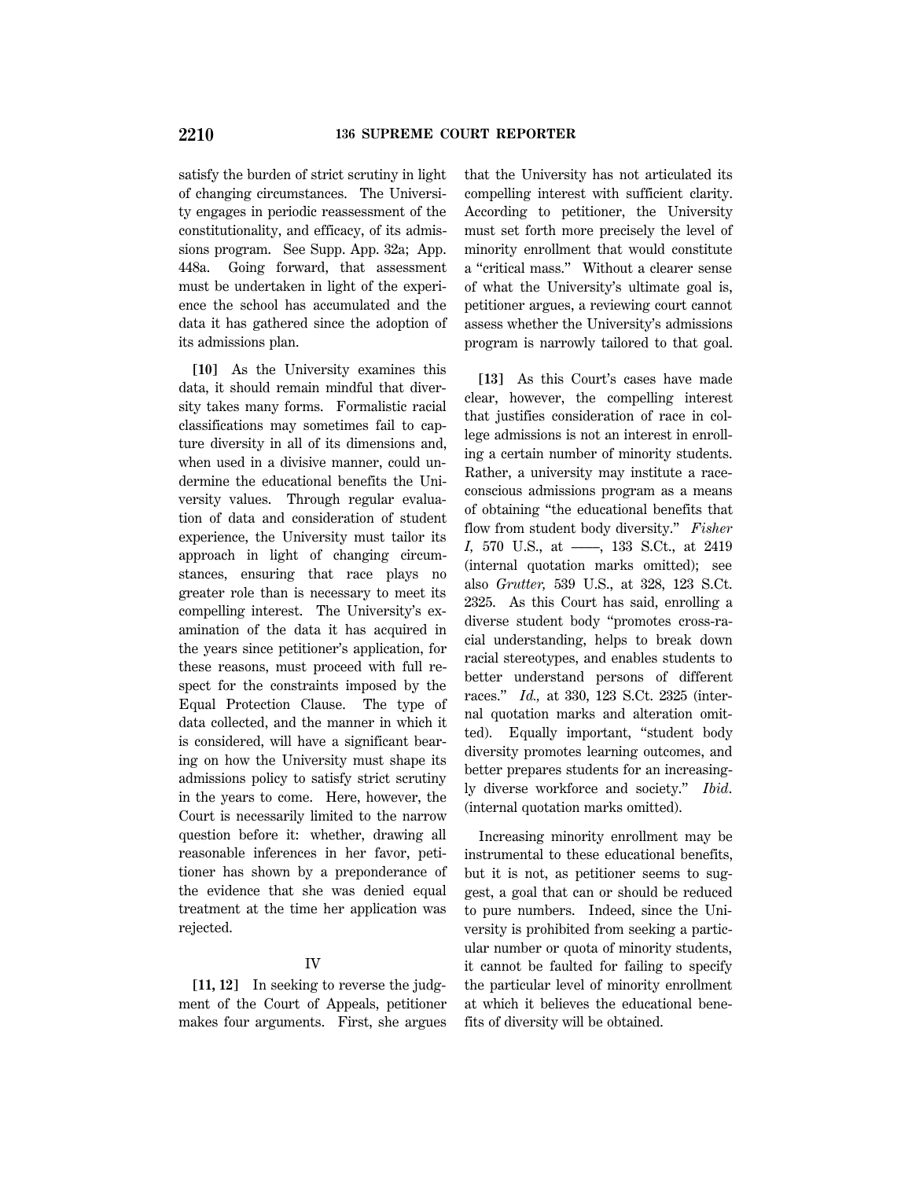satisfy the burden of strict scrutiny in light of changing circumstances. The University engages in periodic reassessment of the constitutionality, and efficacy, of its admissions program. See Supp. App. 32a; App. 448a. Going forward, that assessment must be undertaken in light of the experience the school has accumulated and the data it has gathered since the adoption of its admissions plan.

**[10]** As the University examines this data, it should remain mindful that diversity takes many forms. Formalistic racial classifications may sometimes fail to capture diversity in all of its dimensions and, when used in a divisive manner, could undermine the educational benefits the University values. Through regular evaluation of data and consideration of student experience, the University must tailor its approach in light of changing circumstances, ensuring that race plays no greater role than is necessary to meet its compelling interest. The University's examination of the data it has acquired in the years since petitioner's application, for these reasons, must proceed with full respect for the constraints imposed by the Equal Protection Clause. The type of data collected, and the manner in which it is considered, will have a significant bearing on how the University must shape its admissions policy to satisfy strict scrutiny in the years to come. Here, however, the Court is necessarily limited to the narrow question before it: whether, drawing all reasonable inferences in her favor, petitioner has shown by a preponderance of the evidence that she was denied equal treatment at the time her application was rejected.

## IV

**[11, 12]** In seeking to reverse the judgment of the Court of Appeals, petitioner makes four arguments. First, she argues that the University has not articulated its compelling interest with sufficient clarity. According to petitioner, the University must set forth more precisely the level of minority enrollment that would constitute a "critical mass." Without a clearer sense of what the University's ultimate goal is, petitioner argues, a reviewing court cannot assess whether the University's admissions program is narrowly tailored to that goal.

**[13]** As this Court's cases have made clear, however, the compelling interest that justifies consideration of race in college admissions is not an interest in enrolling a certain number of minority students. Rather, a university may institute a race-conscious admissions program as a means of obtaining "the educational benefits that flow from student body diversity." *Fisher I,* 570 U.S., at ––––, 133 S.Ct., at 2419 (internal quotation marks omitted); see also *Grutter,* 539 U.S., at 328, 123 S.Ct. 2325. As this Court has said, enrolling a diverse student body "promotes cross-racial understanding, helps to break down racial stereotypes, and enables students to better understand persons of different races." *Id.,* at 330, 123 S.Ct. 2325 (internal quotation marks and alteration omitted). Equally important, "student body diversity promotes learning outcomes, and better prepares students for an increasingly diverse workforce and society." *Ibid.* (internal quotation marks omitted).

Increasing minority enrollment may be instrumental to these educational benefits, but it is not, as petitioner seems to suggest, a goal that can or should be reduced to pure numbers. Indeed, since the University is prohibited from seeking a particular number or quota of minority students, it cannot be faulted for failing to specify the particular level of minority enrollment at which it believes the educational benefits of diversity will be obtained.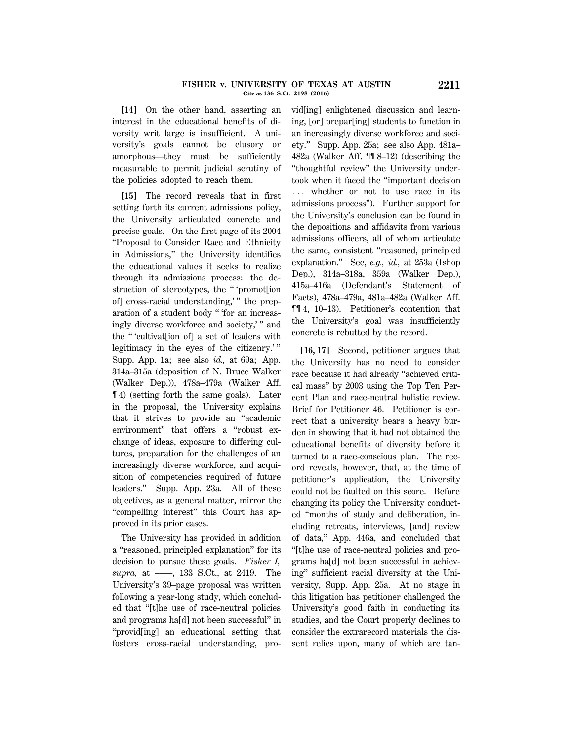**[14]** On the other hand, asserting an interest in the educational benefits of diversity writ large is insufficient. A university's goals cannot be elusory or amorphous—they must be sufficiently measurable to permit judicial scrutiny of the policies adopted to reach them.

**[15]** The record reveals that in first setting forth its current admissions policy, the University articulated concrete and precise goals. On the first page of its 2004 "Proposal to Consider Race and Ethnicity in Admissions," the University identifies the educational values it seeks to realize through its admissions process: the destruction of stereotypes, the " 'promot[ion of] cross-racial understanding,' " the preparation of a student body " 'for an increasingly diverse workforce and society,' " and the " 'cultivat[ion of] a set of leaders with legitimacy in the eyes of the citizenry.' " Supp. App. 1a; see also *id.,* at 69a; App. 314a–315a (deposition of N. Bruce Walker (Walker Dep.)), 478a–479a (Walker Aff. ¶ 4) (setting forth the same goals). Later in the proposal, the University explains that it strives to provide an "academic environment" that offers a "robust exchange of ideas, exposure to differing cultures, preparation for the challenges of an increasingly diverse workforce, and acquisition of competencies required of future leaders." Supp. App. 23a. All of these objectives, as a general matter, mirror the "compelling interest" this Court has approved in its prior cases.

The University has provided in addition a "reasoned, principled explanation" for its decision to pursue these goals. *Fisher I, supra,* at ––––, 133 S.Ct., at 2419. The University's 39–page proposal was written following a year-long study, which concluded that "[t]he use of race-neutral policies and programs ha[d] not been successful" in "provid[ing] an educational setting that fosters cross-racial understanding, provid[ing] enlightened discussion and learning, [or] prepar[ing] students to function in an increasingly diverse workforce and society." Supp. App. 25a; see also App. 481a–482a (Walker Aff. ¶¶ 8–12) (describing the "thoughtful review" the University undertook when it faced the "important decision ... whether or not to use race in its admissions process"). Further support for the University's conclusion can be found in the depositions and affidavits from various admissions officers, all of whom articulate the same, consistent "reasoned, principled explanation." See, *e.g., id.,* at 253a (Ishop Dep.), 314a–318a, 359a (Walker Dep.), 415a–416a (Defendant's Statement of Facts), 478a–479a, 481a–482a (Walker Aff. ¶¶ 4, 10–13). Petitioner's contention that the University's goal was insufficiently concrete is rebutted by the record.

**[16, 17]** Second, petitioner argues that the University has no need to consider race because it had already "achieved critical mass" by 2003 using the Top Ten Percent Plan and race-neutral holistic review. Brief for Petitioner 46. Petitioner is correct that a university bears a heavy burden in showing that it had not obtained the educational benefits of diversity before it turned to a race-conscious plan. The record reveals, however, that, at the time of petitioner's application, the University could not be faulted on this score. Before changing its policy the University conducted "months of study and deliberation, including retreats, interviews, [and] review of data," App. 446a, and concluded that "[t]he use of race-neutral policies and programs ha[d] not been successful in achieving" sufficient racial diversity at the University, Supp. App. 25a. At no stage in this litigation has petitioner challenged the University's good faith in conducting its studies, and the Court properly declines to consider the extrarecord materials the dissent relies upon, many of which are tan-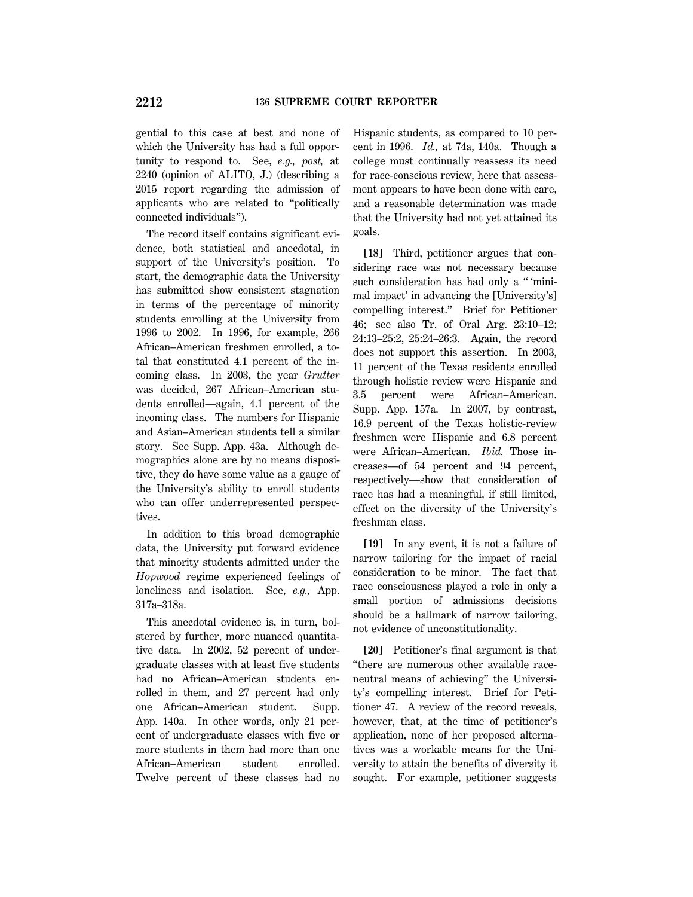gential to this case at best and none of which the University has had a full opportunity to respond to. See, *e.g., post,* at 2240 (opinion of ALITO, J.) (describing a 2015 report regarding the admission of applicants who are related to "politically connected individuals").

The record itself contains significant evidence, both statistical and anecdotal, in support of the University's position. To start, the demographic data the University has submitted show consistent stagnation in terms of the percentage of minority students enrolling at the University from 1996 to 2002. In 1996, for example, 266 African–American freshmen enrolled, a total that constituted 4.1 percent of the incoming class. In 2003, the year *Grutter* was decided, 267 African–American students enrolled—again, 4.1 percent of the incoming class. The numbers for Hispanic and Asian–American students tell a similar story. See Supp. App. 43a. Although demographics alone are by no means dispositive, they do have some value as a gauge of the University's ability to enroll students who can offer underrepresented perspectives.

In addition to this broad demographic data, the University put forward evidence that minority students admitted under the *Hopwood* regime experienced feelings of loneliness and isolation. See, *e.g.,* App. 317a–318a.

This anecdotal evidence is, in turn, bolstered by further, more nuanced quantitative data. In 2002, 52 percent of undergraduate classes with at least five students had no African–American students enrolled in them, and 27 percent had only one African–American student. Supp. App. 140a. In other words, only 21 percent of undergraduate classes with five or more students in them had more than one African–American student enrolled. Twelve percent of these classes had no Hispanic students, as compared to 10 percent in 1996. *Id.,* at 74a, 140a. Though a college must continually reassess its need for race-conscious review, here that assessment appears to have been done with care, and a reasonable determination was made that the University had not yet attained its goals.

**[18]** Third, petitioner argues that considering race was not necessary because such consideration has had only a " 'minimal impact' in advancing the [University's] compelling interest." Brief for Petitioner 46; see also Tr. of Oral Arg. 23:10–12; 24:13–25:2, 25:24–26:3. Again, the record does not support this assertion. In 2003, 11 percent of the Texas residents enrolled through holistic review were Hispanic and 3.5 percent were African–American. Supp. App. 157a. In 2007, by contrast, 16.9 percent of the Texas holistic-review freshmen were Hispanic and 6.8 percent were African–American. *Ibid.* Those increases—of 54 percent and 94 percent, respectively—show that consideration of race has had a meaningful, if still limited, effect on the diversity of the University's freshman class.

**[19]** In any event, it is not a failure of narrow tailoring for the impact of racial consideration to be minor. The fact that race consciousness played a role in only a small portion of admissions decisions should be a hallmark of narrow tailoring, not evidence of unconstitutionality.

**[20]** Petitioner's final argument is that "there are numerous other available race-neutral means of achieving" the University's compelling interest. Brief for Petitioner 47. A review of the record reveals, however, that, at the time of petitioner's application, none of her proposed alternatives was a workable means for the University to attain the benefits of diversity it sought. For example, petitioner suggests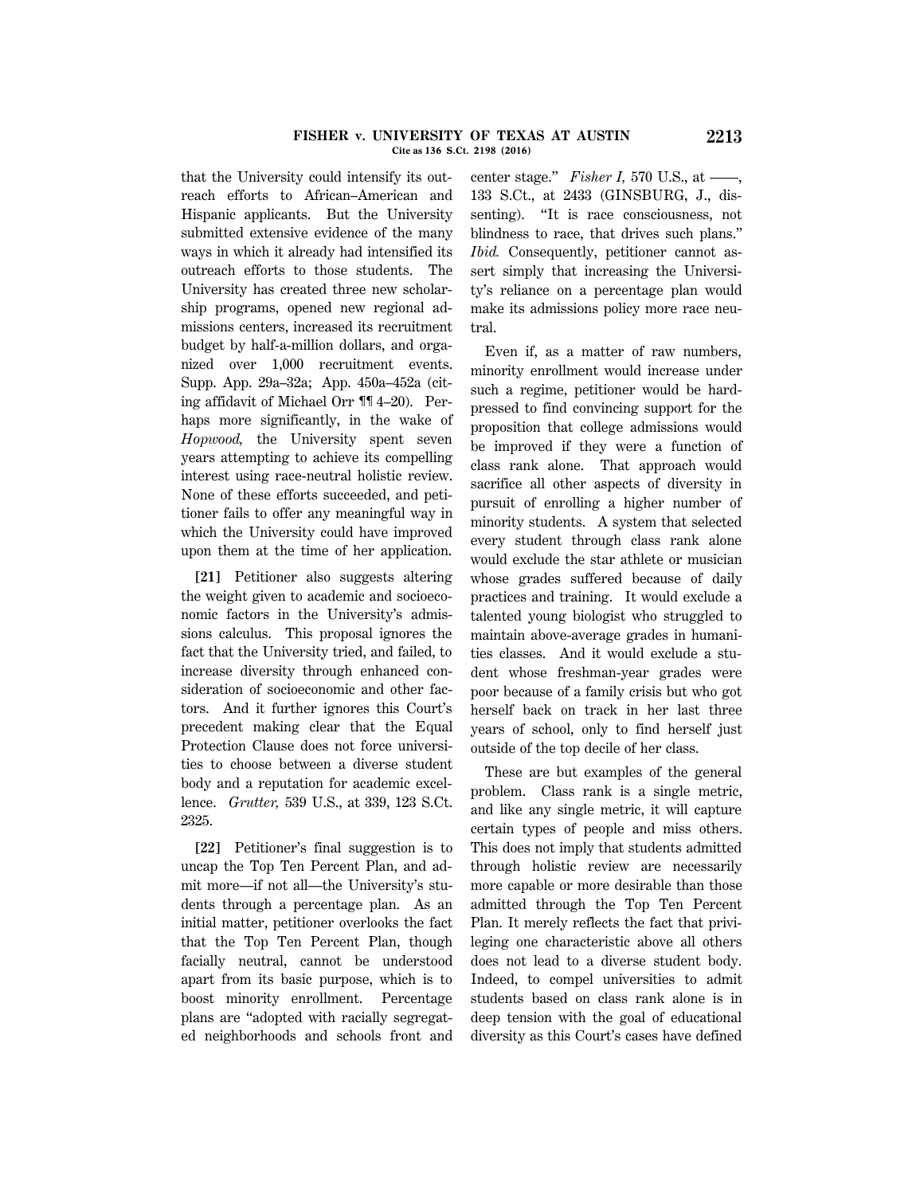that the University could intensify its outreach efforts to African–American and Hispanic applicants. But the University submitted extensive evidence of the many ways in which it already had intensified its outreach efforts to those students. The University has created three new scholarship programs, opened new regional admissions centers, increased its recruitment budget by half-a-million dollars, and organized over 1,000 recruitment events. Supp. App. 29a–32a; App. 450a–452a (citing affidavit of Michael Orr ¶¶ 4–20). Perhaps more significantly, in the wake of *Hopwood,* the University spent seven years attempting to achieve its compelling interest using race-neutral holistic review. None of these efforts succeeded, and petitioner fails to offer any meaningful way in which the University could have improved upon them at the time of her application.

**[21]** Petitioner also suggests altering the weight given to academic and socioeconomic factors in the University's admissions calculus. This proposal ignores the fact that the University tried, and failed, to increase diversity through enhanced consideration of socioeconomic and other factors. And it further ignores this Court's precedent making clear that the Equal Protection Clause does not force universities to choose between a diverse student body and a reputation for academic excellence. *Grutter,* 539 U.S., at 339, 123 S.Ct. 2325.

**[22]** Petitioner's final suggestion is to uncap the Top Ten Percent Plan, and admit more—if not all—the University's students through a percentage plan. As an initial matter, petitioner overlooks the fact that the Top Ten Percent Plan, though facially neutral, cannot be understood apart from its basic purpose, which is to boost minority enrollment. Percentage plans are "adopted with racially segregated neighborhoods and schools front and center stage." *Fisher I,* 570 U.S., at ––––, 133 S.Ct., at 2433 (GINSBURG, J., dissenting). "It is race consciousness, not blindness to race, that drives such plans." *Ibid.* Consequently, petitioner cannot assert simply that increasing the University's reliance on a percentage plan would make its admissions policy more race neutral.

Even if, as a matter of raw numbers, minority enrollment would increase under such a regime, petitioner would be hard-pressed to find convincing support for the proposition that college admissions would be improved if they were a function of class rank alone. That approach would sacrifice all other aspects of diversity in pursuit of enrolling a higher number of minority students. A system that selected every student through class rank alone would exclude the star athlete or musician whose grades suffered because of daily practices and training. It would exclude a talented young biologist who struggled to maintain above-average grades in humanities classes. And it would exclude a student whose freshman-year grades were poor because of a family crisis but who got herself back on track in her last three years of school, only to find herself just outside of the top decile of her class.

These are but examples of the general problem. Class rank is a single metric, and like any single metric, it will capture certain types of people and miss others. This does not imply that students admitted through holistic review are necessarily more capable or more desirable than those admitted through the Top Ten Percent Plan. It merely reflects the fact that privileging one characteristic above all others does not lead to a diverse student body. Indeed, to compel universities to admit students based on class rank alone is in deep tension with the goal of educational diversity as this Court's cases have defined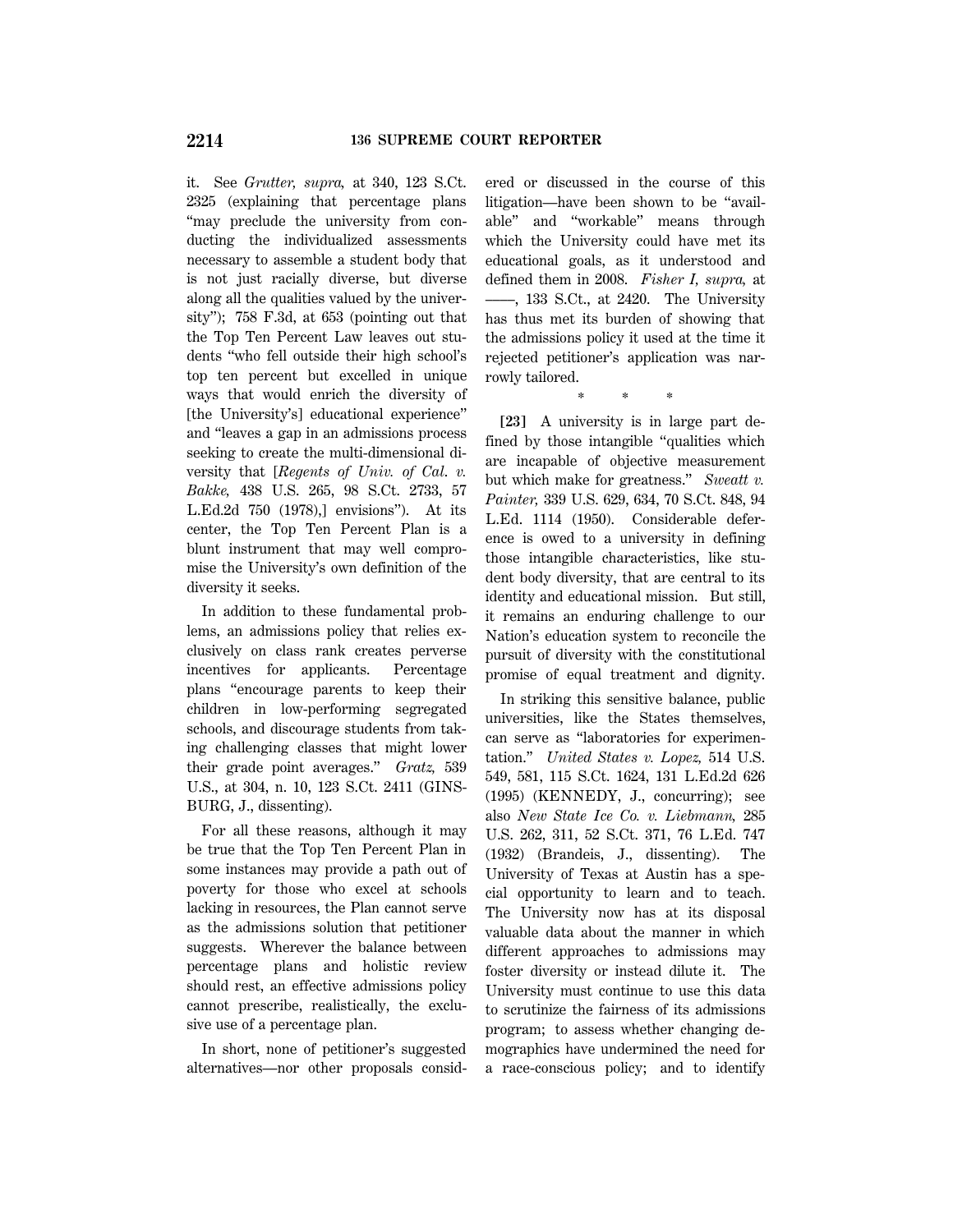it. See *Grutter, supra,* at 340, 123 S.Ct. 2325 (explaining that percentage plans "may preclude the university from conducting the individualized assessments necessary to assemble a student body that is not just racially diverse, but diverse along all the qualities valued by the university"); 758 F.3d, at 653 (pointing out that the Top Ten Percent Law leaves out students "who fell outside their high school's top ten percent but excelled in unique ways that would enrich the diversity of [the University's] educational experience" and "leaves a gap in an admissions process seeking to create the multi-dimensional diversity that [*Regents of Univ. of Cal. v. Bakke,* 438 U.S. 265, 98 S.Ct. 2733, 57 L.Ed.2d 750 (1978),] envisions"). At its center, the Top Ten Percent Plan is a blunt instrument that may well compromise the University's own definition of the diversity it seeks.

In addition to these fundamental problems, an admissions policy that relies exclusively on class rank creates perverse incentives for applicants. Percentage plans "encourage parents to keep their children in low-performing segregated schools, and discourage students from taking challenging classes that might lower their grade point averages." *Gratz,* 539 U.S., at 304, n. 10, 123 S.Ct. 2411 (GINSBURG, J., dissenting).

For all these reasons, although it may be true that the Top Ten Percent Plan in some instances may provide a path out of poverty for those who excel at schools lacking in resources, the Plan cannot serve as the admissions solution that petitioner suggests. Wherever the balance between percentage plans and holistic review should rest, an effective admissions policy cannot prescribe, realistically, the exclusive use of a percentage plan.

In short, none of petitioner's suggested alternatives—nor other proposals considered or discussed in the course of this litigation—have been shown to be "available" and "workable" means through which the University could have met its educational goals, as it understood and defined them in 2008. *Fisher I, supra,* at ——, 133 S.Ct., at 2420. The University has thus met its burden of showing that the admissions policy it used at the time it rejected petitioner's application was narrowly tailored.

\* \* \*

**[23]** A university is in large part defined by those intangible "qualities which are incapable of objective measurement but which make for greatness." *Sweatt v. Painter,* 339 U.S. 629, 634, 70 S.Ct. 848, 94 L.Ed. 1114 (1950). Considerable deference is owed to a university in defining those intangible characteristics, like student body diversity, that are central to its identity and educational mission. But still, it remains an enduring challenge to our Nation's education system to reconcile the pursuit of diversity with the constitutional promise of equal treatment and dignity.

In striking this sensitive balance, public universities, like the States themselves, can serve as "laboratories for experimentation." *United States v. Lopez,* 514 U.S. 549, 581, 115 S.Ct. 1624, 131 L.Ed.2d 626 (1995) (KENNEDY, J., concurring); see also *New State Ice Co. v. Liebmann,* 285 U.S. 262, 311, 52 S.Ct. 371, 76 L.Ed. 747 (1932) (Brandeis, J., dissenting). The University of Texas at Austin has a special opportunity to learn and to teach. The University now has at its disposal valuable data about the manner in which different approaches to admissions may foster diversity or instead dilute it. The University must continue to use this data to scrutinize the fairness of its admissions program; to assess whether changing demographics have undermined the need for a race-conscious policy; and to identify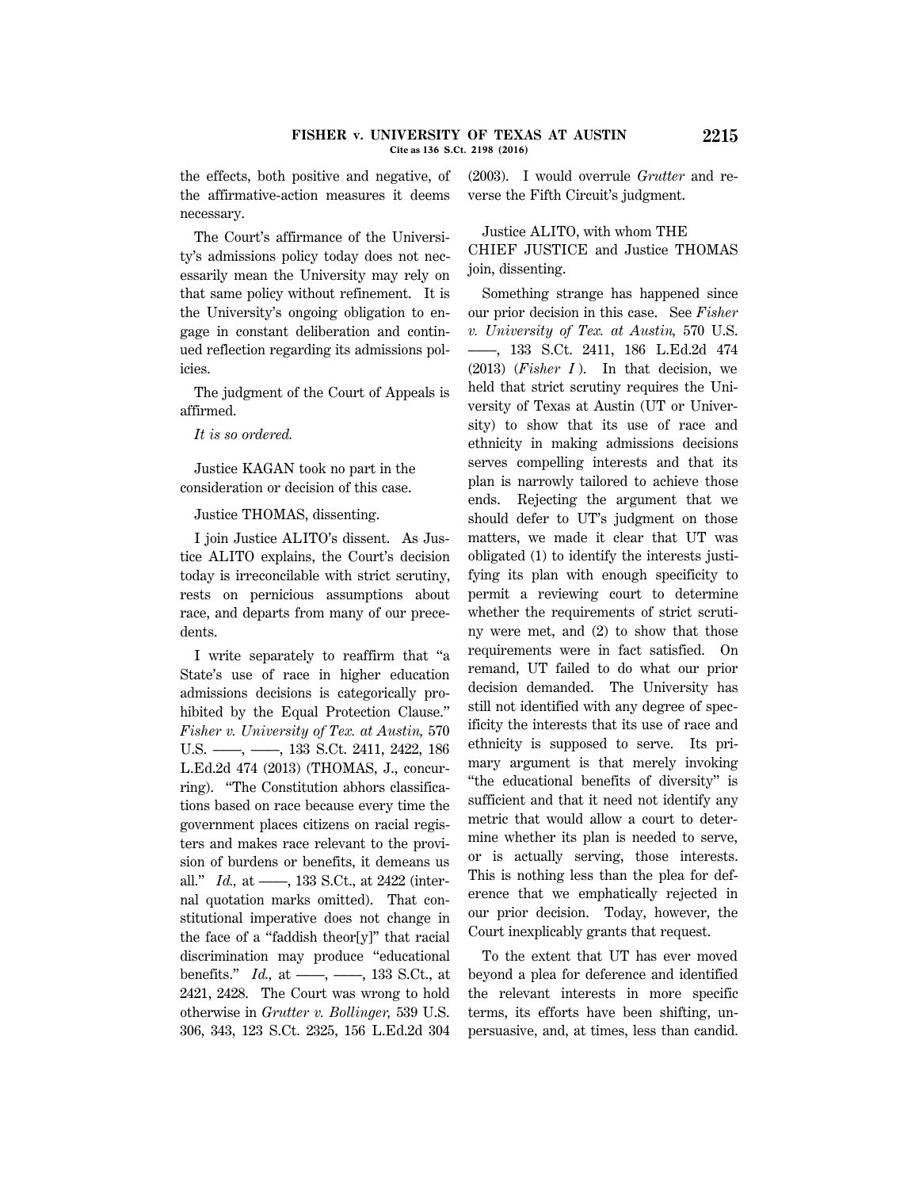the effects, both positive and negative, of the affirmative-action measures it deems necessary.

The Court's affirmance of the University's admissions policy today does not necessarily mean the University may rely on that same policy without refinement. It is the University's ongoing obligation to engage in constant deliberation and continued reflection regarding its admissions policies.

The judgment of the Court of Appeals is affirmed.

*It is so ordered.*

Justice KAGAN took no part in the consideration or decision of this case.

Justice THOMAS, dissenting.

I join Justice ALITO's dissent. As Justice ALITO explains, the Court's decision today is irreconcilable with strict scrutiny, rests on pernicious assumptions about race, and departs from many of our precedents.

I write separately to reaffirm that "a State's use of race in higher education admissions decisions is categorically prohibited by the Equal Protection Clause." *Fisher v. University of Tex. at Austin,* 570 U.S. ––––, ––––, 133 S.Ct. 2411, 2422, 186 L.Ed.2d 474 (2013) (THOMAS, J., concurring). "The Constitution abhors classifications based on race because every time the government places citizens on racial registers and makes race relevant to the provision of burdens or benefits, it demeans us all." *Id.,* at ––––, 133 S.Ct., at 2422 (internal quotation marks omitted). That constitutional imperative does not change in the face of a "faddish theor[y]" that racial discrimination may produce "educational benefits." *Id.,* at ––––, ––––, 133 S.Ct., at 2421, 2428. The Court was wrong to hold otherwise in *Grutter v. Bollinger,* 539 U.S. 306, 343, 123 S.Ct. 2325, 156 L.Ed.2d 304 (2003). I would overrule *Grutter* and reverse the Fifth Circuit's judgment.

Justice ALITO, with whom THE CHIEF JUSTICE and Justice THOMAS join, dissenting.

Something strange has happened since our prior decision in this case. See *Fisher v. University of Tex. at Austin,* 570 U.S. ––––, 133 S.Ct. 2411, 186 L.Ed.2d 474 (2013) (*Fisher I* ). In that decision, we held that strict scrutiny requires the University of Texas at Austin (UT or University) to show that its use of race and ethnicity in making admissions decisions serves compelling interests and that its plan is narrowly tailored to achieve those ends. Rejecting the argument that we should defer to UT's judgment on those matters, we made it clear that UT was obligated (1) to identify the interests justifying its plan with enough specificity to permit a reviewing court to determine whether the requirements of strict scrutiny were met, and (2) to show that those requirements were in fact satisfied. On remand, UT failed to do what our prior decision demanded. The University has still not identified with any degree of specificity the interests that its use of race and ethnicity is supposed to serve. Its primary argument is that merely invoking "the educational benefits of diversity" is sufficient and that it need not identify any metric that would allow a court to determine whether its plan is needed to serve, or is actually serving, those interests. This is nothing less than the plea for deference that we emphatically rejected in our prior decision. Today, however, the Court inexplicably grants that request.

To the extent that UT has ever moved beyond a plea for deference and identified the relevant interests in more specific terms, its efforts have been shifting, unpersuasive, and, at times, less than candid.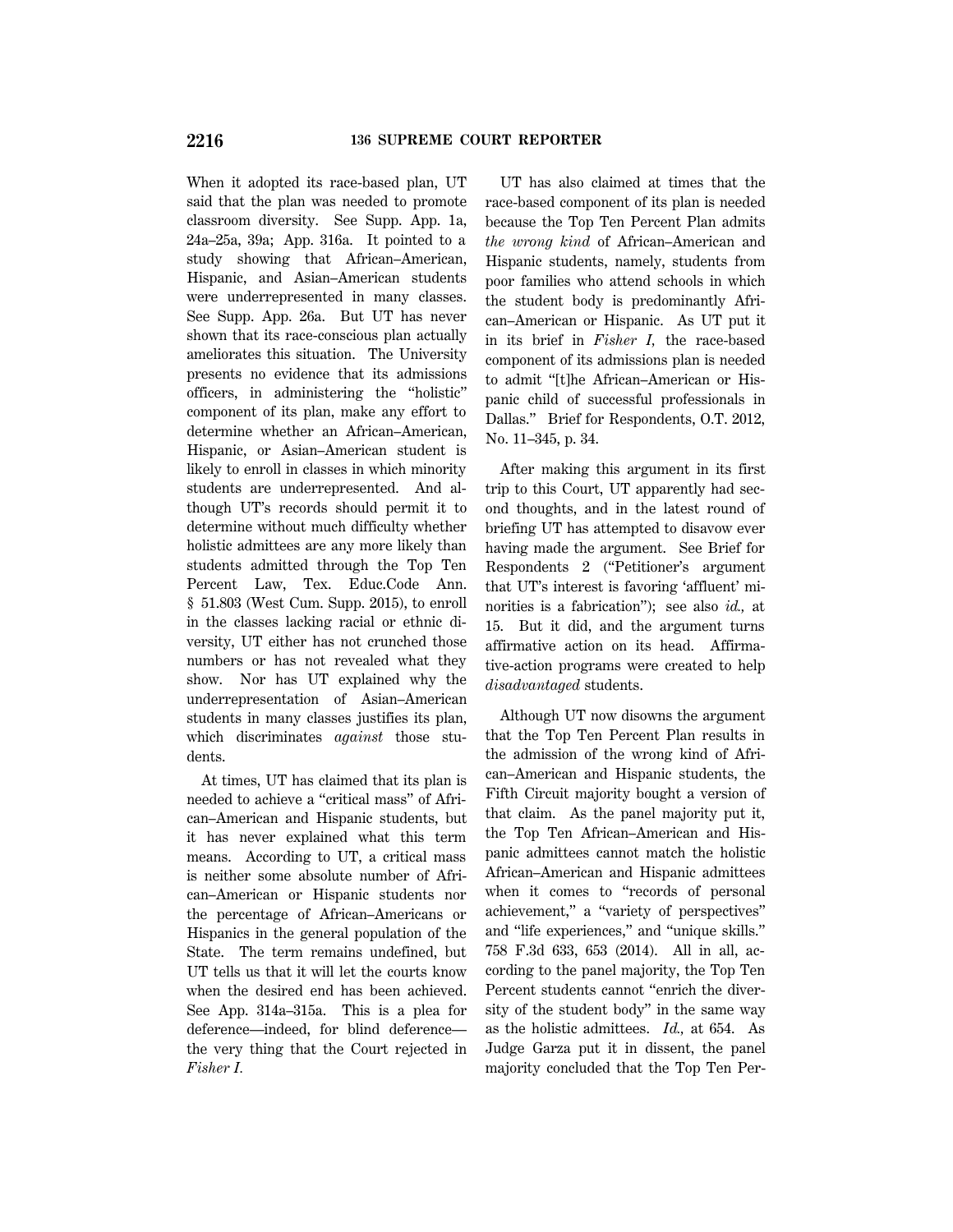When it adopted its race-based plan, UT said that the plan was needed to promote classroom diversity. See Supp. App. 1a, 24a–25a, 39a; App. 316a. It pointed to a study showing that African–American, Hispanic, and Asian–American students were underrepresented in many classes. See Supp. App. 26a. But UT has never shown that its race-conscious plan actually ameliorates this situation. The University presents no evidence that its admissions officers, in administering the "holistic" component of its plan, make any effort to determine whether an African–American, Hispanic, or Asian–American student is likely to enroll in classes in which minority students are underrepresented. And although UT's records should permit it to determine without much difficulty whether holistic admittees are any more likely than students admitted through the Top Ten Percent Law, Tex. Educ.Code Ann. § 51.803 (West Cum. Supp. 2015), to enroll in the classes lacking racial or ethnic diversity, UT either has not crunched those numbers or has not revealed what they show. Nor has UT explained why the underrepresentation of Asian–American students in many classes justifies its plan, which discriminates *against* those students.

At times, UT has claimed that its plan is needed to achieve a "critical mass" of African–American and Hispanic students, but it has never explained what this term means. According to UT, a critical mass is neither some absolute number of African–American or Hispanic students nor the percentage of African–Americans or Hispanics in the general population of the State. The term remains undefined, but UT tells us that it will let the courts know when the desired end has been achieved. See App. 314a–315a. This is a plea for deference—indeed, for blind deference—the very thing that the Court rejected in *Fisher I.*

UT has also claimed at times that the race-based component of its plan is needed because the Top Ten Percent Plan admits *the wrong kind* of African–American and Hispanic students, namely, students from poor families who attend schools in which the student body is predominantly African–American or Hispanic. As UT put it in its brief in *Fisher I,* the race-based component of its admissions plan is needed to admit "[t]he African–American or Hispanic child of successful professionals in Dallas." Brief for Respondents, O.T. 2012, No. 11–345, p. 34.

After making this argument in its first trip to this Court, UT apparently had second thoughts, and in the latest round of briefing UT has attempted to disavow ever having made the argument. See Brief for Respondents 2 ("Petitioner's argument that UT's interest is favoring 'affluent' minorities is a fabrication"); see also *id.,* at 15. But it did, and the argument turns affirmative action on its head. Affirmative-action programs were created to help *disadvantaged* students.

Although UT now disowns the argument that the Top Ten Percent Plan results in the admission of the wrong kind of African–American and Hispanic students, the Fifth Circuit majority bought a version of that claim. As the panel majority put it, the Top Ten African–American and Hispanic admittees cannot match the holistic African–American and Hispanic admittees when it comes to "records of personal achievement," a "variety of perspectives" and "life experiences," and "unique skills." 758 F.3d 633, 653 (2014). All in all, according to the panel majority, the Top Ten Percent students cannot "enrich the diversity of the student body" in the same way as the holistic admittees. *Id.,* at 654. As Judge Garza put it in dissent, the panel majority concluded that the Top Ten Per-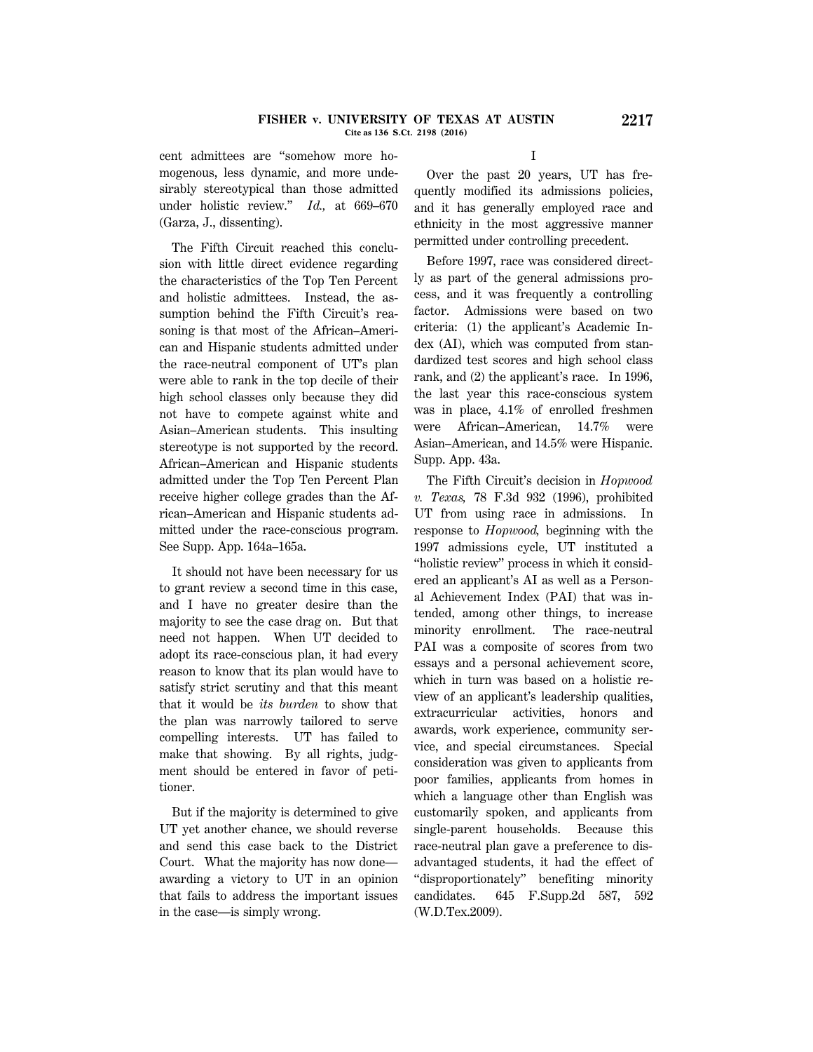cent admittees are "somehow more homogenous, less dynamic, and more undesirably stereotypical than those admitted under holistic review." *Id.,* at 669–670 (Garza, J., dissenting).

The Fifth Circuit reached this conclusion with little direct evidence regarding the characteristics of the Top Ten Percent and holistic admittees. Instead, the assumption behind the Fifth Circuit's reasoning is that most of the African–American and Hispanic students admitted under the race-neutral component of UT's plan were able to rank in the top decile of their high school classes only because they did not have to compete against white and Asian–American students. This insulting stereotype is not supported by the record. African–American and Hispanic students admitted under the Top Ten Percent Plan receive higher college grades than the African–American and Hispanic students admitted under the race-conscious program. See Supp. App. 164a–165a.

It should not have been necessary for us to grant review a second time in this case, and I have no greater desire than the majority to see the case drag on. But that need not happen. When UT decided to adopt its race-conscious plan, it had every reason to know that its plan would have to satisfy strict scrutiny and that this meant that it would be *its burden* to show that the plan was narrowly tailored to serve compelling interests. UT has failed to make that showing. By all rights, judgment should be entered in favor of petitioner.

But if the majority is determined to give UT yet another chance, we should reverse and send this case back to the District Court. What the majority has now done—awarding a victory to UT in an opinion that fails to address the important issues in the case—is simply wrong.

## I

Over the past 20 years, UT has frequently modified its admissions policies, and it has generally employed race and ethnicity in the most aggressive manner permitted under controlling precedent.

Before 1997, race was considered directly as part of the general admissions process, and it was frequently a controlling factor. Admissions were based on two criteria: (1) the applicant's Academic Index (AI), which was computed from standardized test scores and high school class rank, and (2) the applicant's race. In 1996, the last year this race-conscious system was in place, 4.1% of enrolled freshmen were African–American, 14.7% were Asian–American, and 14.5% were Hispanic. Supp. App. 43a.

The Fifth Circuit's decision in *Hopwood v. Texas,* 78 F.3d 932 (1996), prohibited UT from using race in admissions. In response to *Hopwood,* beginning with the 1997 admissions cycle, UT instituted a "holistic review" process in which it considered an applicant's AI as well as a Personal Achievement Index (PAI) that was intended, among other things, to increase minority enrollment. The race-neutral PAI was a composite of scores from two essays and a personal achievement score, which in turn was based on a holistic review of an applicant's leadership qualities, extracurricular activities, honors and awards, work experience, community service, and special circumstances. Special consideration was given to applicants from poor families, applicants from homes in which a language other than English was customarily spoken, and applicants from single-parent households. Because this race-neutral plan gave a preference to disadvantaged students, it had the effect of "disproportionately" benefiting minority candidates. 645 F.Supp.2d 587, 592 (W.D.Tex.2009).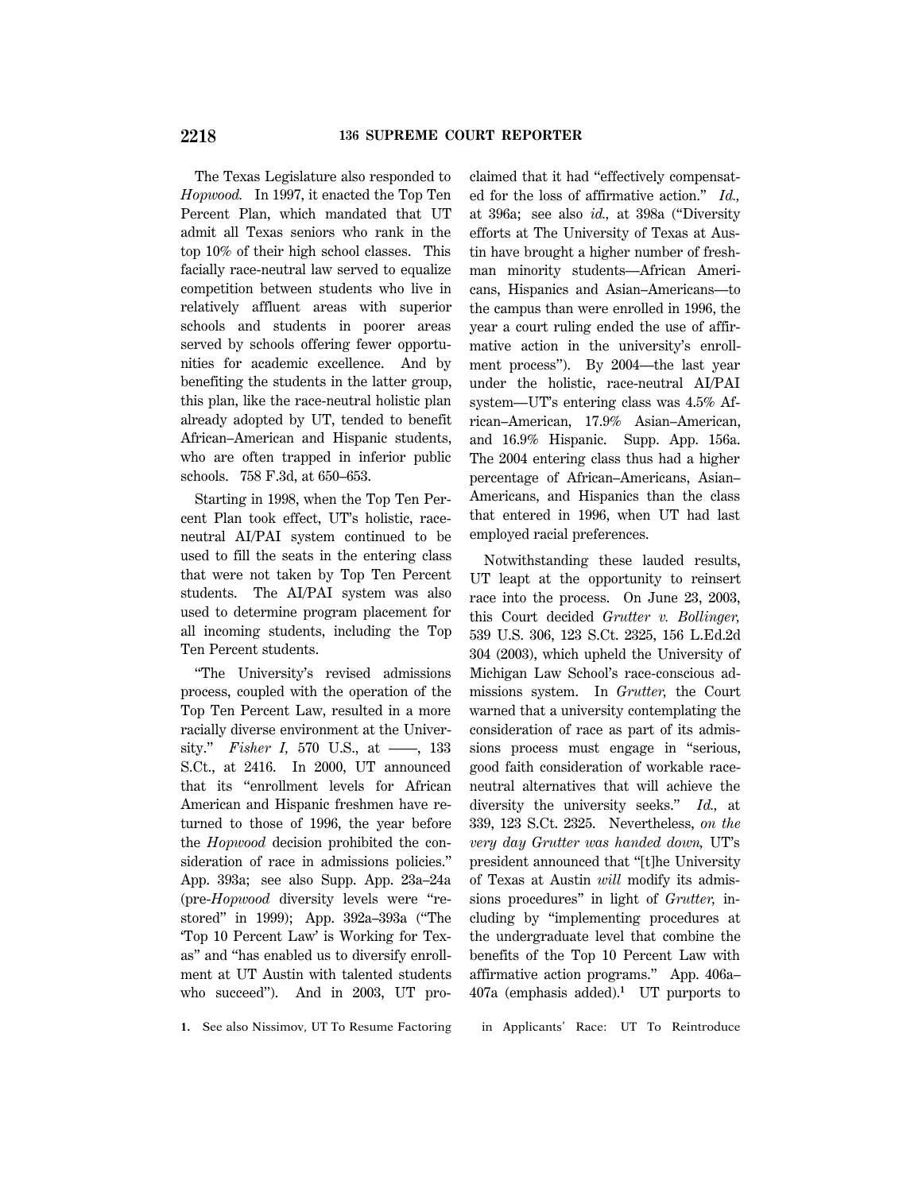The Texas Legislature also responded to *Hopwood.* In 1997, it enacted the Top Ten Percent Plan, which mandated that UT admit all Texas seniors who rank in the top 10% of their high school classes. This facially race-neutral law served to equalize competition between students who live in relatively affluent areas with superior schools and students in poorer areas served by schools offering fewer opportunities for academic excellence. And by benefiting the students in the latter group, this plan, like the race-neutral holistic plan already adopted by UT, tended to benefit African–American and Hispanic students, who are often trapped in inferior public schools. 758 F.3d, at 650–653.

Starting in 1998, when the Top Ten Percent Plan took effect, UT's holistic, race-neutral AI/PAI system continued to be used to fill the seats in the entering class that were not taken by Top Ten Percent students. The AI/PAI system was also used to determine program placement for all incoming students, including the Top Ten Percent students.

"The University's revised admissions process, coupled with the operation of the Top Ten Percent Law, resulted in a more racially diverse environment at the University." *Fisher I,* 570 U.S., at ––––, 133 S.Ct., at 2416. In 2000, UT announced that its "enrollment levels for African American and Hispanic freshmen have returned to those of 1996, the year before the *Hopwood* decision prohibited the consideration of race in admissions policies." App. 393a; see also Supp. App. 23a–24a (pre-*Hopwood* diversity levels were "restored" in 1999); App. 392a–393a ("The 'Top 10 Percent Law' is Working for Texas" and "has enabled us to diversify enrollment at UT Austin with talented students who succeed"). And in 2003, UT proclaimed that it had "effectively compensated for the loss of affirmative action." *Id.,* at 396a; see also *id.,* at 398a ("Diversity efforts at The University of Texas at Austin have brought a higher number of freshman minority students—African Americans, Hispanics and Asian–Americans—to the campus than were enrolled in 1996, the year a court ruling ended the use of affirmative action in the university's enrollment process"). By 2004—the last year under the holistic, race-neutral AI/PAI system—UT's entering class was 4.5% African–American, 17.9% Asian–American, and 16.9% Hispanic. Supp. App. 156a. The 2004 entering class thus had a higher percentage of African–Americans, Asian–Americans, and Hispanics than the class that entered in 1996, when UT had last employed racial preferences.

Notwithstanding these lauded results, UT leapt at the opportunity to reinsert race into the process. On June 23, 2003, this Court decided *Grutter v. Bollinger,* 539 U.S. 306, 123 S.Ct. 2325, 156 L.Ed.2d 304 (2003), which upheld the University of Michigan Law School's race-conscious admissions system. In *Grutter,* the Court warned that a university contemplating the consideration of race as part of its admissions process must engage in "serious, good faith consideration of workable race-neutral alternatives that will achieve the diversity the university seeks." *Id.,* at 339, 123 S.Ct. 2325. Nevertheless, *on the very day Grutter was handed down,* UT's president announced that "[t]he University of Texas at Austin *will* modify its admissions procedures" in light of *Grutter,* including by "implementing procedures at the undergraduate level that combine the benefits of the Top 10 Percent Law with affirmative action programs." App. 406a–407a (emphasis added).[1] UT purports to

1. See also Nissimov, UT To Resume Factoring in Applicants' Race: UT To Reintroduce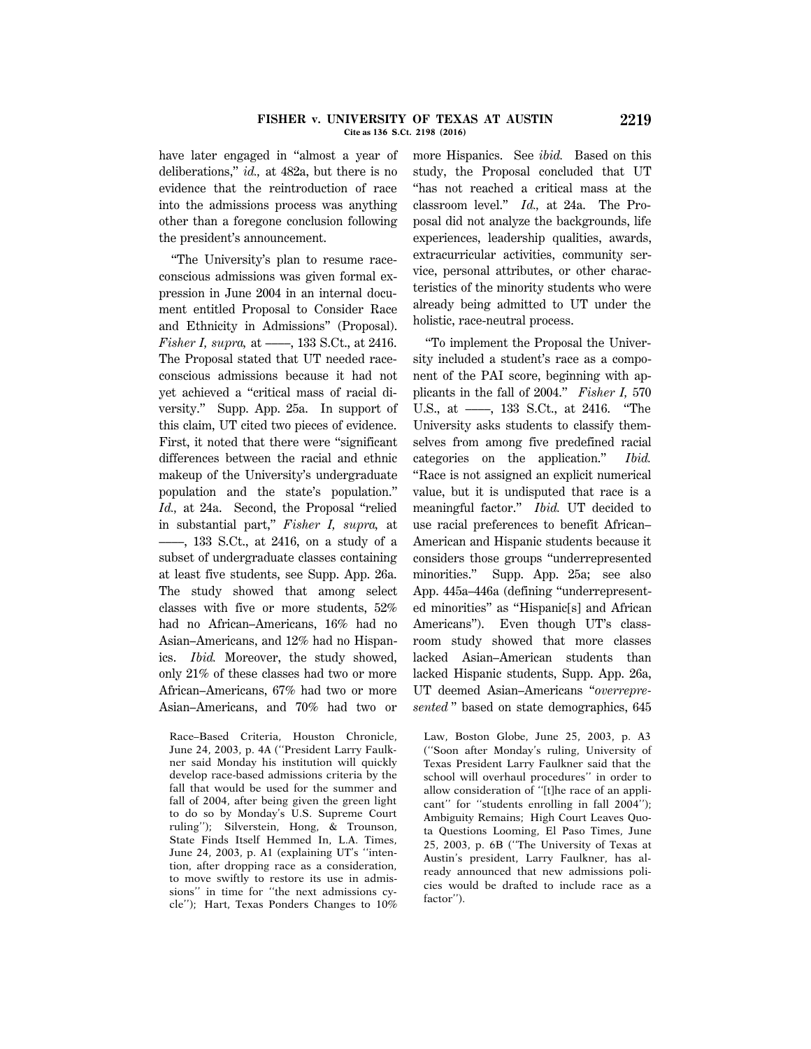have later engaged in "almost a year of deliberations," *id.,* at 482a, but there is no evidence that the reintroduction of race into the admissions process was anything other than a foregone conclusion following the president's announcement.

"The University's plan to resume race-conscious admissions was given formal expression in June 2004 in an internal document entitled Proposal to Consider Race and Ethnicity in Admissions" (Proposal). *Fisher I, supra,* at ––––, 133 S.Ct., at 2416. The Proposal stated that UT needed race-conscious admissions because it had not yet achieved a "critical mass of racial diversity." Supp. App. 25a. In support of this claim, UT cited two pieces of evidence. First, it noted that there were "significant differences between the racial and ethnic makeup of the University's undergraduate population and the state's population." *Id.,* at 24a. Second, the Proposal "relied in substantial part," *Fisher I, supra,* at ––––, 133 S.Ct., at 2416, on a study of a subset of undergraduate classes containing at least five students, see Supp. App. 26a. The study showed that among select classes with five or more students, 52% had no African–Americans, 16% had no Asian–Americans, and 12% had no Hispanics. *Ibid.* Moreover, the study showed, only 21% of these classes had two or more African–Americans, 67% had two or more Asian–Americans, and 70% had two or more Hispanics. See *ibid.* Based on this study, the Proposal concluded that UT "has not reached a critical mass at the classroom level." *Id.,* at 24a. The Proposal did not analyze the backgrounds, life experiences, leadership qualities, awards, extracurricular activities, community service, personal attributes, or other characteristics of the minority students who were already being admitted to UT under the holistic, race-neutral process.

"To implement the Proposal the University included a student's race as a component of the PAI score, beginning with applicants in the fall of 2004." *Fisher I,* 570 U.S., at ––––, 133 S.Ct., at 2416. "The University asks students to classify themselves from among five predefined racial categories on the application." *Ibid.* "Race is not assigned an explicit numerical value, but it is undisputed that race is a meaningful factor." *Ibid.* UT decided to use racial preferences to benefit African–American and Hispanic students because it considers those groups "underrepresented minorities." Supp. App. 25a; see also App. 445a–446a (defining "underrepresented minorities" as "Hispanic[s] and African Americans"). Even though UT's classroom study showed that more classes lacked Asian–American students than lacked Hispanic students, Supp. App. 26a, UT deemed Asian–Americans "*overrepresented* " based on state demographics, 645

Race–Based Criteria, Houston Chronicle, June 24, 2003, p. 4A ("President Larry Faulkner said Monday his institution will quickly develop race-based admissions criteria by the fall that would be used for the summer and fall of 2004, after being given the green light to do so by Monday's U.S. Supreme Court ruling"); Silverstein, Hong, & Trounson, State Finds Itself Hemmed In, L.A. Times, June 24, 2003, p. A1 (explaining UT's "intention, after dropping race as a consideration, to move swiftly to restore its use in admissions" in time for "the next admissions cycle"); Hart, Texas Ponders Changes to 10% Law, Boston Globe, June 25, 2003, p. A3 ("Soon after Monday's ruling, University of Texas President Larry Faulkner said that the school will overhaul procedures" in order to allow consideration of "[t]he race of an applicant" for "students enrolling in fall 2004"); Ambiguity Remains; High Court Leaves Quota Questions Looming, El Paso Times, June 25, 2003, p. 6B ("The University of Texas at Austin's president, Larry Faulkner, has already announced that new admissions policies would be drafted to include race as a factor").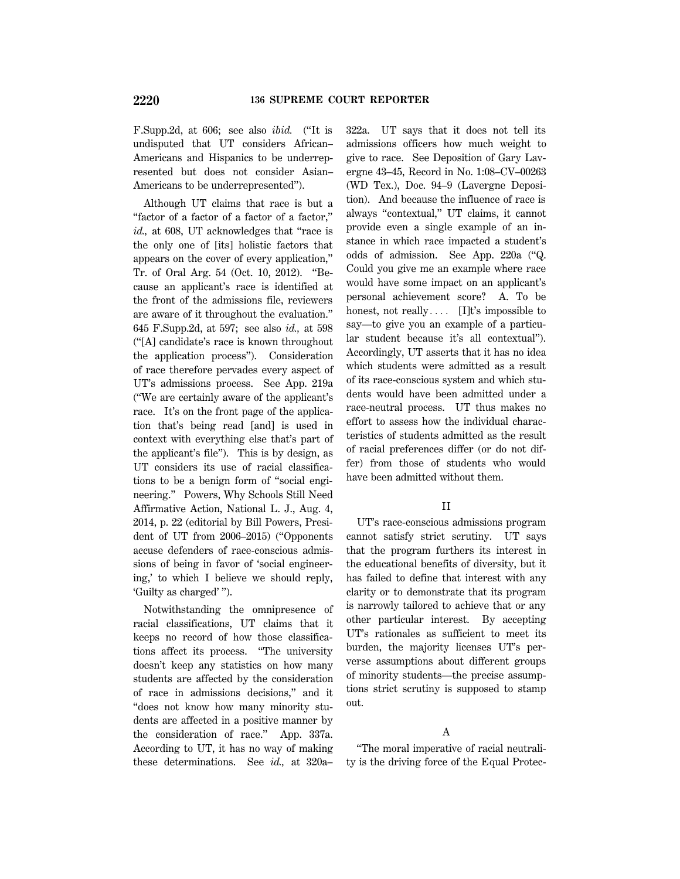F.Supp.2d, at 606; see also *ibid.* ("It is undisputed that UT considers African–Americans and Hispanics to be underrepresented but does not consider Asian–Americans to be underrepresented").

Although UT claims that race is but a "factor of a factor of a factor of a factor," *id.,* at 608, UT acknowledges that "race is the only one of [its] holistic factors that appears on the cover of every application," Tr. of Oral Arg. 54 (Oct. 10, 2012). "Because an applicant's race is identified at the front of the admissions file, reviewers are aware of it throughout the evaluation." 645 F.Supp.2d, at 597; see also *id.,* at 598 ("[A] candidate's race is known throughout the application process"). Consideration of race therefore pervades every aspect of UT's admissions process. See App. 219a ("We are certainly aware of the applicant's race. It's on the front page of the application that's being read [and] is used in context with everything else that's part of the applicant's file"). This is by design, as UT considers its use of racial classifications to be a benign form of "social engineering." Powers, Why Schools Still Need Affirmative Action, National L. J., Aug. 4, 2014, p. 22 (editorial by Bill Powers, President of UT from 2006–2015) ("Opponents accuse defenders of race-conscious admissions of being in favor of 'social engineering,' to which I believe we should reply, 'Guilty as charged' ").

Notwithstanding the omnipresence of racial classifications, UT claims that it keeps no record of how those classifications affect its process. "The university doesn't keep any statistics on how many students are affected by the consideration of race in admissions decisions," and it "does not know how many minority students are affected in a positive manner by the consideration of race." App. 337a. According to UT, it has no way of making these determinations. See *id.,* at 320a–322a. UT says that it does not tell its admissions officers how much weight to give to race. See Deposition of Gary Lavergne 43–45, Record in No. 1:08–CV–00263 (WD Tex.), Doc. 94–9 (Lavergne Deposition). And because the influence of race is always "contextual," UT claims, it cannot provide even a single example of an instance in which race impacted a student's odds of admission. See App. 220a ("Q. Could you give me an example where race would have some impact on an applicant's personal achievement score? A. To be honest, not really.... [I]t's impossible to say—to give you an example of a particular student because it's all contextual"). Accordingly, UT asserts that it has no idea which students were admitted as a result of its race-conscious system and which students would have been admitted under a race-neutral process. UT thus makes no effort to assess how the individual characteristics of students admitted as the result of racial preferences differ (or do not differ) from those of students who would have been admitted without them.

## II

UT's race-conscious admissions program cannot satisfy strict scrutiny. UT says that the program furthers its interest in the educational benefits of diversity, but it has failed to define that interest with any clarity or to demonstrate that its program is narrowly tailored to achieve that or any other particular interest. By accepting UT's rationales as sufficient to meet its burden, the majority licenses UT's perverse assumptions about different groups of minority students—the precise assumptions strict scrutiny is supposed to stamp out.

### A

"The moral imperative of racial neutrality is the driving force of the Equal Protec-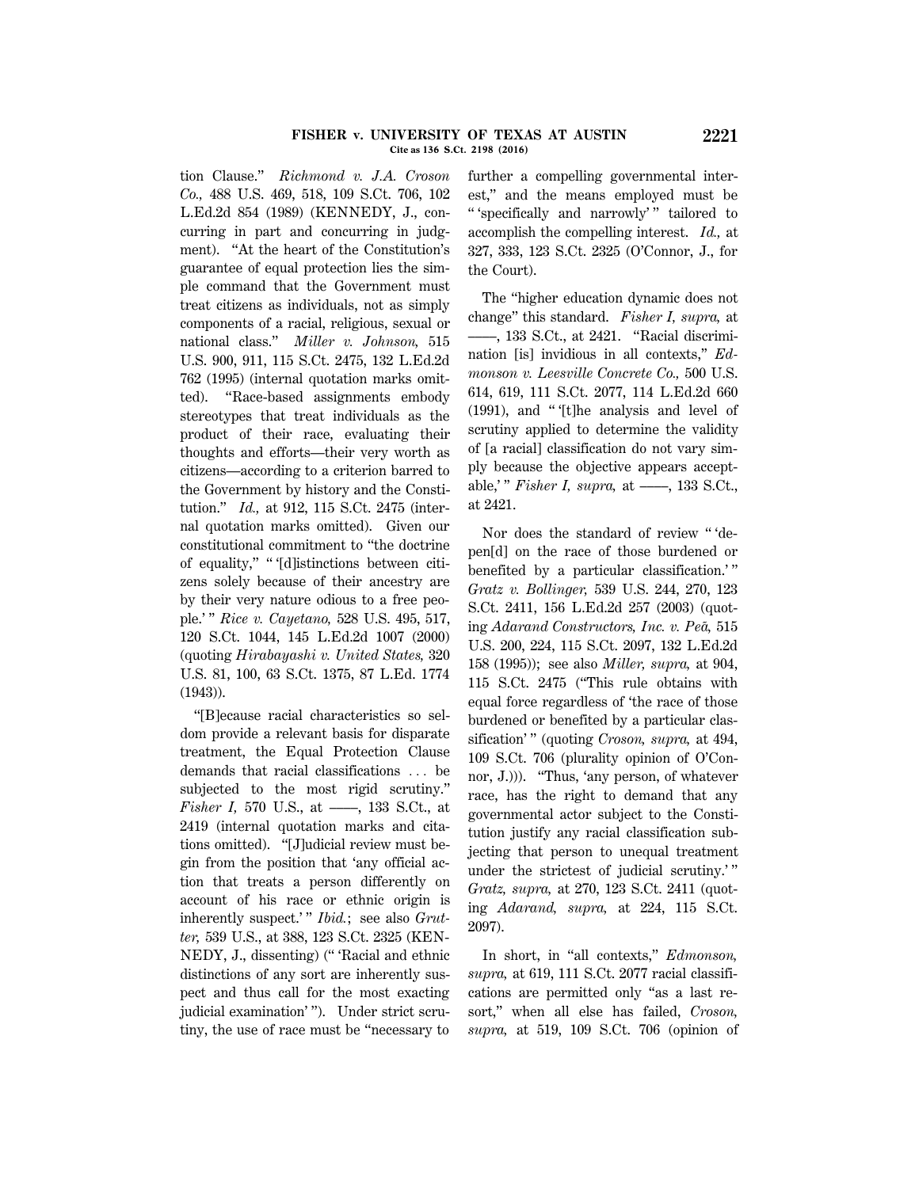tion Clause." *Richmond v. J.A. Croson Co.,* 488 U.S. 469, 518, 109 S.Ct. 706, 102 L.Ed.2d 854 (1989) (KENNEDY, J., concurring in part and concurring in judgment). "At the heart of the Constitution's guarantee of equal protection lies the simple command that the Government must treat citizens as individuals, not as simply components of a racial, religious, sexual or national class." *Miller v. Johnson,* 515 U.S. 900, 911, 115 S.Ct. 2475, 132 L.Ed.2d 762 (1995) (internal quotation marks omitted). "Race-based assignments embody stereotypes that treat individuals as the product of their race, evaluating their thoughts and efforts—their very worth as citizens—according to a criterion barred to the Government by history and the Constitution." *Id.,* at 912, 115 S.Ct. 2475 (internal quotation marks omitted). Given our constitutional commitment to "the doctrine of equality," " '[d]istinctions between citizens solely because of their ancestry are by their very nature odious to a free people.' " *Rice v. Cayetano,* 528 U.S. 495, 517, 120 S.Ct. 1044, 145 L.Ed.2d 1007 (2000) (quoting *Hirabayashi v. United States,* 320 U.S. 81, 100, 63 S.Ct. 1375, 87 L.Ed. 1774 (1943)).

"[B]ecause racial characteristics so seldom provide a relevant basis for disparate treatment, the Equal Protection Clause demands that racial classifications ... be subjected to the most rigid scrutiny." *Fisher I,* 570 U.S., at ——, 133 S.Ct., at 2419 (internal quotation marks and citations omitted). "[J]udicial review must begin from the position that 'any official action that treats a person differently on account of his race or ethnic origin is inherently suspect.' " *Ibid.*; see also *Grutter,* 539 U.S., at 388, 123 S.Ct. 2325 (KENNEDY, J., dissenting) (" 'Racial and ethnic distinctions of any sort are inherently suspect and thus call for the most exacting judicial examination' "). Under strict scrutiny, the use of race must be "necessary to further a compelling governmental interest," and the means employed must be " 'specifically and narrowly' " tailored to accomplish the compelling interest. *Id.,* at 327, 333, 123 S.Ct. 2325 (O'Connor, J., for the Court).

The "higher education dynamic does not change" this standard. *Fisher I, supra,* at ——, 133 S.Ct., at 2421. "Racial discrimination [is] invidious in all contexts," *Edmonson v. Leesville Concrete Co.,* 500 U.S. 614, 619, 111 S.Ct. 2077, 114 L.Ed.2d 660 (1991), and " '[t]he analysis and level of scrutiny applied to determine the validity of [a racial] classification do not vary simply because the objective appears acceptable,' " *Fisher I, supra,* at ——, 133 S.Ct., at 2421.

Nor does the standard of review " 'depen[d] on the race of those burdened or benefited by a particular classification.' " *Gratz v. Bollinger,* 539 U.S. 244, 270, 123 S.Ct. 2411, 156 L.Ed.2d 257 (2003) (quoting *Adarand Constructors, Inc. v. Peña,* 515 U.S. 200, 224, 115 S.Ct. 2097, 132 L.Ed.2d 158 (1995)); see also *Miller, supra,* at 904, 115 S.Ct. 2475 ("This rule obtains with equal force regardless of 'the race of those burdened or benefited by a particular classification' " (quoting *Croson, supra,* at 494, 109 S.Ct. 706 (plurality opinion of O'Connor, J.))). "Thus, 'any person, of whatever race, has the right to demand that any governmental actor subject to the Constitution justify any racial classification subjecting that person to unequal treatment under the strictest of judicial scrutiny.' " *Gratz, supra,* at 270, 123 S.Ct. 2411 (quoting *Adarand, supra,* at 224, 115 S.Ct. 2097).

In short, in "all contexts," *Edmonson, supra,* at 619, 111 S.Ct. 2077 racial classifications are permitted only "as a last resort," when all else has failed, *Croson, supra,* at 519, 109 S.Ct. 706 (opinion of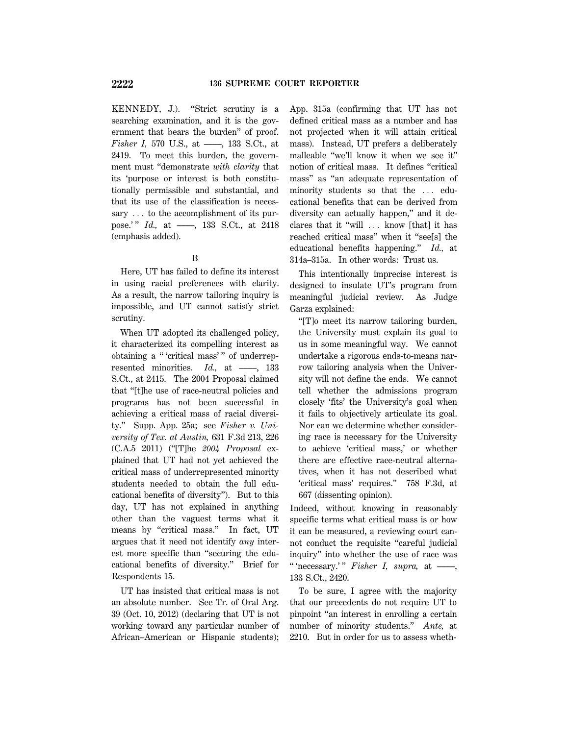KENNEDY, J.). "Strict scrutiny is a searching examination, and it is the government that bears the burden" of proof. *Fisher I,* 570 U.S., at ——, 133 S.Ct., at 2419. To meet this burden, the government must "demonstrate *with clarity* that its 'purpose or interest is both constitutionally permissible and substantial, and that its use of the classification is necessary … to the accomplishment of its purpose.'" *Id.,* at ——, 133 S.Ct., at 2418 (emphasis added).

B

Here, UT has failed to define its interest in using racial preferences with clarity. As a result, the narrow tailoring inquiry is impossible, and UT cannot satisfy strict scrutiny.

When UT adopted its challenged policy, it characterized its compelling interest as obtaining a "'critical mass'" of underrepresented minorities. *Id.,* at ——, 133 S.Ct., at 2415. The 2004 Proposal claimed that "[t]he use of race-neutral policies and programs has not been successful in achieving a critical mass of racial diversity." Supp. App. 25a; see *Fisher v. University of Tex. at Austin,* 631 F.3d 213, 226 (C.A.5 2011) ("[T]he *2004 Proposal* explained that UT had not yet achieved the critical mass of underrepresented minority students needed to obtain the full educational benefits of diversity"). But to this day, UT has not explained in anything other than the vaguest terms what it means by "critical mass." In fact, UT argues that it need not identify *any* interest more specific than "securing the educational benefits of diversity." Brief for Respondents 15.

UT has insisted that critical mass is not an absolute number. See Tr. of Oral Arg. 39 (Oct. 10, 2012) (declaring that UT is not working toward any particular number of African–American or Hispanic students); App. 315a (confirming that UT has not defined critical mass as a number and has not projected when it will attain critical mass). Instead, UT prefers a deliberately malleable "we'll know it when we see it" notion of critical mass. It defines "critical mass" as "an adequate representation of minority students so that the … educational benefits that can be derived from diversity can actually happen," and it declares that it "will … know [that] it has reached critical mass" when it "see[s] the educational benefits happening." *Id.,* at 314a–315a. In other words: Trust us.

This intentionally imprecise interest is designed to insulate UT's program from meaningful judicial review. As Judge Garza explained:

> "[T]o meet its narrow tailoring burden, the University must explain its goal to us in some meaningful way. We cannot undertake a rigorous ends-to-means narrow tailoring analysis when the University will not define the ends. We cannot tell whether the admissions program closely 'fits' the University's goal when it fails to objectively articulate its goal. Nor can we determine whether considering race is necessary for the University to achieve 'critical mass,' or whether there are effective race-neutral alternatives, when it has not described what 'critical mass' requires." 758 F.3d, at 667 (dissenting opinion).

Indeed, without knowing in reasonably specific terms what critical mass is or how it can be measured, a reviewing court cannot conduct the requisite "careful judicial inquiry" into whether the use of race was "'necessary.'" *Fisher I, supra,* at ——, 133 S.Ct., 2420.

To be sure, I agree with the majority that our precedents do not require UT to pinpoint "an interest in enrolling a certain number of minority students." *Ante,* at 2210. But in order for us to assess wheth-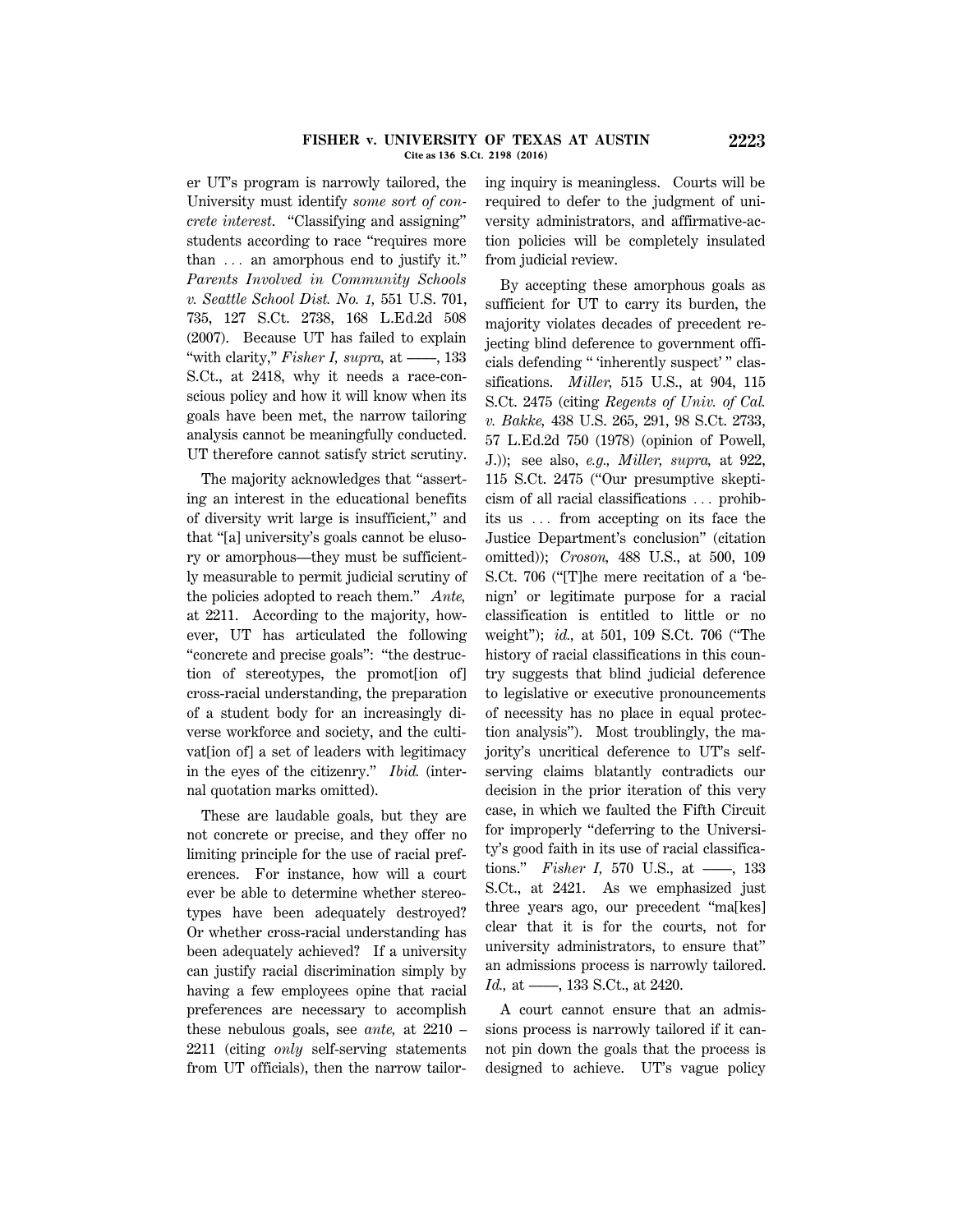er UT's program is narrowly tailored, the University must identify *some sort of concrete interest*. "Classifying and assigning" students according to race "requires more than . . . an amorphous end to justify it." *Parents Involved in Community Schools v. Seattle School Dist. No. 1,* 551 U.S. 701, 735, 127 S.Ct. 2738, 168 L.Ed.2d 508 (2007). Because UT has failed to explain "with clarity," *Fisher I, supra,* at ––––, 133 S.Ct., at 2418, why it needs a race-conscious policy and how it will know when its goals have been met, the narrow tailoring analysis cannot be meaningfully conducted. UT therefore cannot satisfy strict scrutiny.

The majority acknowledges that "asserting an interest in the educational benefits of diversity writ large is insufficient," and that "[a] university's goals cannot be elusory or amorphous—they must be sufficiently measurable to permit judicial scrutiny of the policies adopted to reach them." *Ante,* at 2211. According to the majority, however, UT has articulated the following "concrete and precise goals": "the destruction of stereotypes, the promot[ion of] cross-racial understanding, the preparation of a student body for an increasingly diverse workforce and society, and the cultivat[ion of] a set of leaders with legitimacy in the eyes of the citizenry." *Ibid.* (internal quotation marks omitted).

These are laudable goals, but they are not concrete or precise, and they offer no limiting principle for the use of racial preferences. For instance, how will a court ever be able to determine whether stereotypes have been adequately destroyed? Or whether cross-racial understanding has been adequately achieved? If a university can justify racial discrimination simply by having a few employees opine that racial preferences are necessary to accomplish these nebulous goals, see *ante,* at 2210 – 2211 (citing *only* self-serving statements from UT officials), then the narrow tailoring inquiry is meaningless. Courts will be required to defer to the judgment of university administrators, and affirmative-action policies will be completely insulated from judicial review.

By accepting these amorphous goals as sufficient for UT to carry its burden, the majority violates decades of precedent rejecting blind deference to government officials defending " 'inherently suspect' " classifications. *Miller,* 515 U.S., at 904, 115 S.Ct. 2475 (citing *Regents of Univ. of Cal. v. Bakke,* 438 U.S. 265, 291, 98 S.Ct. 2733, 57 L.Ed.2d 750 (1978) (opinion of Powell, J.)); see also, *e.g., Miller, supra,* at 922, 115 S.Ct. 2475 ("Our presumptive skepticism of all racial classifications . . . prohibits us . . . from accepting on its face the Justice Department's conclusion" (citation omitted)); *Croson,* 488 U.S., at 500, 109 S.Ct. 706 ("[T]he mere recitation of a 'benign' or legitimate purpose for a racial classification is entitled to little or no weight"); *id.,* at 501, 109 S.Ct. 706 ("The history of racial classifications in this country suggests that blind judicial deference to legislative or executive pronouncements of necessity has no place in equal protection analysis"). Most troublingly, the majority's uncritical deference to UT's self-serving claims blatantly contradicts our decision in the prior iteration of this very case, in which we faulted the Fifth Circuit for improperly "deferring to the University's good faith in its use of racial classifications." *Fisher I,* 570 U.S., at ––––, 133 S.Ct., at 2421. As we emphasized just three years ago, our precedent "ma[kes] clear that it is for the courts, not for university administrators, to ensure that" an admissions process is narrowly tailored. *Id.,* at ––––, 133 S.Ct., at 2420.

A court cannot ensure that an admissions process is narrowly tailored if it cannot pin down the goals that the process is designed to achieve. UT's vague policy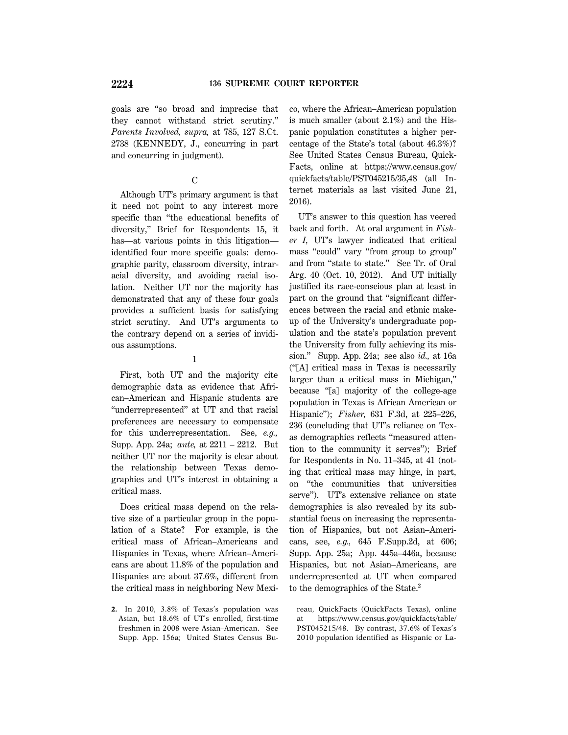goals are "so broad and imprecise that they cannot withstand strict scrutiny." *Parents Involved, supra,* at 785, 127 S.Ct. 2738 (KENNEDY, J., concurring in part and concurring in judgment).

### C

Although UT's primary argument is that it need not point to any interest more specific than "the educational benefits of diversity," Brief for Respondents 15, it has—at various points in this litigation—identified four more specific goals: demographic parity, classroom diversity, intraracial diversity, and avoiding racial isolation. Neither UT nor the majority has demonstrated that any of these four goals provides a sufficient basis for satisfying strict scrutiny. And UT's arguments to the contrary depend on a series of invidious assumptions.

### 1

First, both UT and the majority cite demographic data as evidence that African–American and Hispanic students are "underrepresented" at UT and that racial preferences are necessary to compensate for this underrepresentation. See, *e.g.,* Supp. App. 24a; *ante,* at 2211 – 2212. But neither UT nor the majority is clear about the relationship between Texas demographics and UT's interest in obtaining a critical mass.

Does critical mass depend on the relative size of a particular group in the population of a State? For example, is the critical mass of African–Americans and Hispanics in Texas, where African–Americans are about 11.8% of the population and Hispanics are about 37.6%, different from the critical mass in neighboring New Mexico, where the African–American population is much smaller (about 2.1%) and the Hispanic population constitutes a higher percentage of the State's total (about 46.3%)? See United States Census Bureau, QuickFacts, online at https://www.census.gov/quickfacts/table/PST045215/35,48 (all Internet materials as last visited June 21, 2016).

UT's answer to this question has veered back and forth. At oral argument in *Fisher I,* UT's lawyer indicated that critical mass "could" vary "from group to group" and from "state to state." See Tr. of Oral Arg. 40 (Oct. 10, 2012). And UT initially justified its race-conscious plan at least in part on the ground that "significant differences between the racial and ethnic makeup of the University's undergraduate population and the state's population prevent the University from fully achieving its mission." Supp. App. 24a; see also *id.,* at 16a ("[A] critical mass in Texas is necessarily larger than a critical mass in Michigan," because "[a] majority of the college-age population in Texas is African American or Hispanic"); *Fisher,* 631 F.3d, at 225–226, 236 (concluding that UT's reliance on Texas demographics reflects "measured attention to the community it serves"); Brief for Respondents in No. 11–345, at 41 (noting that critical mass may hinge, in part, on "the communities that universities serve"). UT's extensive reliance on state demographics is also revealed by its substantial focus on increasing the representation of Hispanics, but not Asian–Americans, see, *e.g.,* 645 F.Supp.2d, at 606; Supp. App. 25a; App. 445a–446a, because Hispanics, but not Asian–Americans, are underrepresented at UT when compared to the demographics of the State.[2]

---

2. In 2010, 3.8% of Texas's population was Asian, but 18.6% of UT's enrolled, first-time freshmen in 2008 were Asian–American. See Supp. App. 156a; United States Census Bureau, QuickFacts (QuickFacts Texas), online at https://www.census.gov/quickfacts/table/PST045215/48. By contrast, 37.6% of Texas's 2010 population identified as Hispanic or La-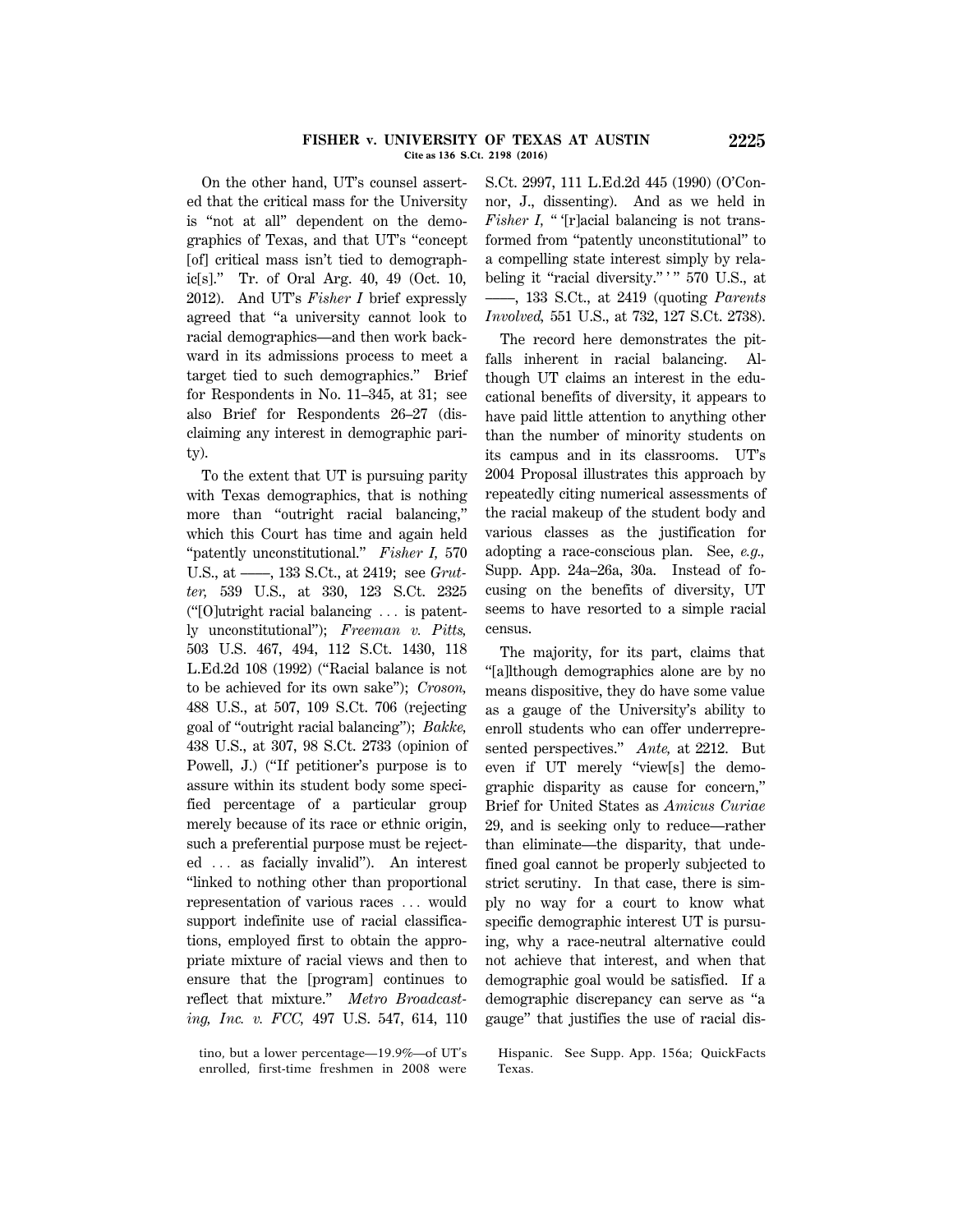On the other hand, UT's counsel asserted that the critical mass for the University is "not at all" dependent on the demographics of Texas, and that UT's "concept [of] critical mass isn't tied to demographic[s]." Tr. of Oral Arg. 40, 49 (Oct. 10, 2012). And UT's *Fisher I* brief expressly agreed that "a university cannot look to racial demographics—and then work backward in its admissions process to meet a target tied to such demographics." Brief for Respondents in No. 11–345, at 31; see also Brief for Respondents 26–27 (disclaiming any interest in demographic parity).

To the extent that UT is pursuing parity with Texas demographics, that is nothing more than "outright racial balancing," which this Court has time and again held "patently unconstitutional." *Fisher I,* 570 U.S., at ––––, 133 S.Ct., at 2419; see *Grutter,* 539 U.S., at 330, 123 S.Ct. 2325 ("[O]utright racial balancing ... is patently unconstitutional"); *Freeman v. Pitts,* 503 U.S. 467, 494, 112 S.Ct. 1430, 118 L.Ed.2d 108 (1992) ("Racial balance is not to be achieved for its own sake"); *Croson,* 488 U.S., at 507, 109 S.Ct. 706 (rejecting goal of "outright racial balancing"); *Bakke,* 438 U.S., at 307, 98 S.Ct. 2733 (opinion of Powell, J.) ("If petitioner's purpose is to assure within its student body some specified percentage of a particular group merely because of its race or ethnic origin, such a preferential purpose must be rejected ... as facially invalid"). An interest "linked to nothing other than proportional representation of various races ... would support indefinite use of racial classifications, employed first to obtain the appropriate mixture of racial views and then to ensure that the [program] continues to reflect that mixture." *Metro Broadcasting, Inc. v. FCC,* 497 U.S. 547, 614, 110 S.Ct. 2997, 111 L.Ed.2d 445 (1990) (O'Connor, J., dissenting). And as we held in *Fisher I,* " '[r]acial balancing is not transformed from "patently unconstitutional" to a compelling state interest simply by relabeling it "racial diversity." ' " 570 U.S., at ––––, 133 S.Ct., at 2419 (quoting *Parents Involved,* 551 U.S., at 732, 127 S.Ct. 2738).

The record here demonstrates the pitfalls inherent in racial balancing. Although UT claims an interest in the educational benefits of diversity, it appears to have paid little attention to anything other than the number of minority students on its campus and in its classrooms. UT's 2004 Proposal illustrates this approach by repeatedly citing numerical assessments of the racial makeup of the student body and various classes as the justification for adopting a race-conscious plan. See, *e.g.,* Supp. App. 24a–26a, 30a. Instead of focusing on the benefits of diversity, UT seems to have resorted to a simple racial census.

The majority, for its part, claims that "[a]lthough demographics alone are by no means dispositive, they do have some value as a gauge of the University's ability to enroll students who can offer underrepresented perspectives." *Ante,* at 2212. But even if UT merely "view[s] the demographic disparity as cause for concern," Brief for United States as *Amicus Curiae* 29, and is seeking only to reduce—rather than eliminate—the disparity, that undefined goal cannot be properly subjected to strict scrutiny. In that case, there is simply no way for a court to know what specific demographic interest UT is pursuing, why a race-neutral alternative could not achieve that interest, and when that demographic goal would be satisfied. If a demographic discrepancy can serve as "a gauge" that justifies the use of racial dis-

tino, but a lower percentage—19.9%—of UT's enrolled, first-time freshmen in 2008 were Hispanic. See Supp. App. 156a; QuickFacts Texas.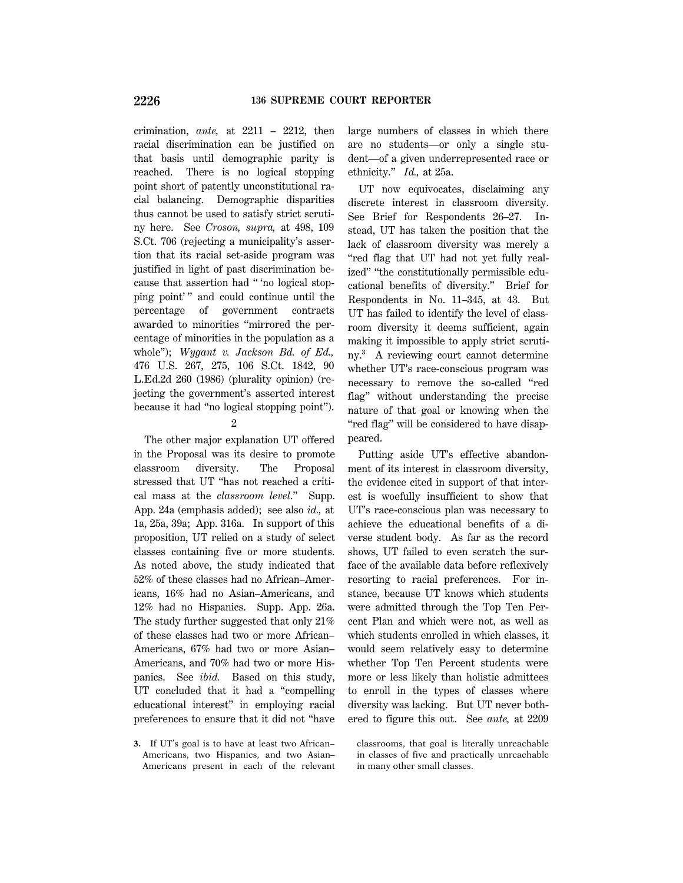crimination, *ante,* at 2211 – 2212, then racial discrimination can be justified on that basis until demographic parity is reached. There is no logical stopping point short of patently unconstitutional racial balancing. Demographic disparities thus cannot be used to satisfy strict scrutiny here. See *Croson, supra,* at 498, 109 S.Ct. 706 (rejecting a municipality's assertion that its racial set-aside program was justified in light of past discrimination because that assertion had " 'no logical stopping point' " and could continue until the percentage of government contracts awarded to minorities "mirrored the percentage of minorities in the population as a whole"); *Wygant v. Jackson Bd. of Ed.,* 476 U.S. 267, 275, 106 S.Ct. 1842, 90 L.Ed.2d 260 (1986) (plurality opinion) (rejecting the government's asserted interest because it had "no logical stopping point").

2

The other major explanation UT offered in the Proposal was its desire to promote classroom diversity. The Proposal stressed that UT "has not reached a critical mass at the *classroom level.*" Supp. App. 24a (emphasis added); see also *id.,* at 1a, 25a, 39a; App. 316a. In support of this proposition, UT relied on a study of select classes containing five or more students. As noted above, the study indicated that 52% of these classes had no African–Americans, 16% had no Asian–Americans, and 12% had no Hispanics. Supp. App. 26a. The study further suggested that only 21% of these classes had two or more African–Americans, 67% had two or more Asian–Americans, and 70% had two or more Hispanics. See *ibid.* Based on this study, UT concluded that it had a "compelling educational interest" in employing racial preferences to ensure that it did not "have large numbers of classes in which there are no students—or only a single student—of a given underrepresented race or ethnicity." *Id.,* at 25a.

UT now equivocates, disclaiming any discrete interest in classroom diversity. See Brief for Respondents 26–27. Instead, UT has taken the position that the lack of classroom diversity was merely a "red flag that UT had not yet fully realized" "the constitutionally permissible educational benefits of diversity." Brief for Respondents in No. 11–345, at 43. But UT has failed to identify the level of classroom diversity it deems sufficient, again making it impossible to apply strict scrutiny.[3] A reviewing court cannot determine whether UT's race-conscious program was necessary to remove the so-called "red flag" without understanding the precise nature of that goal or knowing when the "red flag" will be considered to have disappeared.

Putting aside UT's effective abandonment of its interest in classroom diversity, the evidence cited in support of that interest is woefully insufficient to show that UT's race-conscious plan was necessary to achieve the educational benefits of a diverse student body. As far as the record shows, UT failed to even scratch the surface of the available data before reflexively resorting to racial preferences. For instance, because UT knows which students were admitted through the Top Ten Percent Plan and which were not, as well as which students enrolled in which classes, it would seem relatively easy to determine whether Top Ten Percent students were more or less likely than holistic admittees to enroll in the types of classes where diversity was lacking. But UT never bothered to figure this out. See *ante,* at 2209

3. If UT's goal is to have at least two African–Americans, two Hispanics, and two Asian–Americans present in each of the relevant classrooms, that goal is literally unreachable in classes of five and practically unreachable in many other small classes.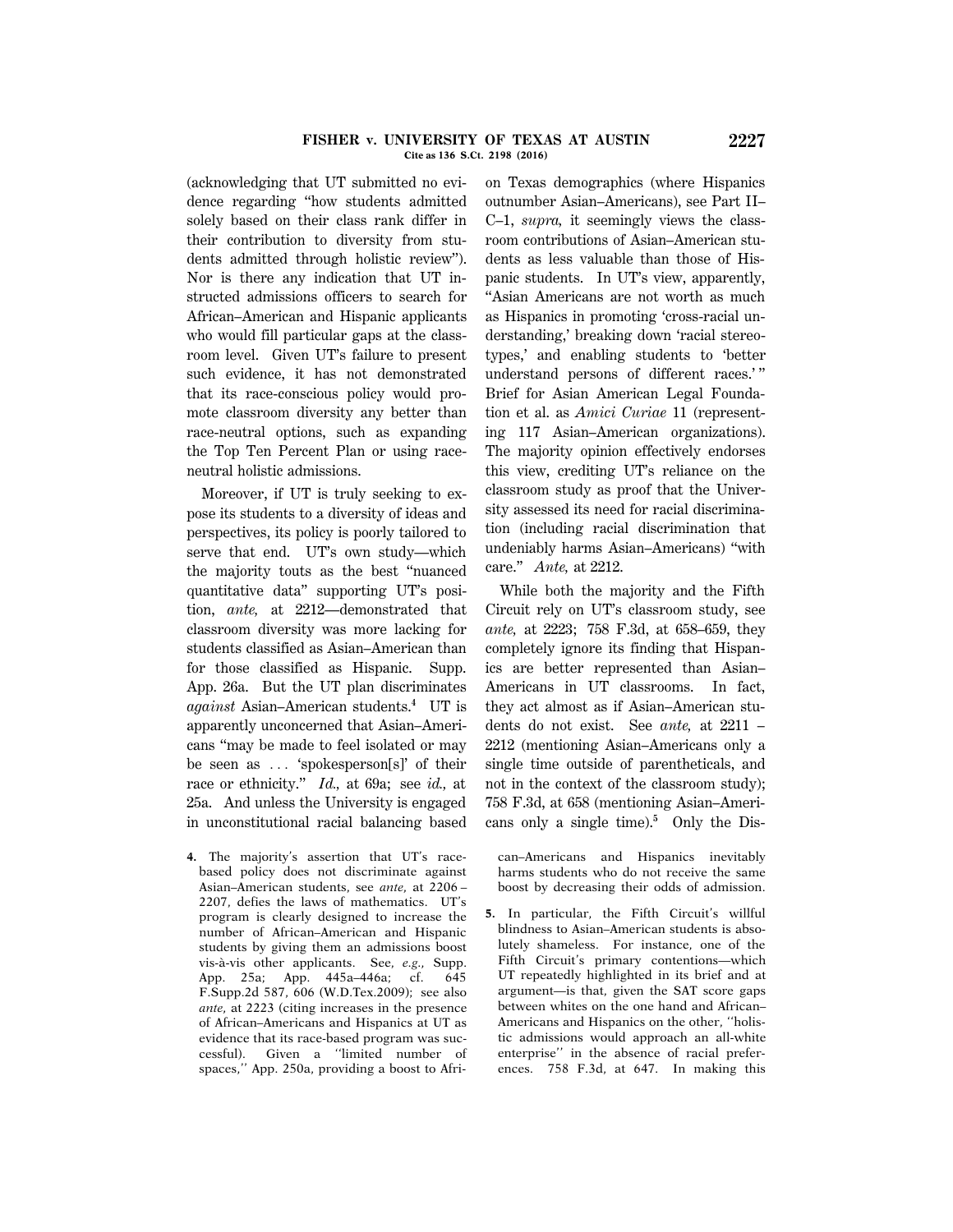(acknowledging that UT submitted no evidence regarding "how students admitted solely based on their class rank differ in their contribution to diversity from students admitted through holistic review"). Nor is there any indication that UT instructed admissions officers to search for African–American and Hispanic applicants who would fill particular gaps at the classroom level. Given UT's failure to present such evidence, it has not demonstrated that its race-conscious policy would promote classroom diversity any better than race-neutral options, such as expanding the Top Ten Percent Plan or using race-neutral holistic admissions.

Moreover, if UT is truly seeking to expose its students to a diversity of ideas and perspectives, its policy is poorly tailored to serve that end. UT's own study—which the majority touts as the best "nuanced quantitative data" supporting UT's position, *ante,* at 2212—demonstrated that classroom diversity was more lacking for students classified as Asian–American than for those classified as Hispanic. Supp. App. 26a. But the UT plan discriminates *against* Asian–American students.[4] UT is apparently unconcerned that Asian–Americans "may be made to feel isolated or may be seen as ... 'spokesperson[s]' of their race or ethnicity." *Id.,* at 69a; see *id.,* at 25a. And unless the University is engaged in unconstitutional racial balancing based on Texas demographics (where Hispanics outnumber Asian–Americans), see Part II–C–1, *supra,* it seemingly views the classroom contributions of Asian–American students as less valuable than those of Hispanic students. In UT's view, apparently, "Asian Americans are not worth as much as Hispanics in promoting 'cross-racial understanding,' breaking down 'racial stereotypes,' and enabling students to 'better understand persons of different races.'" Brief for Asian American Legal Foundation et al. as *Amici Curiae* 11 (representing 117 Asian–American organizations). The majority opinion effectively endorses this view, crediting UT's reliance on the classroom study as proof that the University assessed its need for racial discrimination (including racial discrimination that undeniably harms Asian–Americans) "with care." *Ante,* at 2212.

While both the majority and the Fifth Circuit rely on UT's classroom study, see *ante,* at 2223; 758 F.3d, at 658–659, they completely ignore its finding that Hispanics are better represented than Asian–Americans in UT classrooms. In fact, they act almost as if Asian–American students do not exist. See *ante,* at 2211 – 2212 (mentioning Asian–Americans only a single time outside of parentheticals, and not in the context of the classroom study); 758 F.3d, at 658 (mentioning Asian–Americans only a single time).[5] Only the Dis-

---

4. The majority's assertion that UT's race-based policy does not discriminate against Asian–American students, see *ante,* at 2206 – 2207, defies the laws of mathematics. UT's program is clearly designed to increase the number of African–American and Hispanic students by giving them an admissions boost vis-à-vis other applicants. See, *e.g.,* Supp. App. 25a; App. 445a–446a; cf. 645 F.Supp.2d 587, 606 (W.D.Tex.2009); see also *ante,* at 2223 (citing increases in the presence of African–Americans and Hispanics at UT as evidence that its race-based program was successful). Given a "limited number of spaces," App. 250a, providing a boost to African–Americans and Hispanics inevitably harms students who do not receive the same boost by decreasing their odds of admission.

5. In particular, the Fifth Circuit's willful blindness to Asian–American students is absolutely shameless. For instance, one of the Fifth Circuit's primary contentions—which UT repeatedly highlighted in its brief and at argument—is that, given the SAT score gaps between whites on the one hand and African–Americans and Hispanics on the other, "holistic admissions would approach an all-white enterprise" in the absence of racial preferences. 758 F.3d, at 647. In making this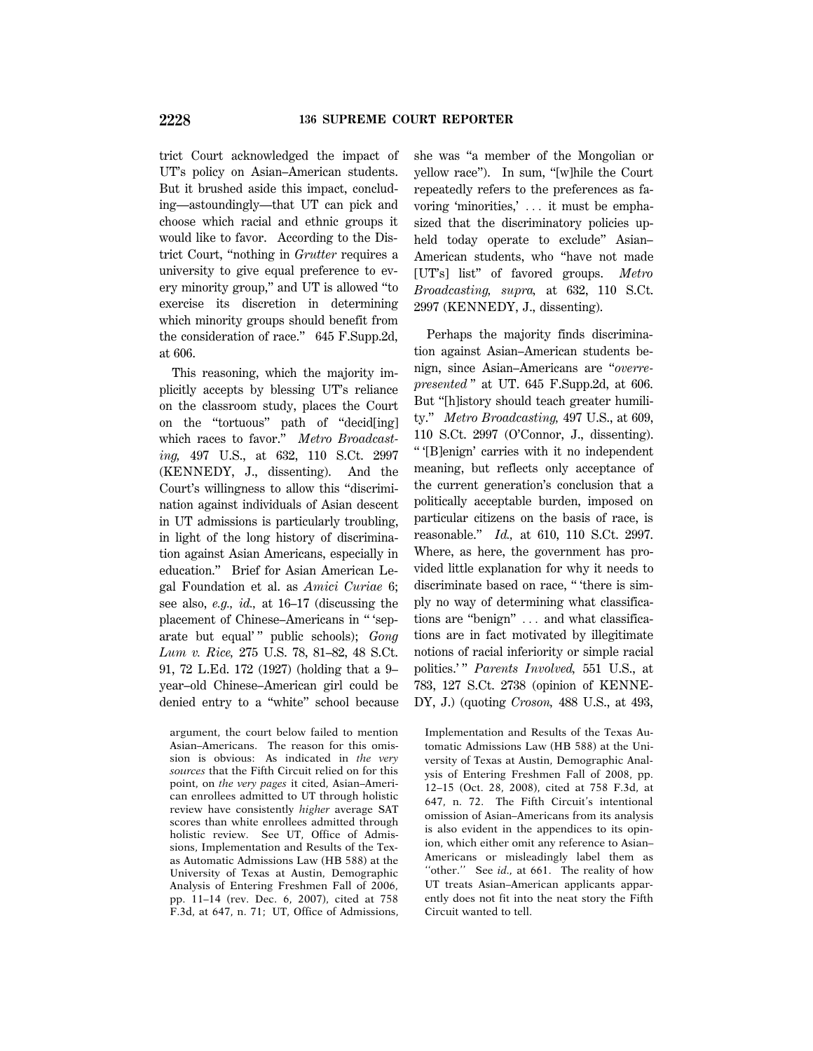trict Court acknowledged the impact of UT's policy on Asian–American students. But it brushed aside this impact, concluding—astoundingly—that UT can pick and choose which racial and ethnic groups it would like to favor. According to the District Court, "nothing in *Grutter* requires a university to give equal preference to every minority group," and UT is allowed "to exercise its discretion in determining which minority groups should benefit from the consideration of race." 645 F.Supp.2d, at 606.

This reasoning, which the majority implicitly accepts by blessing UT's reliance on the classroom study, places the Court on the "tortuous" path of "decid[ing] which races to favor." *Metro Broadcasting,* 497 U.S., at 632, 110 S.Ct. 2997 (KENNEDY, J., dissenting). And the Court's willingness to allow this "discrimination against individuals of Asian descent in UT admissions is particularly troubling, in light of the long history of discrimination against Asian Americans, especially in education." Brief for Asian American Legal Foundation et al. as *Amici Curiae* 6; see also, *e.g., id.,* at 16–17 (discussing the placement of Chinese–Americans in " 'separate but equal' " public schools); *Gong Lum v. Rice,* 275 U.S. 78, 81–82, 48 S.Ct. 91, 72 L.Ed. 172 (1927) (holding that a 9–year–old Chinese–American girl could be denied entry to a "white" school because she was "a member of the Mongolian or yellow race"). In sum, "[w]hile the Court repeatedly refers to the preferences as favoring 'minorities,' ... it must be emphasized that the discriminatory policies upheld today operate to exclude" Asian–American students, who "have not made [UT's] list" of favored groups. *Metro Broadcasting, supra,* at 632, 110 S.Ct. 2997 (KENNEDY, J., dissenting).

Perhaps the majority finds discrimination against Asian–American students benign, since Asian–Americans are "*overrepresented*" at UT. 645 F.Supp.2d, at 606. But "[h]istory should teach greater humility." *Metro Broadcasting,* 497 U.S., at 609, 110 S.Ct. 2997 (O'Connor, J., dissenting). " '[B]enign' carries with it no independent meaning, but reflects only acceptance of the current generation's conclusion that a politically acceptable burden, imposed on particular citizens on the basis of race, is reasonable." *Id.,* at 610, 110 S.Ct. 2997. Where, as here, the government has provided little explanation for why it needs to discriminate based on race, " 'there is simply no way of determining what classifications are "benign" ... and what classifications are in fact motivated by illegitimate notions of racial inferiority or simple racial politics.' " *Parents Involved,* 551 U.S., at 783, 127 S.Ct. 2738 (opinion of KENNEDY, J.) (quoting *Croson,* 488 U.S., at 493,

argument, the court below failed to mention Asian–Americans. The reason for this omission is obvious: As indicated in *the very sources* that the Fifth Circuit relied on for this point, on *the very pages* it cited, Asian–American enrollees admitted to UT through holistic review have consistently *higher* average SAT scores than white enrollees admitted through holistic review. See UT, Office of Admissions, Implementation and Results of the Texas Automatic Admissions Law (HB 588) at the University of Texas at Austin, Demographic Analysis of Entering Freshmen Fall of 2006, pp. 11–14 (rev. Dec. 6, 2007), cited at 758 F.3d, at 647, n. 71; UT, Office of Admissions, Implementation and Results of the Texas Automatic Admissions Law (HB 588) at the University of Texas at Austin, Demographic Analysis of Entering Freshmen Fall of 2008, pp. 12–15 (Oct. 28, 2008), cited at 758 F.3d, at 647, n. 72. The Fifth Circuit's intentional omission of Asian–Americans from its analysis is also evident in the appendices to its opinion, which either omit any reference to Asian–Americans or misleadingly label them as "other." See *id.,* at 661. The reality of how UT treats Asian–American applicants apparently does not fit into the neat story the Fifth Circuit wanted to tell.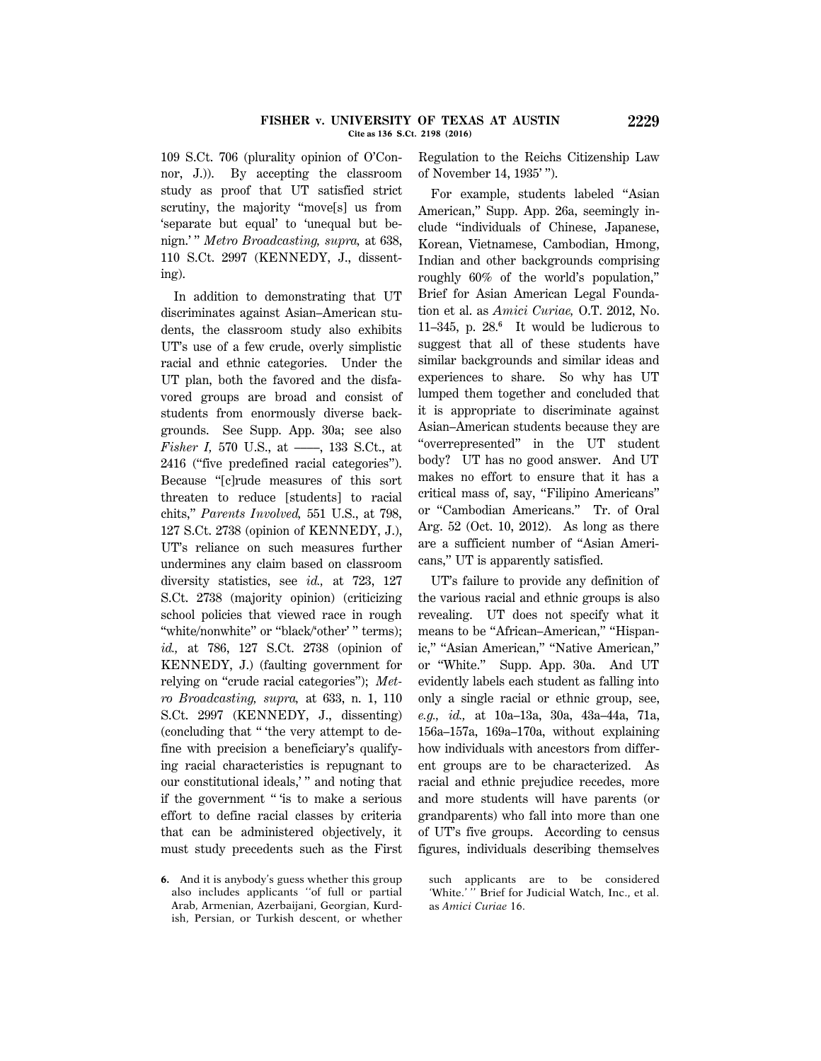109 S.Ct. 706 (plurality opinion of O'Connor, J.)). By accepting the classroom study as proof that UT satisfied strict scrutiny, the majority "move[s] us from 'separate but equal' to 'unequal but benign.' " *Metro Broadcasting, supra,* at 638, 110 S.Ct. 2997 (KENNEDY, J., dissenting).

In addition to demonstrating that UT discriminates against Asian–American students, the classroom study also exhibits UT's use of a few crude, overly simplistic racial and ethnic categories. Under the UT plan, both the favored and the disfavored groups are broad and consist of students from enormously diverse backgrounds. See Supp. App. 30a; see also *Fisher I,* 570 U.S., at ––––, 133 S.Ct., at 2416 ("five predefined racial categories"). Because "[c]rude measures of this sort threaten to reduce [students] to racial chits," *Parents Involved,* 551 U.S., at 798, 127 S.Ct. 2738 (opinion of KENNEDY, J.), UT's reliance on such measures further undermines any claim based on classroom diversity statistics, see *id.,* at 723, 127 S.Ct. 2738 (majority opinion) (criticizing school policies that viewed race in rough "white/nonwhite" or "black/'other' " terms); *id.,* at 786, 127 S.Ct. 2738 (opinion of KENNEDY, J.) (faulting government for relying on "crude racial categories"); *Metro Broadcasting, supra,* at 633, n. 1, 110 S.Ct. 2997 (KENNEDY, J., dissenting) (concluding that " 'the very attempt to define with precision a beneficiary's qualifying racial characteristics is repugnant to our constitutional ideals,' " and noting that if the government " 'is to make a serious effort to define racial classes by criteria that can be administered objectively, it must study precedents such as the First Regulation to the Reichs Citizenship Law of November 14, 1935' ").

For example, students labeled "Asian American," Supp. App. 26a, seemingly include "individuals of Chinese, Japanese, Korean, Vietnamese, Cambodian, Hmong, Indian and other backgrounds comprising roughly 60% of the world's population," Brief for Asian American Legal Foundation et al. as *Amici Curiae,* O.T. 2012, No. 11–345, p. 28.[6] It would be ludicrous to suggest that all of these students have similar backgrounds and similar ideas and experiences to share. So why has UT lumped them together and concluded that it is appropriate to discriminate against Asian–American students because they are "overrepresented" in the UT student body? UT has no good answer. And UT makes no effort to ensure that it has a critical mass of, say, "Filipino Americans" or "Cambodian Americans." Tr. of Oral Arg. 52 (Oct. 10, 2012). As long as there are a sufficient number of "Asian Americans," UT is apparently satisfied.

UT's failure to provide any definition of the various racial and ethnic groups is also revealing. UT does not specify what it means to be "African–American," "Hispanic," "Asian American," "Native American," or "White." Supp. App. 30a. And UT evidently labels each student as falling into only a single racial or ethnic group, see, *e.g., id.,* at 10a–13a, 30a, 43a–44a, 71a, 156a–157a, 169a–170a, without explaining how individuals with ancestors from different groups are to be characterized. As racial and ethnic prejudice recedes, more and more students will have parents (or grandparents) who fall into more than one of UT's five groups. According to census figures, individuals describing themselves

6. And it is anybody's guess whether this group also includes applicants "of full or partial Arab, Armenian, Azerbaijani, Georgian, Kurdish, Persian, or Turkish descent, or whether such applicants are to be considered 'White.' " Brief for Judicial Watch, Inc., et al. as *Amici Curiae* 16.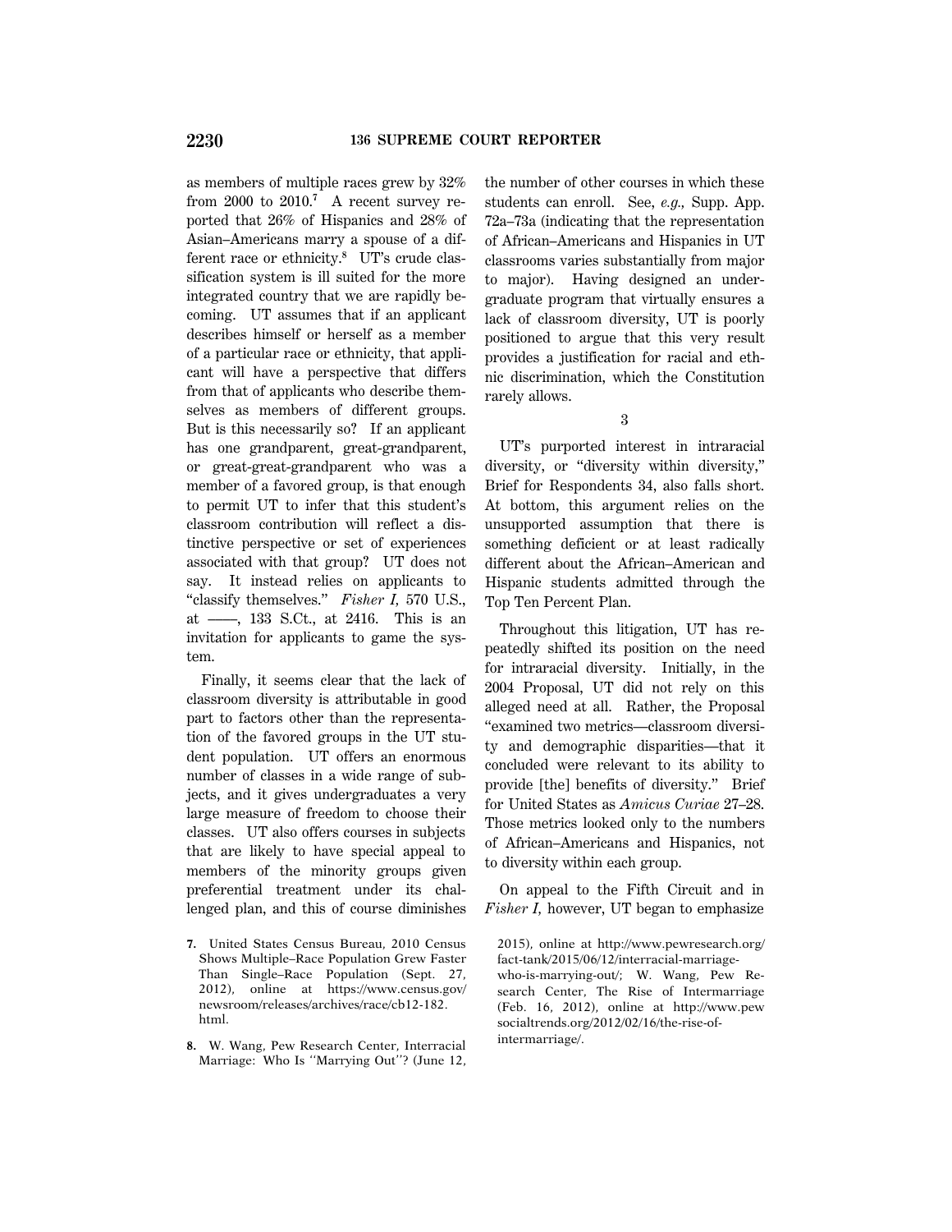as members of multiple races grew by 32% from 2000 to 2010.[7] A recent survey reported that 26% of Hispanics and 28% of Asian–Americans marry a spouse of a different race or ethnicity.[8] UT's crude classification system is ill suited for the more integrated country that we are rapidly becoming. UT assumes that if an applicant describes himself or herself as a member of a particular race or ethnicity, that applicant will have a perspective that differs from that of applicants who describe themselves as members of different groups. But is this necessarily so? If an applicant has one grandparent, great-grandparent, or great-great-grandparent who was a member of a favored group, is that enough to permit UT to infer that this student's classroom contribution will reflect a distinctive perspective or set of experiences associated with that group? UT does not say. It instead relies on applicants to "classify themselves." *Fisher I,* 570 U.S., at ––––, 133 S.Ct., at 2416. This is an invitation for applicants to game the system.

Finally, it seems clear that the lack of classroom diversity is attributable in good part to factors other than the representation of the favored groups in the UT student population. UT offers an enormous number of classes in a wide range of subjects, and it gives undergraduates a very large measure of freedom to choose their classes. UT also offers courses in subjects that are likely to have special appeal to members of the minority groups given preferential treatment under its challenged plan, and this of course diminishes the number of other courses in which these students can enroll. See, *e.g.,* Supp. App. 72a–73a (indicating that the representation of African–Americans and Hispanics in UT classrooms varies substantially from major to major). Having designed an undergraduate program that virtually ensures a lack of classroom diversity, UT is poorly positioned to argue that this very result provides a justification for racial and ethnic discrimination, which the Constitution rarely allows.

3

UT's purported interest in intraracial diversity, or "diversity within diversity," Brief for Respondents 34, also falls short. At bottom, this argument relies on the unsupported assumption that there is something deficient or at least radically different about the African–American and Hispanic students admitted through the Top Ten Percent Plan.

Throughout this litigation, UT has repeatedly shifted its position on the need for intraracial diversity. Initially, in the 2004 Proposal, UT did not rely on this alleged need at all. Rather, the Proposal "examined two metrics—classroom diversity and demographic disparities—that it concluded were relevant to its ability to provide [the] benefits of diversity." Brief for United States as *Amicus Curiae* 27–28. Those metrics looked only to the numbers of African–Americans and Hispanics, not to diversity within each group.

On appeal to the Fifth Circuit and in *Fisher I,* however, UT began to emphasize

---

**7.** United States Census Bureau, 2010 Census Shows Multiple–Race Population Grew Faster Than Single–Race Population (Sept. 27, 2012), online at https://www.census.gov/newsroom/releases/archives/race/cb12-182.html.

**8.** W. Wang, Pew Research Center, Interracial Marriage: Who Is "Marrying Out"? (June 12, 2015), online at http://www.pewresearch.org/fact-tank/2015/06/12/interracial-marriage-who-is-marrying-out/; W. Wang, Pew Research Center, The Rise of Intermarriage (Feb. 16, 2012), online at http://www.pewsocialtrends.org/2012/02/16/the-rise-of-intermarriage/.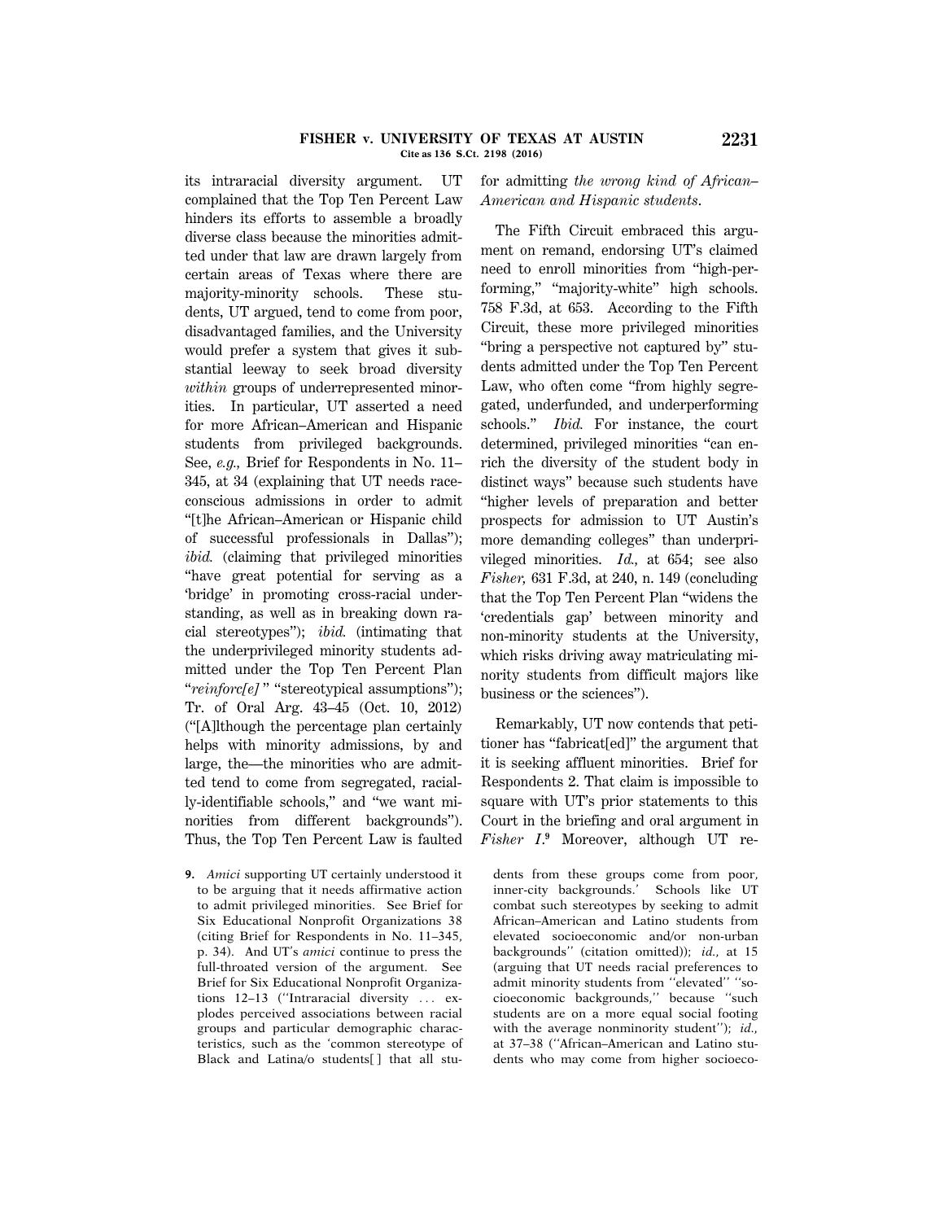its intraracial diversity argument. UT complained that the Top Ten Percent Law hinders its efforts to assemble a broadly diverse class because the minorities admitted under that law are drawn largely from certain areas of Texas where there are majority-minority schools. These students, UT argued, tend to come from poor, disadvantaged families, and the University would prefer a system that gives it substantial leeway to seek broad diversity *within* groups of underrepresented minorities. In particular, UT asserted a need for more African–American and Hispanic students from privileged backgrounds. See, *e.g.,* Brief for Respondents in No. 11–345, at 34 (explaining that UT needs race-conscious admissions in order to admit "[t]he African–American or Hispanic child of successful professionals in Dallas"); *ibid.* (claiming that privileged minorities "have great potential for serving as a 'bridge' in promoting cross-racial understanding, as well as in breaking down racial stereotypes"); *ibid.* (intimating that the underprivileged minority students admitted under the Top Ten Percent Plan "*reinforc[e]*" "stereotypical assumptions"); Tr. of Oral Arg. 43–45 (Oct. 10, 2012) ("[A]lthough the percentage plan certainly helps with minority admissions, by and large, the—the minorities who are admitted tend to come from segregated, racially-identifiable schools," and "we want minorities from different backgrounds"). Thus, the Top Ten Percent Law is faulted for admitting *the wrong kind of African–American and Hispanic students.*

The Fifth Circuit embraced this argument on remand, endorsing UT's claimed need to enroll minorities from "high-performing," "majority-white" high schools. 758 F.3d, at 653. According to the Fifth Circuit, these more privileged minorities "bring a perspective not captured by" students admitted under the Top Ten Percent Law, who often come "from highly segregated, underfunded, and underperforming schools." *Ibid.* For instance, the court determined, privileged minorities "can enrich the diversity of the student body in distinct ways" because such students have "higher levels of preparation and better prospects for admission to UT Austin's more demanding colleges" than underprivileged minorities. *Id.,* at 654; see also *Fisher,* 631 F.3d, at 240, n. 149 (concluding that the Top Ten Percent Plan "widens the 'credentials gap' between minority and non-minority students at the University, which risks driving away matriculating minority students from difficult majors like business or the sciences").

Remarkably, UT now contends that petitioner has "fabricat[ed]" the argument that it is seeking affluent minorities. Brief for Respondents 2. That claim is impossible to square with UT's prior statements to this Court in the briefing and oral argument in *Fisher I*.[9] Moreover, although UT re-

9. *Amici* supporting UT certainly understood it to be arguing that it needs affirmative action to admit privileged minorities. See Brief for Six Educational Nonprofit Organizations 38 (citing Brief for Respondents in No. 11–345, p. 34). And UT's *amici* continue to press the full-throated version of the argument. See Brief for Six Educational Nonprofit Organizations 12–13 ("Intraracial diversity ... explodes perceived associations between racial groups and particular demographic characteristics, such as the 'common stereotype of Black and Latina/o students[ ] that all students from these groups come from poor, inner-city backgrounds.' Schools like UT combat such stereotypes by seeking to admit African–American and Latino students from elevated socioeconomic and/or non-urban backgrounds" (citation omitted)); *id.,* at 15 (arguing that UT needs racial preferences to admit minority students from "elevated" "socioeconomic backgrounds," because "such students are on a more equal social footing with the average nonminority student"); *id.,* at 37–38 ("African–American and Latino students who may come from higher socioeco-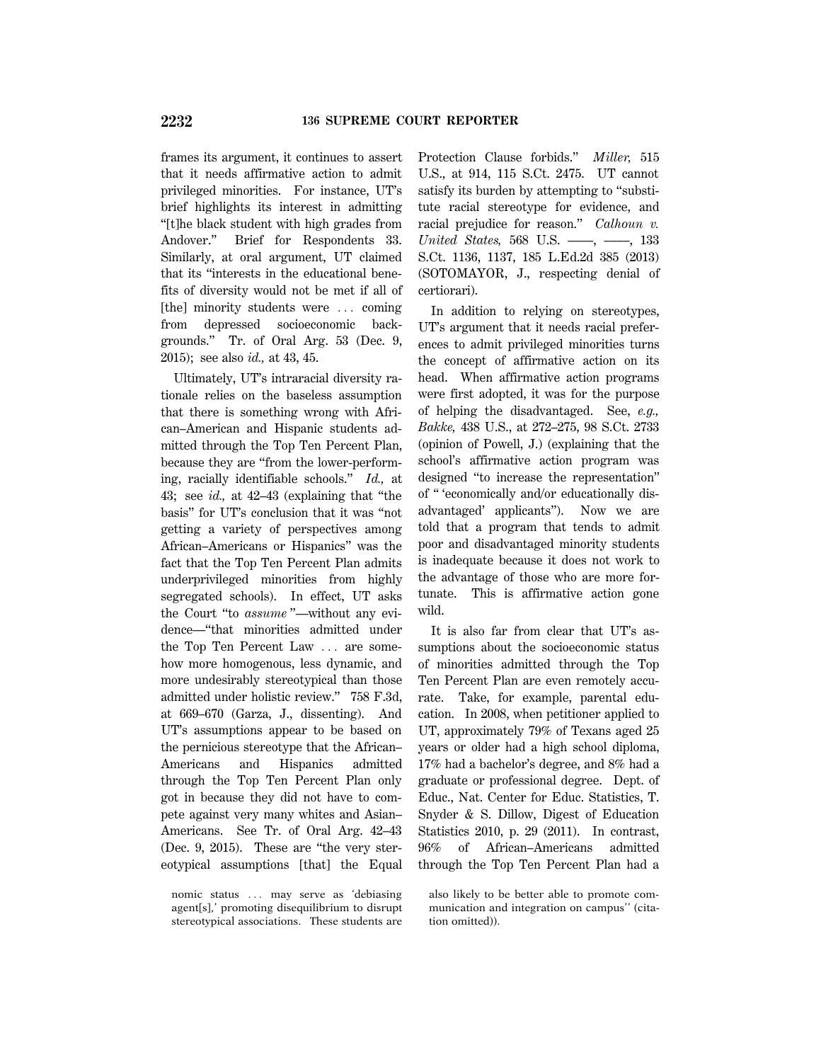frames its argument, it continues to assert that it needs affirmative action to admit privileged minorities. For instance, UT's brief highlights its interest in admitting "[t]he black student with high grades from Andover." Brief for Respondents 33. Similarly, at oral argument, UT claimed that its "interests in the educational benefits of diversity would not be met if all of [the] minority students were . . . coming from depressed socioeconomic backgrounds." Tr. of Oral Arg. 53 (Dec. 9, 2015); see also *id.,* at 43, 45.

Ultimately, UT's intraracial diversity rationale relies on the baseless assumption that there is something wrong with African–American and Hispanic students admitted through the Top Ten Percent Plan, because they are "from the lower-performing, racially identifiable schools." *Id.,* at 43; see *id.,* at 42–43 (explaining that "the basis" for UT's conclusion that it was "not getting a variety of perspectives among African–Americans or Hispanics" was the fact that the Top Ten Percent Plan admits underprivileged minorities from highly segregated schools). In effect, UT asks the Court "to *assume* "—without any evidence—"that minorities admitted under the Top Ten Percent Law . . . are somehow more homogenous, less dynamic, and more undesirably stereotypical than those admitted under holistic review." 758 F.3d, at 669–670 (Garza, J., dissenting). And UT's assumptions appear to be based on the pernicious stereotype that the African–Americans and Hispanics admitted through the Top Ten Percent Plan only got in because they did not have to compete against very many whites and Asian–Americans. See Tr. of Oral Arg. 42–43 (Dec. 9, 2015). These are "the very stereotypical assumptions [that] the Equal Protection Clause forbids." *Miller,* 515 U.S., at 914, 115 S.Ct. 2475. UT cannot satisfy its burden by attempting to "substitute racial stereotype for evidence, and racial prejudice for reason." *Calhoun v. United States,* 568 U.S. ––––, ––––, 133 S.Ct. 1136, 1137, 185 L.Ed.2d 385 (2013) (SOTOMAYOR, J., respecting denial of certiorari).

In addition to relying on stereotypes, UT's argument that it needs racial preferences to admit privileged minorities turns the concept of affirmative action on its head. When affirmative action programs were first adopted, it was for the purpose of helping the disadvantaged. See, *e.g., Bakke,* 438 U.S., at 272–275, 98 S.Ct. 2733 (opinion of Powell, J.) (explaining that the school's affirmative action program was designed "to increase the representation" of " 'economically and/or educationally disadvantaged' applicants"). Now we are told that a program that tends to admit poor and disadvantaged minority students is inadequate because it does not work to the advantage of those who are more fortunate. This is affirmative action gone wild.

It is also far from clear that UT's assumptions about the socioeconomic status of minorities admitted through the Top Ten Percent Plan are even remotely accurate. Take, for example, parental education. In 2008, when petitioner applied to UT, approximately 79% of Texans aged 25 years or older had a high school diploma, 17% had a bachelor's degree, and 8% had a graduate or professional degree. Dept. of Educ., Nat. Center for Educ. Statistics, T. Snyder & S. Dillow, Digest of Education Statistics 2010, p. 29 (2011). In contrast, 96% of African–Americans admitted through the Top Ten Percent Plan had a

nomic status . . . may serve as 'debiasing agent[s],' promoting disequilibrium to disrupt stereotypical associations. These students are also likely to be better able to promote communication and integration on campus'' (citation omitted)).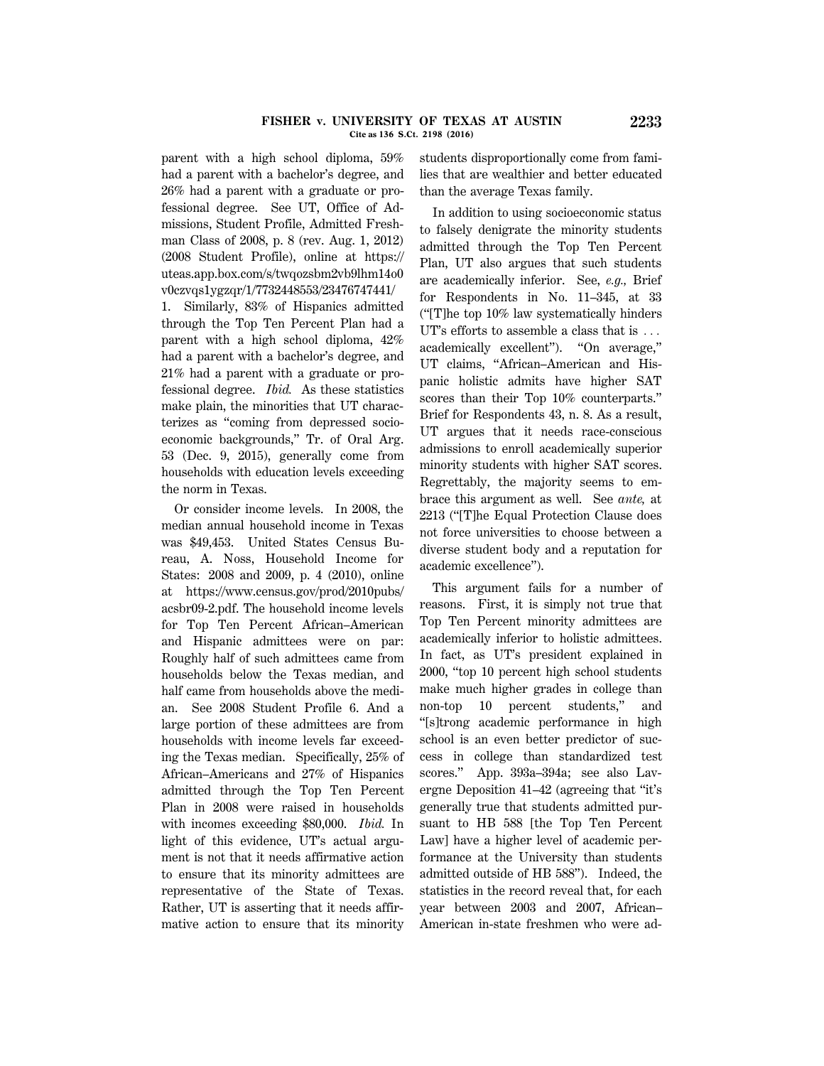parent with a high school diploma, 59% had a parent with a bachelor's degree, and 26% had a parent with a graduate or professional degree. See UT, Office of Admissions, Student Profile, Admitted Freshman Class of 2008, p. 8 (rev. Aug. 1, 2012) (2008 Student Profile), online at https://uteas.app.box.com/s/twqozsbm2vb9lhm14o0v0czvqs1ygzqr/1/7732448553/23476747441/1. Similarly, 83% of Hispanics admitted through the Top Ten Percent Plan had a parent with a high school diploma, 42% had a parent with a bachelor's degree, and 21% had a parent with a graduate or professional degree. *Ibid.* As these statistics make plain, the minorities that UT characterizes as "coming from depressed socioeconomic backgrounds," Tr. of Oral Arg. 53 (Dec. 9, 2015), generally come from households with education levels exceeding the norm in Texas.

Or consider income levels. In 2008, the median annual household income in Texas was $49,453. United States Census Bureau, A. Noss, Household Income for States: 2008 and 2009, p. 4 (2010), online at https://www.census.gov/prod/2010pubs/acsbr09-2.pdf. The household income levels for Top Ten Percent African–American and Hispanic admittees were on par: Roughly half of such admittees came from households below the Texas median, and half came from households above the median. See 2008 Student Profile 6. And a large portion of these admittees are from households with income levels far exceeding the Texas median. Specifically, 25% of African–Americans and 27% of Hispanics admitted through the Top Ten Percent Plan in 2008 were raised in households with incomes exceeding $80,000. *Ibid.* In light of this evidence, UT's actual argument is not that it needs affirmative action to ensure that its minority admittees are representative of the State of Texas. Rather, UT is asserting that it needs affirmative action to ensure that its minority students disproportionally come from families that are wealthier and better educated than the average Texas family.

In addition to using socioeconomic status to falsely denigrate the minority students admitted through the Top Ten Percent Plan, UT also argues that such students are academically inferior. See, *e.g.,* Brief for Respondents in No. 11–345, at 33 ("[T]he top 10% law systematically hinders UT's efforts to assemble a class that is . . . academically excellent"). "On average," UT claims, "African–American and Hispanic holistic admits have higher SAT scores than their Top 10% counterparts." Brief for Respondents 43, n. 8. As a result, UT argues that it needs race-conscious admissions to enroll academically superior minority students with higher SAT scores. Regrettably, the majority seems to embrace this argument as well. See *ante,* at 2213 ("[T]he Equal Protection Clause does not force universities to choose between a diverse student body and a reputation for academic excellence").

This argument fails for a number of reasons. First, it is simply not true that Top Ten Percent minority admittees are academically inferior to holistic admittees. In fact, as UT's president explained in 2000, "top 10 percent high school students make much higher grades in college than non-top 10 percent students," and "[s]trong academic performance in high school is an even better predictor of success in college than standardized test scores." App. 393a–394a; see also Lavergne Deposition 41–42 (agreeing that "it's generally true that students admitted pursuant to HB 588 [the Top Ten Percent Law] have a higher level of academic performance at the University than students admitted outside of HB 588"). Indeed, the statistics in the record reveal that, for each year between 2003 and 2007, African–American in-state freshmen who were ad-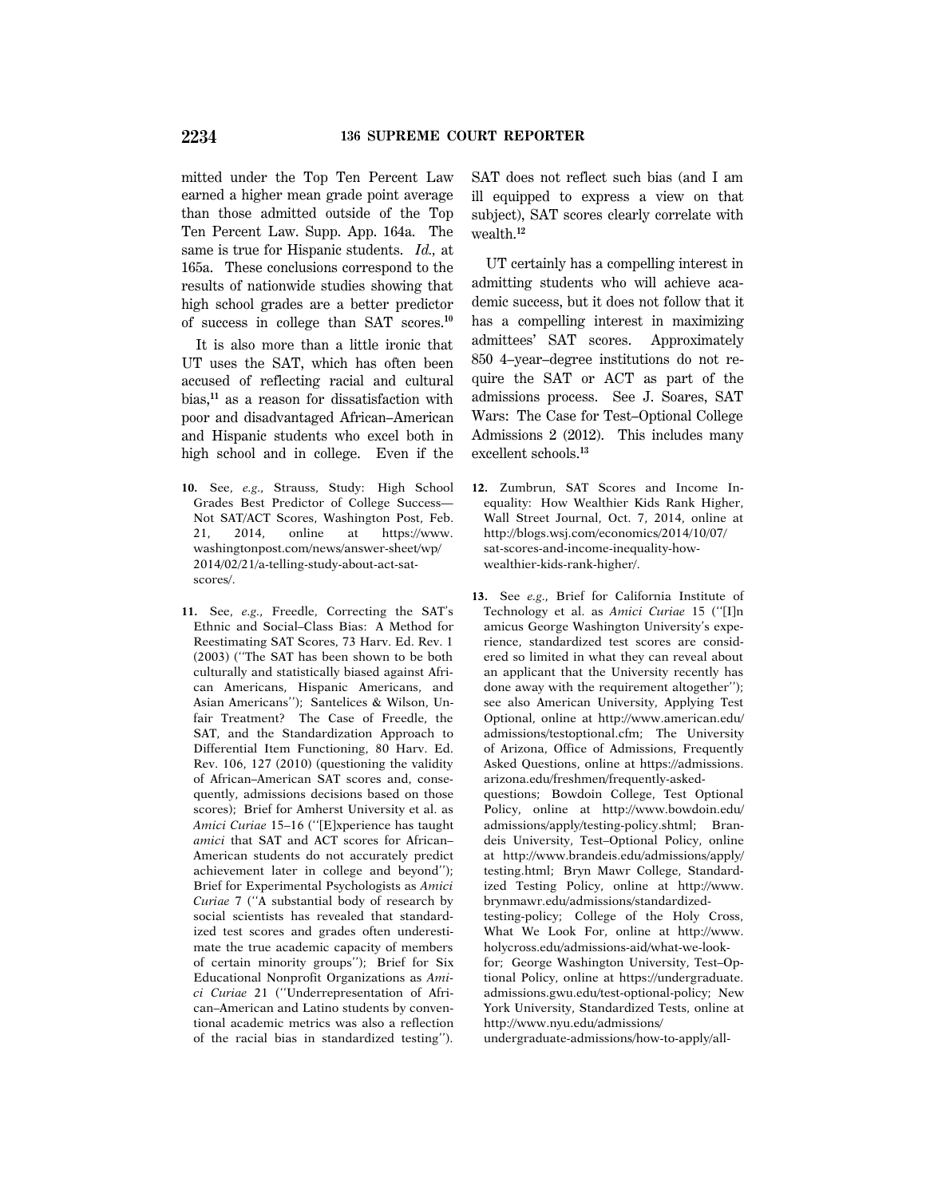mitted under the Top Ten Percent Law earned a higher mean grade point average than those admitted outside of the Top Ten Percent Law. Supp. App. 164a. The same is true for Hispanic students. *Id.*, at 165a. These conclusions correspond to the results of nationwide studies showing that high school grades are a better predictor of success in college than SAT scores.[10]

It is also more than a little ironic that UT uses the SAT, which has often been accused of reflecting racial and cultural bias,[11] as a reason for dissatisfaction with poor and disadvantaged African–American and Hispanic students who excel both in high school and in college. Even if the SAT does not reflect such bias (and I am ill equipped to express a view on that subject), SAT scores clearly correlate with wealth.[12]

UT certainly has a compelling interest in admitting students who will achieve academic success, but it does not follow that it has a compelling interest in maximizing admittees' SAT scores. Approximately 850 4–year–degree institutions do not require the SAT or ACT as part of the admissions process. See J. Soares, SAT Wars: The Case for Test–Optional College Admissions 2 (2012). This includes many excellent schools.[13]

---

**10.** See, *e.g.*, Strauss, Study: High School Grades Best Predictor of College Success—Not SAT/ACT Scores, Washington Post, Feb. 21, 2014, online at https://www.washingtonpost.com/news/answer-sheet/wp/2014/02/21/a-telling-study-about-act-sat-scores/.

**11.** See, *e.g.*, Freedle, Correcting the SAT's Ethnic and Social–Class Bias: A Method for Reestimating SAT Scores, 73 Harv. Ed. Rev. 1 (2003) (''The SAT has been shown to be both culturally and statistically biased against African Americans, Hispanic Americans, and Asian Americans''); Santelices & Wilson, Unfair Treatment? The Case of Freedle, the SAT, and the Standardization Approach to Differential Item Functioning, 80 Harv. Ed. Rev. 106, 127 (2010) (questioning the validity of African–American SAT scores and, consequently, admissions decisions based on those scores); Brief for Amherst University et al. as *Amici Curiae* 15–16 (''[E]xperience has taught *amici* that SAT and ACT scores for African–American students do not accurately predict achievement later in college and beyond''); Brief for Experimental Psychologists as *Amici Curiae* 7 (''A substantial body of research by social scientists has revealed that standardized test scores and grades often underestimate the true academic capacity of members of certain minority groups''); Brief for Six Educational Nonprofit Organizations as *Amici Curiae* 21 (''Underrepresentation of African–American and Latino students by conventional academic metrics was also a reflection of the racial bias in standardized testing'').

**12.** Zumbrun, SAT Scores and Income Inequality: How Wealthier Kids Rank Higher, Wall Street Journal, Oct. 7, 2014, online at http://blogs.wsj.com/economics/2014/10/07/sat-scores-and-income-inequality-how-wealthier-kids-rank-higher/.

**13.** See *e.g.*, Brief for California Institute of Technology et al. as *Amici Curiae* 15 (''[I]n amicus George Washington University's experience, standardized test scores are considered so limited in what they can reveal about an applicant that the University recently has done away with the requirement altogether''); see also American University, Applying Test Optional, online at http://www.american.edu/admissions/testoptional.cfm; The University of Arizona, Office of Admissions, Frequently Asked Questions, online at https://admissions.arizona.edu/freshmen/frequently-asked-questions; Bowdoin College, Test Optional Policy, online at http://www.bowdoin.edu/admissions/apply/testing-policy.shtml; Brandeis University, Test–Optional Policy, online at http://www.brandeis.edu/admissions/apply/testing.html; Bryn Mawr College, Standardized Testing Policy, online at http://www.brynmawr.edu/admissions/standardized-testing-policy; College of the Holy Cross, What We Look For, online at http://www.holycross.edu/admissions-aid/what-we-look-for; George Washington University, Test–Optional Policy, online at https://undergraduate.admissions.gwu.edu/test-optional-policy; New York University, Standardized Tests, online at http://www.nyu.edu/admissions/undergraduate-admissions/how-to-apply/all-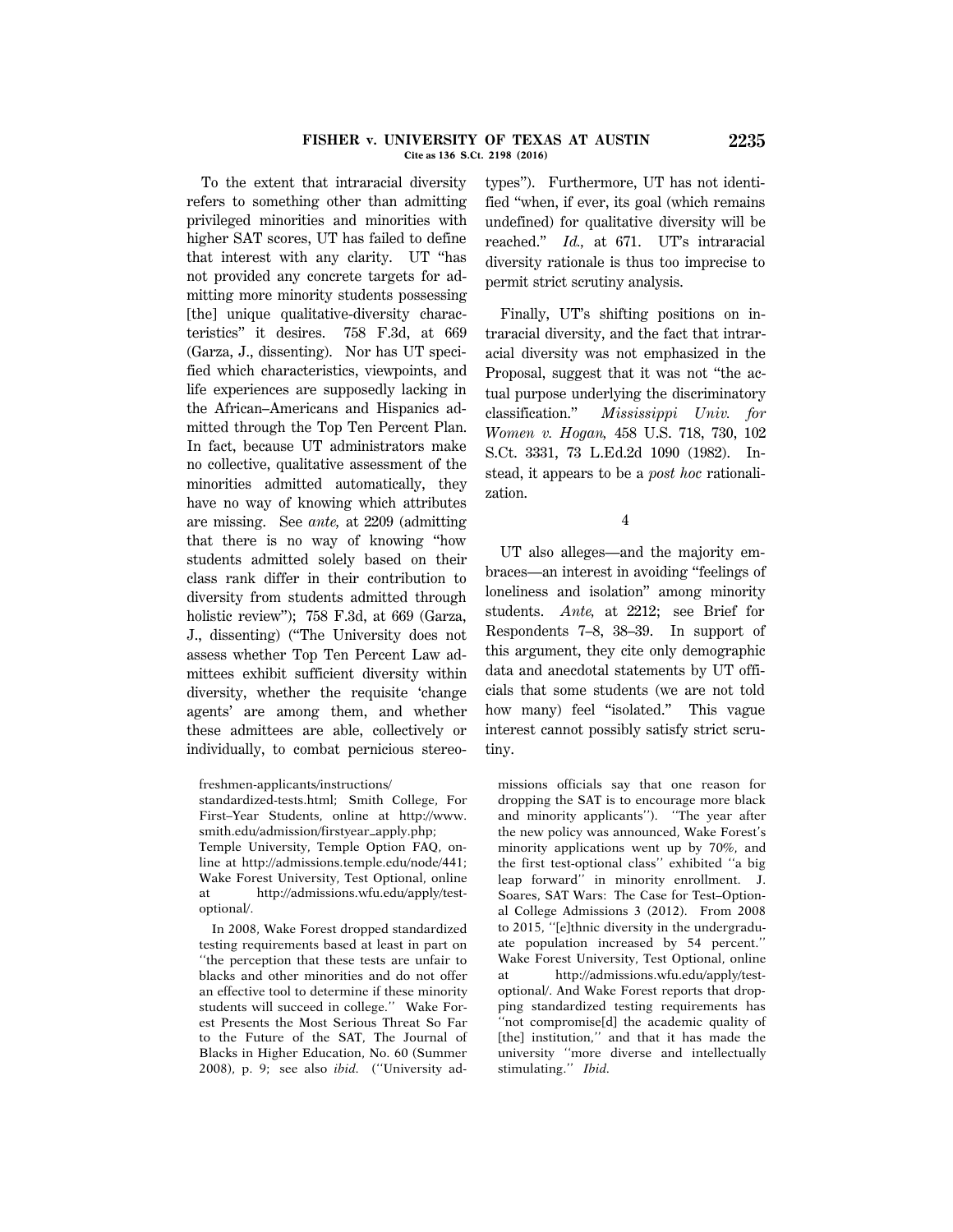To the extent that intraracial diversity refers to something other than admitting privileged minorities and minorities with higher SAT scores, UT has failed to define that interest with any clarity. UT "has not provided any concrete targets for admitting more minority students possessing [the] unique qualitative-diversity characteristics" it desires. 758 F.3d, at 669 (Garza, J., dissenting). Nor has UT specified which characteristics, viewpoints, and life experiences are supposedly lacking in the African–Americans and Hispanics admitted through the Top Ten Percent Plan. In fact, because UT administrators make no collective, qualitative assessment of the minorities admitted automatically, they have no way of knowing which attributes are missing. See *ante,* at 2209 (admitting that there is no way of knowing "how students admitted solely based on their class rank differ in their contribution to diversity from students admitted through holistic review"); 758 F.3d, at 669 (Garza, J., dissenting) ("The University does not assess whether Top Ten Percent Law admittees exhibit sufficient diversity within diversity, whether the requisite 'change agents' are among them, and whether these admittees are able, collectively or individually, to combat pernicious stereotypes"). Furthermore, UT has not identified "when, if ever, its goal (which remains undefined) for qualitative diversity will be reached." *Id.,* at 671. UT's intraracial diversity rationale is thus too imprecise to permit strict scrutiny analysis.

Finally, UT's shifting positions on intraracial diversity, and the fact that intraracial diversity was not emphasized in the Proposal, suggest that it was not "the actual purpose underlying the discriminatory classification." *Mississippi Univ. for Women v. Hogan,* 458 U.S. 718, 730, 102 S.Ct. 3331, 73 L.Ed.2d 1090 (1982). Instead, it appears to be a *post hoc* rationalization.

4

UT also alleges—and the majority embraces—an interest in avoiding "feelings of loneliness and isolation" among minority students. *Ante,* at 2212; see Brief for Respondents 7–8, 38–39. In support of this argument, they cite only demographic data and anecdotal statements by UT officials that some students (we are not told how many) feel "isolated." This vague interest cannot possibly satisfy strict scrutiny.

freshmen-applicants/instructions/standardized-tests.html; Smith College, For First–Year Students, online at http://www.smith.edu/admission/firstyear_apply.php; Temple University, Temple Option FAQ, online at http://admissions.temple.edu/node/441; Wake Forest University, Test Optional, online at http://admissions.wfu.edu/apply/test-optional/.

In 2008, Wake Forest dropped standardized testing requirements based at least in part on "the perception that these tests are unfair to blacks and other minorities and do not offer an effective tool to determine if these minority students will succeed in college." Wake Forest Presents the Most Serious Threat So Far to the Future of the SAT, The Journal of Blacks in Higher Education, No. 60 (Summer 2008), p. 9; see also *ibid.* ("University admissions officials say that one reason for dropping the SAT is to encourage more black and minority applicants"). "The year after the new policy was announced, Wake Forest's minority applications went up by 70%, and the first test-optional class" exhibited "a big leap forward" in minority enrollment. J. Soares, SAT Wars: The Case for Test–Optional College Admissions 3 (2012). From 2008 to 2015, "[e]thnic diversity in the undergraduate population increased by 54 percent." Wake Forest University, Test Optional, online at http://admissions.wfu.edu/apply/test-optional/. And Wake Forest reports that dropping standardized testing requirements has "not compromise[d] the academic quality of [the] institution," and that it has made the university "more diverse and intellectually stimulating." *Ibid.*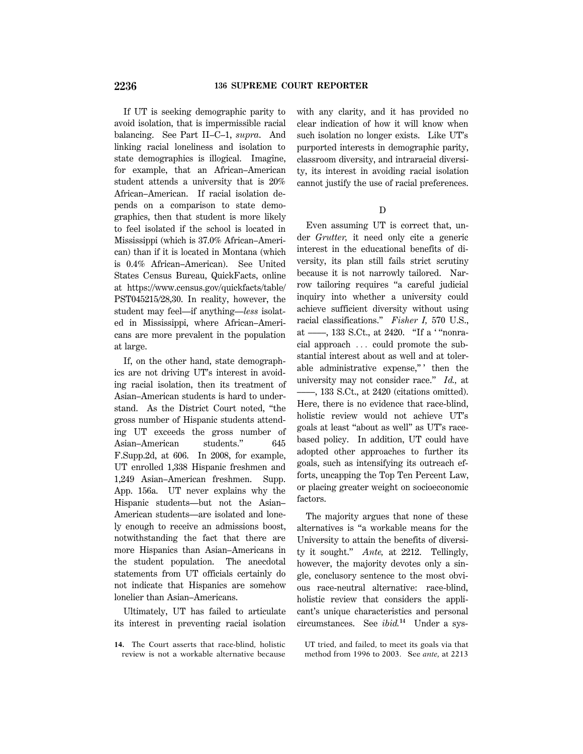If UT is seeking demographic parity to avoid isolation, that is impermissible racial balancing. See Part II–C–1, *supra*. And linking racial loneliness and isolation to state demographics is illogical. Imagine, for example, that an African–American student attends a university that is 20% African–American. If racial isolation depends on a comparison to state demographics, then that student is more likely to feel isolated if the school is located in Mississippi (which is 37.0% African–American) than if it is located in Montana (which is 0.4% African–American). See United States Census Bureau, QuickFacts, online at https://www.census.gov/quickfacts/table/PST045215/28,30. In reality, however, the student may feel—if anything—*less* isolated in Mississippi, where African–Americans are more prevalent in the population at large.

If, on the other hand, state demographics are not driving UT's interest in avoiding racial isolation, then its treatment of Asian–American students is hard to understand. As the District Court noted, "the gross number of Hispanic students attending UT exceeds the gross number of Asian–American students." 645 F.Supp.2d, at 606. In 2008, for example, UT enrolled 1,338 Hispanic freshmen and 1,249 Asian–American freshmen. Supp. App. 156a. UT never explains why the Hispanic students—but not the Asian–American students—are isolated and lonely enough to receive an admissions boost, notwithstanding the fact that there are more Hispanics than Asian–Americans in the student population. The anecdotal statements from UT officials certainly do not indicate that Hispanics are somehow lonelier than Asian–Americans.

Ultimately, UT has failed to articulate its interest in preventing racial isolation with any clarity, and it has provided no clear indication of how it will know when such isolation no longer exists. Like UT's purported interests in demographic parity, classroom diversity, and intraracial diversity, its interest in avoiding racial isolation cannot justify the use of racial preferences.

### D

Even assuming UT is correct that, under *Grutter,* it need only cite a generic interest in the educational benefits of diversity, its plan still fails strict scrutiny because it is not narrowly tailored. Narrow tailoring requires "a careful judicial inquiry into whether a university could achieve sufficient diversity without using racial classifications." *Fisher I,* 570 U.S., at ––––, 133 S.Ct., at 2420. "If a ' "nonracial approach . . . could promote the substantial interest about as well and at tolerable administrative expense," ' then the university may not consider race." *Id.,* at ––––, 133 S.Ct., at 2420 (citations omitted). Here, there is no evidence that race-blind, holistic review would not achieve UT's goals at least "about as well" as UT's race-based policy. In addition, UT could have adopted other approaches to further its goals, such as intensifying its outreach efforts, uncapping the Top Ten Percent Law, or placing greater weight on socioeconomic factors.

The majority argues that none of these alternatives is "a workable means for the University to attain the benefits of diversity it sought." *Ante,* at 2212. Tellingly, however, the majority devotes only a single, conclusory sentence to the most obvious race-neutral alternative: race-blind, holistic review that considers the applicant's unique characteristics and personal circumstances. See *ibid.*[14] Under a sys-

14. The Court asserts that race-blind, holistic review is not a workable alternative because UT tried, and failed, to meet its goals via that method from 1996 to 2003. See *ante,* at 2213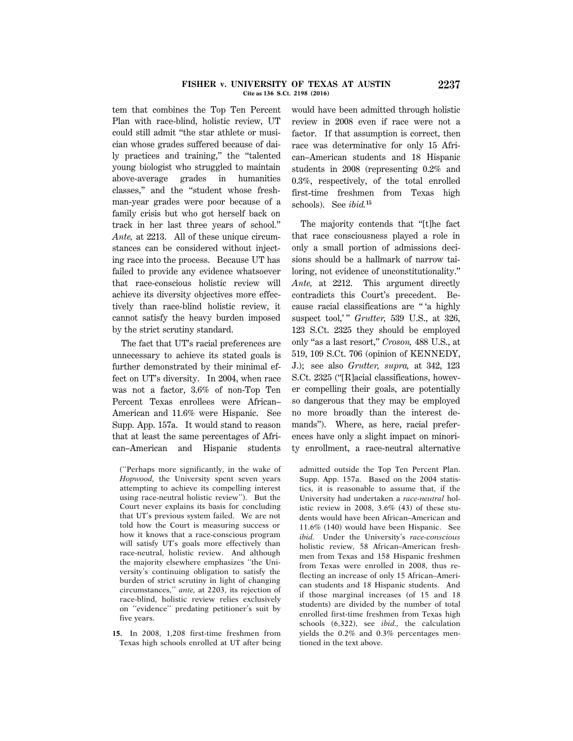tem that combines the Top Ten Percent Plan with race-blind, holistic review, UT could still admit "the star athlete or musician whose grades suffered because of daily practices and training," the "talented young biologist who struggled to maintain above-average grades in humanities classes," and the "student whose freshman-year grades were poor because of a family crisis but who got herself back on track in her last three years of school." *Ante,* at 2213. All of these unique circumstances can be considered without injecting race into the process. Because UT has failed to provide any evidence whatsoever that race-conscious holistic review will achieve its diversity objectives more effectively than race-blind holistic review, it cannot satisfy the heavy burden imposed by the strict scrutiny standard.

The fact that UT's racial preferences are unnecessary to achieve its stated goals is further demonstrated by their minimal effect on UT's diversity. In 2004, when race was not a factor, 3.6% of non-Top Ten Percent Texas enrollees were African–American and 11.6% were Hispanic. See Supp. App. 157a. It would stand to reason that at least the same percentages of African–American and Hispanic students would have been admitted through holistic review in 2008 even if race were not a factor. If that assumption is correct, then race was determinative for only 15 African–American students and 18 Hispanic students in 2008 (representing 0.2% and 0.3%, respectively, of the total enrolled first-time freshmen from Texas high schools). See *ibid.*[15]

The majority contends that "[t]he fact that race consciousness played a role in only a small portion of admissions decisions should be a hallmark of narrow tailoring, not evidence of unconstitutionality." *Ante,* at 2212. This argument directly contradicts this Court's precedent. Because racial classifications are " 'a highly suspect tool,' " *Grutter,* 539 U.S., at 326, 123 S.Ct. 2325 they should be employed only "as a last resort," *Croson,* 488 U.S., at 519, 109 S.Ct. 706 (opinion of KENNEDY, J.); see also *Grutter, supra,* at 342, 123 S.Ct. 2325 ("[R]acial classifications, however compelling their goals, are potentially so dangerous that they may be employed no more broadly than the interest demands"). Where, as here, racial preferences have only a slight impact on minority enrollment, a race-neutral alternative

("Perhaps more significantly, in the wake of *Hopwood,* the University spent seven years attempting to achieve its compelling interest using race-neutral holistic review"). But the Court never explains its basis for concluding that UT's previous system failed. We are not told how the Court is measuring success or how it knows that a race-conscious program will satisfy UT's goals more effectively than race-neutral, holistic review. And although the majority elsewhere emphasizes "the University's continuing obligation to satisfy the burden of strict scrutiny in light of changing circumstances," *ante,* at 2203, its rejection of race-blind, holistic review relies exclusively on "evidence" predating petitioner's suit by five years.

**15.** In 2008, 1,208 first-time freshmen from Texas high schools enrolled at UT after being admitted outside the Top Ten Percent Plan. Supp. App. 157a. Based on the 2004 statistics, it is reasonable to assume that, if the University had undertaken a *race-neutral* holistic review in 2008, 3.6% (43) of these students would have been African–American and 11.6% (140) would have been Hispanic. See *ibid.* Under the University's *race-conscious* holistic review, 58 African–American freshmen from Texas and 158 Hispanic freshmen from Texas were enrolled in 2008, thus reflecting an increase of only 15 African–American students and 18 Hispanic students. And if those marginal increases (of 15 and 18 students) are divided by the number of total enrolled first-time freshmen from Texas high schools (6,322), see *ibid.,* the calculation yields the 0.2% and 0.3% percentages mentioned in the text above.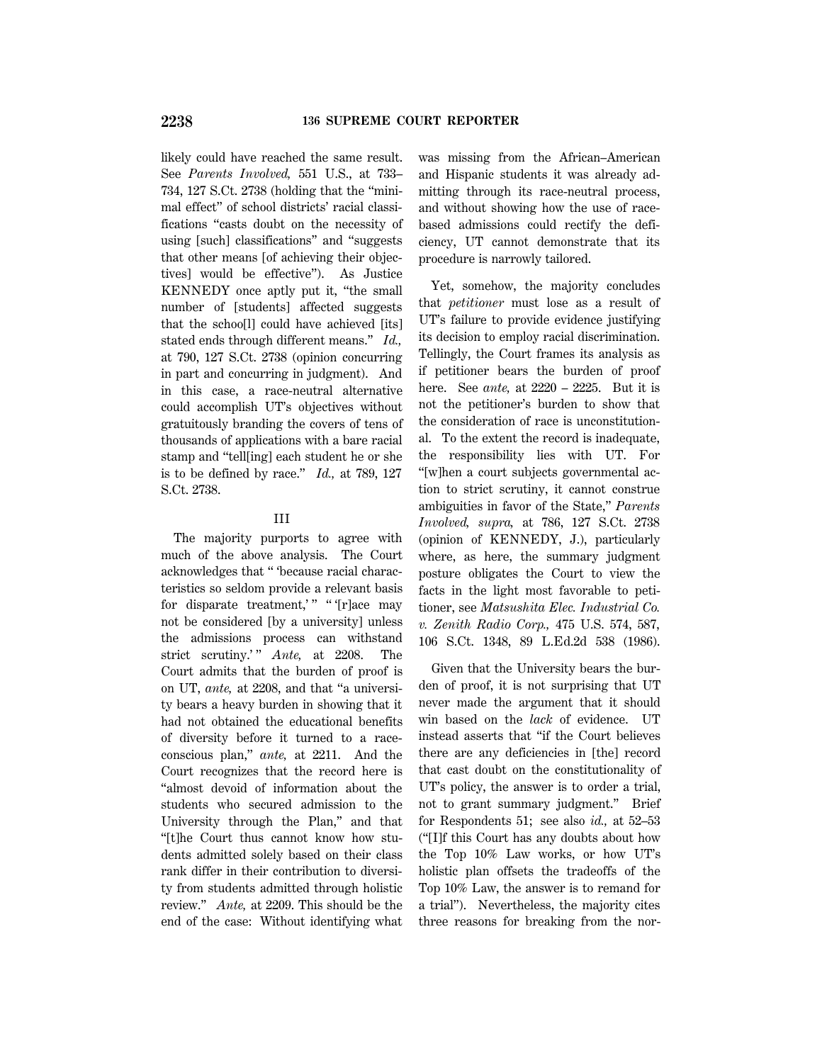likely could have reached the same result. See *Parents Involved,* 551 U.S., at 733–734, 127 S.Ct. 2738 (holding that the "minimal effect" of school districts' racial classifications "casts doubt on the necessity of using [such] classifications" and "suggests that other means [of achieving their objectives] would be effective"). As Justice KENNEDY once aptly put it, "the small number of [students] affected suggests that the schoo[l] could have achieved [its] stated ends through different means." *Id.,* at 790, 127 S.Ct. 2738 (opinion concurring in part and concurring in judgment). And in this case, a race-neutral alternative could accomplish UT's objectives without gratuitously branding the covers of tens of thousands of applications with a bare racial stamp and "tell[ing] each student he or she is to be defined by race." *Id.,* at 789, 127 S.Ct. 2738.

### III

The majority purports to agree with much of the above analysis. The Court acknowledges that " 'because racial characteristics so seldom provide a relevant basis for disparate treatment,' " " '[r]ace may not be considered [by a university] unless the admissions process can withstand strict scrutiny.' " *Ante,* at 2208. The Court admits that the burden of proof is on UT, *ante,* at 2208, and that "a university bears a heavy burden in showing that it had not obtained the educational benefits of diversity before it turned to a race-conscious plan," *ante,* at 2211. And the Court recognizes that the record here is "almost devoid of information about the students who secured admission to the University through the Plan," and that "[t]he Court thus cannot know how students admitted solely based on their class rank differ in their contribution to diversity from students admitted through holistic review." *Ante,* at 2209. This should be the end of the case: Without identifying what was missing from the African–American and Hispanic students it was already admitting through its race-neutral process, and without showing how the use of race-based admissions could rectify the deficiency, UT cannot demonstrate that its procedure is narrowly tailored.

Yet, somehow, the majority concludes that *petitioner* must lose as a result of UT's failure to provide evidence justifying its decision to employ racial discrimination. Tellingly, the Court frames its analysis as if petitioner bears the burden of proof here. See *ante,* at 2220 – 2225. But it is not the petitioner's burden to show that the consideration of race is unconstitutional. To the extent the record is inadequate, the responsibility lies with UT. For "[w]hen a court subjects governmental action to strict scrutiny, it cannot construe ambiguities in favor of the State," *Parents Involved, supra,* at 786, 127 S.Ct. 2738 (opinion of KENNEDY, J.), particularly where, as here, the summary judgment posture obligates the Court to view the facts in the light most favorable to petitioner, see *Matsushita Elec. Industrial Co. v. Zenith Radio Corp.,* 475 U.S. 574, 587, 106 S.Ct. 1348, 89 L.Ed.2d 538 (1986).

Given that the University bears the burden of proof, it is not surprising that UT never made the argument that it should win based on the *lack* of evidence. UT instead asserts that "if the Court believes there are any deficiencies in [the] record that cast doubt on the constitutionality of UT's policy, the answer is to order a trial, not to grant summary judgment." Brief for Respondents 51; see also *id.,* at 52–53 ("[I]f this Court has any doubts about how the Top 10% Law works, or how UT's holistic plan offsets the tradeoffs of the Top 10% Law, the answer is to remand for a trial"). Nevertheless, the majority cites three reasons for breaking from the nor-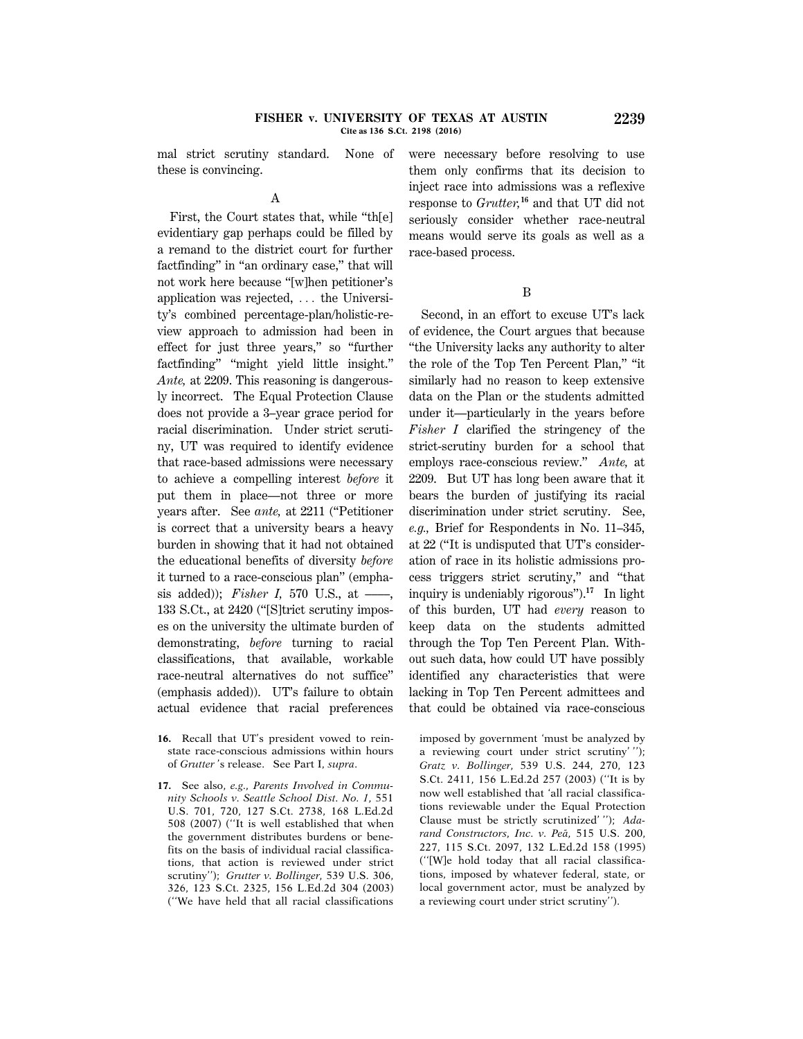mal strict scrutiny standard. None of these is convincing.

## A

First, the Court states that, while "th[e] evidentiary gap perhaps could be filled by a remand to the district court for further factfinding" in "an ordinary case," that will not work here because "[w]hen petitioner's application was rejected, . . . the University's combined percentage-plan/holistic-review approach to admission had been in effect for just three years," so "further factfinding" "might yield little insight." *Ante,* at 2209. This reasoning is dangerously incorrect. The Equal Protection Clause does not provide a 3–year grace period for racial discrimination. Under strict scrutiny, UT was required to identify evidence that race-based admissions were necessary to achieve a compelling interest *before* it put them in place—not three or more years after. See *ante,* at 2211 ("Petitioner is correct that a university bears a heavy burden in showing that it had not obtained the educational benefits of diversity *before* it turned to a race-conscious plan" (emphasis added)); *Fisher I,* 570 U.S., at ––––, 133 S.Ct., at 2420 ("[S]trict scrutiny imposes on the university the ultimate burden of demonstrating, *before* turning to racial classifications, that available, workable race-neutral alternatives do not suffice" (emphasis added)). UT's failure to obtain actual evidence that racial preferences were necessary before resolving to use them only confirms that its decision to inject race into admissions was a reflexive response to *Grutter,*[16] and that UT did not seriously consider whether race-neutral means would serve its goals as well as a race-based process.

## B

Second, in an effort to excuse UT's lack of evidence, the Court argues that because "the University lacks any authority to alter the role of the Top Ten Percent Plan," "it similarly had no reason to keep extensive data on the Plan or the students admitted under it—particularly in the years before *Fisher I* clarified the stringency of the strict-scrutiny burden for a school that employs race-conscious review." *Ante,* at 2209. But UT has long been aware that it bears the burden of justifying its racial discrimination under strict scrutiny. See, *e.g.,* Brief for Respondents in No. 11–345, at 22 ("It is undisputed that UT's consideration of race in its holistic admissions process triggers strict scrutiny," and "that inquiry is undeniably rigorous").[17] In light of this burden, UT had *every* reason to keep data on the students admitted through the Top Ten Percent Plan. Without such data, how could UT have possibly identified any characteristics that were lacking in Top Ten Percent admittees and that could be obtained via race-conscious

---

**16.** Recall that UT's president vowed to reinstate race-conscious admissions within hours of *Grutter*'s release. See Part I, *supra.*

**17.** See also, *e.g., Parents Involved in Community Schools v. Seattle School Dist. No. 1,* 551 U.S. 701, 720, 127 S.Ct. 2738, 168 L.Ed.2d 508 (2007) ("It is well established that when the government distributes burdens or benefits on the basis of individual racial classifications, that action is reviewed under strict scrutiny"); *Grutter v. Bollinger,* 539 U.S. 306, 326, 123 S.Ct. 2325, 156 L.Ed.2d 304 (2003) ("We have held that all racial classifications imposed by government 'must be analyzed by a reviewing court under strict scrutiny' "); *Gratz v. Bollinger,* 539 U.S. 244, 270, 123 S.Ct. 2411, 156 L.Ed.2d 257 (2003) ("It is by now well established that 'all racial classifications reviewable under the Equal Protection Clause must be strictly scrutinized' "); *Adarand Constructors, Inc. v. Peña,* 515 U.S. 200, 227, 115 S.Ct. 2097, 132 L.Ed.2d 158 (1995) ("[W]e hold today that all racial classifications, imposed by whatever federal, state, or local government actor, must be analyzed by a reviewing court under strict scrutiny").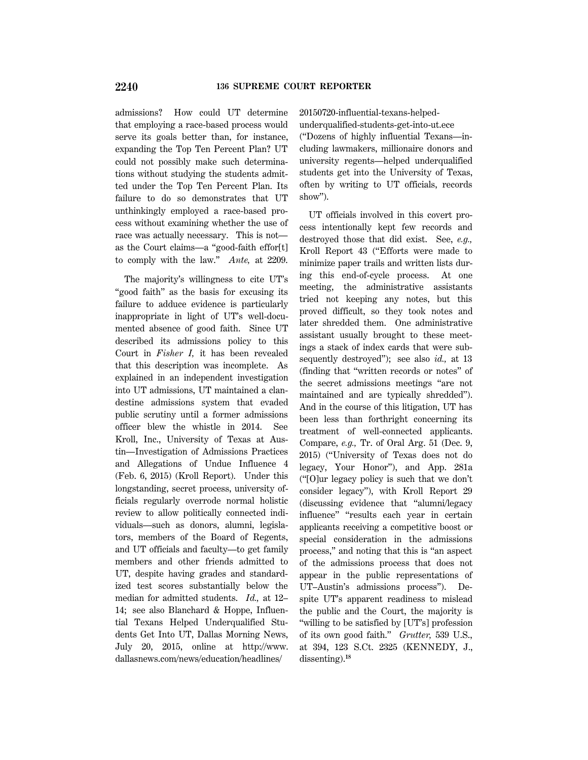admissions? How could UT determine that employing a race-based process would serve its goals better than, for instance, expanding the Top Ten Percent Plan? UT could not possibly make such determinations without studying the students admitted under the Top Ten Percent Plan. Its failure to do so demonstrates that UT unthinkingly employed a race-based process without examining whether the use of race was actually necessary. This is not—as the Court claims—a "good-faith effor[t] to comply with the law." *Ante,* at 2209.

The majority's willingness to cite UT's "good faith" as the basis for excusing its failure to adduce evidence is particularly inappropriate in light of UT's well-documented absence of good faith. Since UT described its admissions policy to this Court in *Fisher I,* it has been revealed that this description was incomplete. As explained in an independent investigation into UT admissions, UT maintained a clandestine admissions system that evaded public scrutiny until a former admissions officer blew the whistle in 2014. See Kroll, Inc., University of Texas at Austin—Investigation of Admissions Practices and Allegations of Undue Influence 4 (Feb. 6, 2015) (Kroll Report). Under this longstanding, secret process, university officials regularly overrode normal holistic review to allow politically connected individuals—such as donors, alumni, legislators, members of the Board of Regents, and UT officials and faculty—to get family members and other friends admitted to UT, despite having grades and standardized test scores substantially below the median for admitted students. *Id.,* at 12–14; see also Blanchard & Hoppe, Influential Texans Helped Underqualified Students Get Into UT, Dallas Morning News, July 20, 2015, online at http://www.dallasnews.com/news/education/headlines/20150720-influential-texans-helped-underqualified-students-get-into-ut.ece ("Dozens of highly influential Texans—including lawmakers, millionaire donors and university regents—helped underqualified students get into the University of Texas, often by writing to UT officials, records show").

UT officials involved in this covert process intentionally kept few records and destroyed those that did exist. See, *e.g.,* Kroll Report 43 ("Efforts were made to minimize paper trails and written lists during this end-of-cycle process. At one meeting, the administrative assistants tried not keeping any notes, but this proved difficult, so they took notes and later shredded them. One administrative assistant usually brought to these meetings a stack of index cards that were subsequently destroyed"); see also *id.,* at 13 (finding that "written records or notes" of the secret admissions meetings "are not maintained and are typically shredded"). And in the course of this litigation, UT has been less than forthright concerning its treatment of well-connected applicants. Compare, *e.g.,* Tr. of Oral Arg. 51 (Dec. 9, 2015) ("University of Texas does not do legacy, Your Honor"), and App. 281a ("[O]ur legacy policy is such that we don't consider legacy"), with Kroll Report 29 (discussing evidence that "alumni/legacy influence" "results each year in certain applicants receiving a competitive boost or special consideration in the admissions process," and noting that this is "an aspect of the admissions process that does not appear in the public representations of UT–Austin's admissions process"). Despite UT's apparent readiness to mislead the public and the Court, the majority is "willing to be satisfied by [UT's] profession of its own good faith." *Grutter,* 539 U.S., at 394, 123 S.Ct. 2325 (KENNEDY, J., dissenting).[18]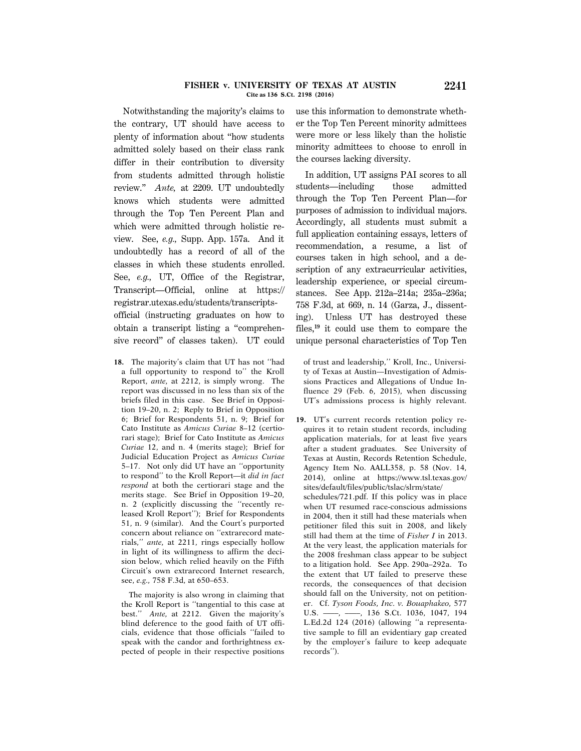Notwithstanding the majority's claims to the contrary, UT should have access to plenty of information about "how students admitted solely based on their class rank differ in their contribution to diversity from students admitted through holistic review." *Ante,* at 2209. UT undoubtedly knows which students were admitted through the Top Ten Percent Plan and which were admitted through holistic review. See, *e.g.,* Supp. App. 157a. And it undoubtedly has a record of all of the classes in which these students enrolled. See, *e.g.,* UT, Office of the Registrar, Transcript—Official, online at https://registrar.utexas.edu/students/transcripts-official (instructing graduates on how to obtain a transcript listing a "comprehensive record" of classes taken). UT could use this information to demonstrate whether the Top Ten Percent minority admittees were more or less likely than the holistic minority admittees to choose to enroll in the courses lacking diversity.

In addition, UT assigns PAI scores to all students—including those admitted through the Top Ten Percent Plan—for purposes of admission to individual majors. Accordingly, all students must submit a full application containing essays, letters of recommendation, a resume, a list of courses taken in high school, and a description of any extracurricular activities, leadership experience, or special circumstances. See App. 212a–214a; 235a–236a; 758 F.3d, at 669, n. 14 (Garza, J., dissenting). Unless UT has destroyed these files,[19] it could use them to compare the unique personal characteristics of Top Ten

---

**18.** The majority's claim that UT has not "had a full opportunity to respond to" the Kroll Report, *ante,* at 2212, is simply wrong. The report was discussed in no less than six of the briefs filed in this case. See Brief in Opposition 19–20, n. 2; Reply to Brief in Opposition 6; Brief for Respondents 51, n. 9; Brief for Cato Institute as *Amicus Curiae* 8–12 (certiorari stage); Brief for Cato Institute as *Amicus Curiae* 12, and n. 4 (merits stage); Brief for Judicial Education Project as *Amicus Curiae* 5–17. Not only did UT have an "opportunity to respond" to the Kroll Report—it *did in fact respond* at both the certiorari stage and the merits stage. See Brief in Opposition 19–20, n. 2 (explicitly discussing the "recently released Kroll Report"); Brief for Respondents 51, n. 9 (similar). And the Court's purported concern about reliance on "extrarecord materials," *ante,* at 2211, rings especially hollow in light of its willingness to affirm the decision below, which relied heavily on the Fifth Circuit's own extrarecord Internet research, see, *e.g.,* 758 F.3d, at 650–653.

The majority is also wrong in claiming that the Kroll Report is "tangential to this case at best." *Ante,* at 2212. Given the majority's blind deference to the good faith of UT officials, evidence that those officials "failed to speak with the candor and forthrightness expected of people in their respective positions of trust and leadership," Kroll, Inc., University of Texas at Austin—Investigation of Admissions Practices and Allegations of Undue Influence 29 (Feb. 6, 2015), when discussing UT's admissions process is highly relevant.

**19.** UT's current records retention policy requires it to retain student records, including application materials, for at least five years after a student graduates. See University of Texas at Austin, Records Retention Schedule, Agency Item No. AALL358, p. 58 (Nov. 14, 2014), online at https://www.tsl.texas.gov/sites/default/files/public/tslac/slrm/state/schedules/721.pdf. If this policy was in place when UT resumed race-conscious admissions in 2004, then it still had these materials when petitioner filed this suit in 2008, and likely still had them at the time of *Fisher I* in 2013. At the very least, the application materials for the 2008 freshman class appear to be subject to a litigation hold. See App. 290a–292a. To the extent that UT failed to preserve these records, the consequences of that decision should fall on the University, not on petitioner. Cf. *Tyson Foods, Inc. v. Bouaphakeo,* 577 U.S. ––––, ––––, 136 S.Ct. 1036, 1047, 194 L.Ed.2d 124 (2016) (allowing "a representative sample to fill an evidentiary gap created by the employer's failure to keep adequate records").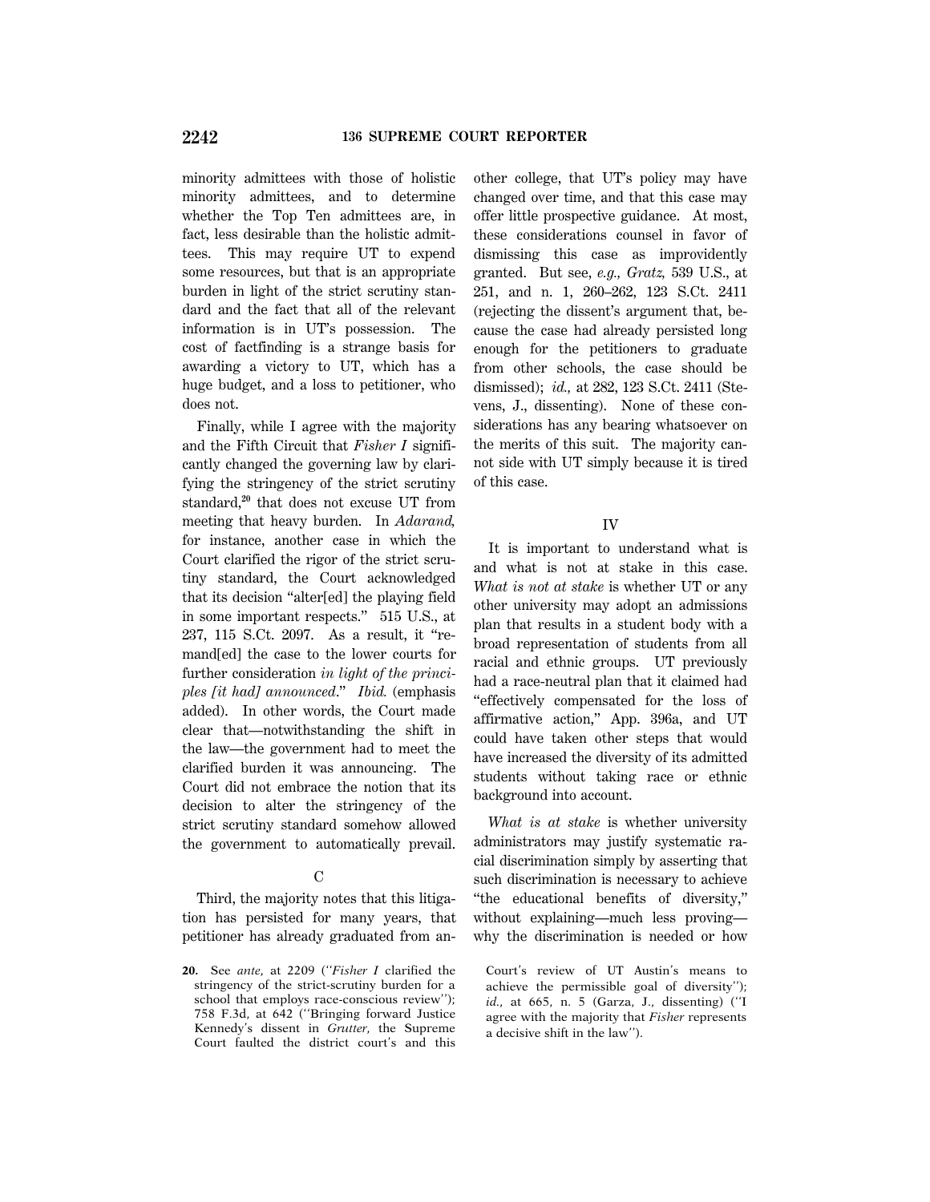minority admittees with those of holistic minority admittees, and to determine whether the Top Ten admittees are, in fact, less desirable than the holistic admittees. This may require UT to expend some resources, but that is an appropriate burden in light of the strict scrutiny standard and the fact that all of the relevant information is in UT's possession. The cost of factfinding is a strange basis for awarding a victory to UT, which has a huge budget, and a loss to petitioner, who does not.

Finally, while I agree with the majority and the Fifth Circuit that *Fisher I* significantly changed the governing law by clarifying the stringency of the strict scrutiny standard,[20] that does not excuse UT from meeting that heavy burden. In *Adarand,* for instance, another case in which the Court clarified the rigor of the strict scrutiny standard, the Court acknowledged that its decision "alter[ed] the playing field in some important respects." 515 U.S., at 237, 115 S.Ct. 2097. As a result, it "remand[ed] the case to the lower courts for further consideration *in light of the principles [it had] announced*." *Ibid.* (emphasis added). In other words, the Court made clear that—notwithstanding the shift in the law—the government had to meet the clarified burden it was announcing. The Court did not embrace the notion that its decision to alter the stringency of the strict scrutiny standard somehow allowed the government to automatically prevail.

## C

Third, the majority notes that this litigation has persisted for many years, that petitioner has already graduated from another college, that UT's policy may have changed over time, and that this case may offer little prospective guidance. At most, these considerations counsel in favor of dismissing this case as improvidently granted. But see, *e.g., Gratz,* 539 U.S., at 251, and n. 1, 260–262, 123 S.Ct. 2411 (rejecting the dissent's argument that, because the case had already persisted long enough for the petitioners to graduate from other schools, the case should be dismissed); *id.,* at 282, 123 S.Ct. 2411 (Stevens, J., dissenting). None of these considerations has any bearing whatsoever on the merits of this suit. The majority cannot side with UT simply because it is tired of this case.

## IV

It is important to understand what is and what is not at stake in this case. *What is not at stake* is whether UT or any other university may adopt an admissions plan that results in a student body with a broad representation of students from all racial and ethnic groups. UT previously had a race-neutral plan that it claimed had "effectively compensated for the loss of affirmative action," App. 396a, and UT could have taken other steps that would have increased the diversity of its admitted students without taking race or ethnic background into account.

*What is at stake* is whether university administrators may justify systematic racial discrimination simply by asserting that such discrimination is necessary to achieve "the educational benefits of diversity," without explaining—much less proving—why the discrimination is needed or how

---

**20.** See *ante,* at 2209 ("*Fisher I* clarified the stringency of the strict-scrutiny burden for a school that employs race-conscious review"); 758 F.3d, at 642 ("Bringing forward Justice Kennedy's dissent in *Grutter,* the Supreme Court faulted the district court's and this Court's review of UT Austin's means to achieve the permissible goal of diversity"); *id.,* at 665, n. 5 (Garza, J., dissenting) ("I agree with the majority that *Fisher* represents a decisive shift in the law").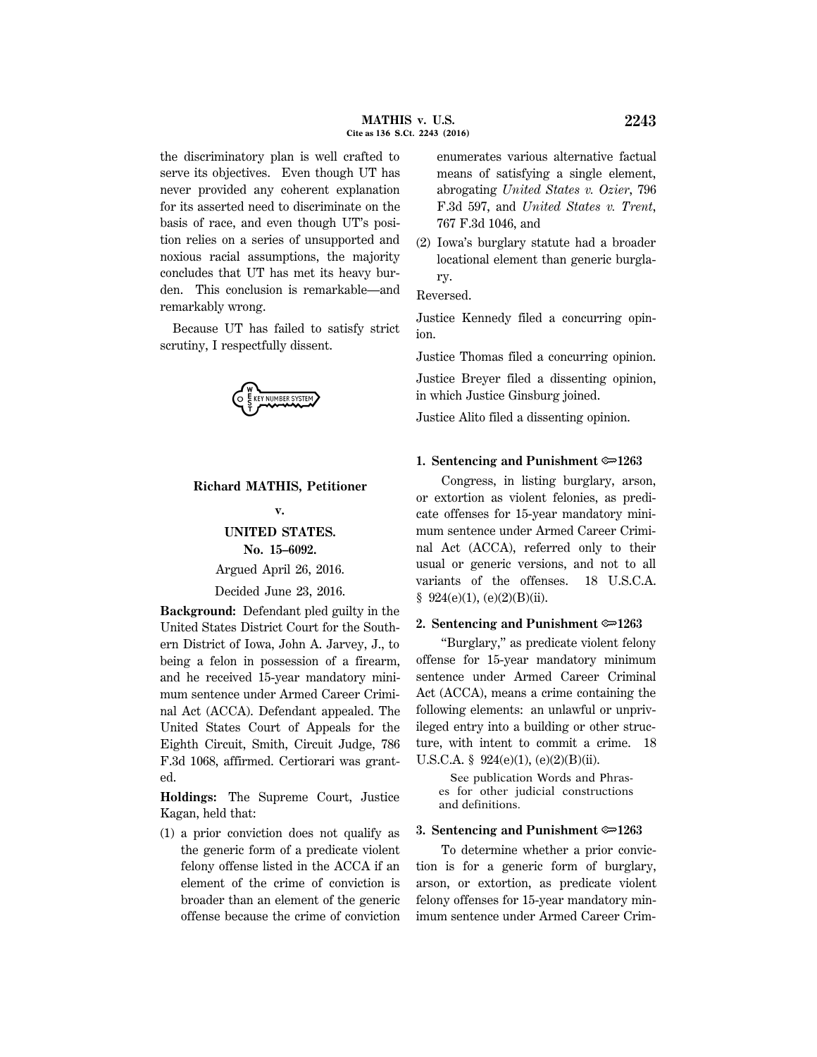the discriminatory plan is well crafted to serve its objectives. Even though UT has never provided any coherent explanation for its asserted need to discriminate on the basis of race, and even though UT's position relies on a series of unsupported and noxious racial assumptions, the majority concludes that UT has met its heavy burden. This conclusion is remarkable—and remarkably wrong.

Because UT has failed to satisfy strict scrutiny, I respectfully dissent.

**Richard MATHIS, Petitioner**

**v.**

**UNITED STATES.**

**No. 15–6092.**

Argued April 26, 2016.

Decided June 23, 2016.

**Background:** Defendant pled guilty in the United States District Court for the Southern District of Iowa, John A. Jarvey, J., to being a felon in possession of a firearm, and he received 15-year mandatory minimum sentence under Armed Career Criminal Act (ACCA). Defendant appealed. The United States Court of Appeals for the Eighth Circuit, Smith, Circuit Judge, 786 F.3d 1068, affirmed. Certiorari was granted.

**Holdings:** The Supreme Court, Justice Kagan, held that:

(1) a prior conviction does not qualify as the generic form of a predicate violent felony offense listed in the ACCA if an element of the crime of conviction is broader than an element of the generic offense because the crime of conviction enumerates various alternative factual means of satisfying a single element, abrogating *United States v. Ozier*, 796 F.3d 597, and *United States v. Trent*, 767 F.3d 1046, and

(2) Iowa's burglary statute had a broader locational element than generic burglary.

Reversed.

Justice Kennedy filed a concurring opinion.

Justice Thomas filed a concurring opinion.

Justice Breyer filed a dissenting opinion, in which Justice Ginsburg joined.

Justice Alito filed a dissenting opinion.

**1. Sentencing and Punishment ⚬1263**

Congress, in listing burglary, arson, or extortion as violent felonies, as predicate offenses for 15-year mandatory minimum sentence under Armed Career Criminal Act (ACCA), referred only to their usual or generic versions, and not to all variants of the offenses. 18 U.S.C.A. § 924(e)(1), (e)(2)(B)(ii).

**2. Sentencing and Punishment ⚬1263**

"Burglary," as predicate violent felony offense for 15-year mandatory minimum sentence under Armed Career Criminal Act (ACCA), means a crime containing the following elements: an unlawful or unprivileged entry into a building or other structure, with intent to commit a crime. 18 U.S.C.A. § 924(e)(1), (e)(2)(B)(ii).

See publication Words and Phrases for other judicial constructions and definitions.

**3. Sentencing and Punishment ⚬1263**

To determine whether a prior conviction is for a generic form of burglary, arson, or extortion, as predicate violent felony offenses for 15-year mandatory minimum sentence under Armed Career Crim-